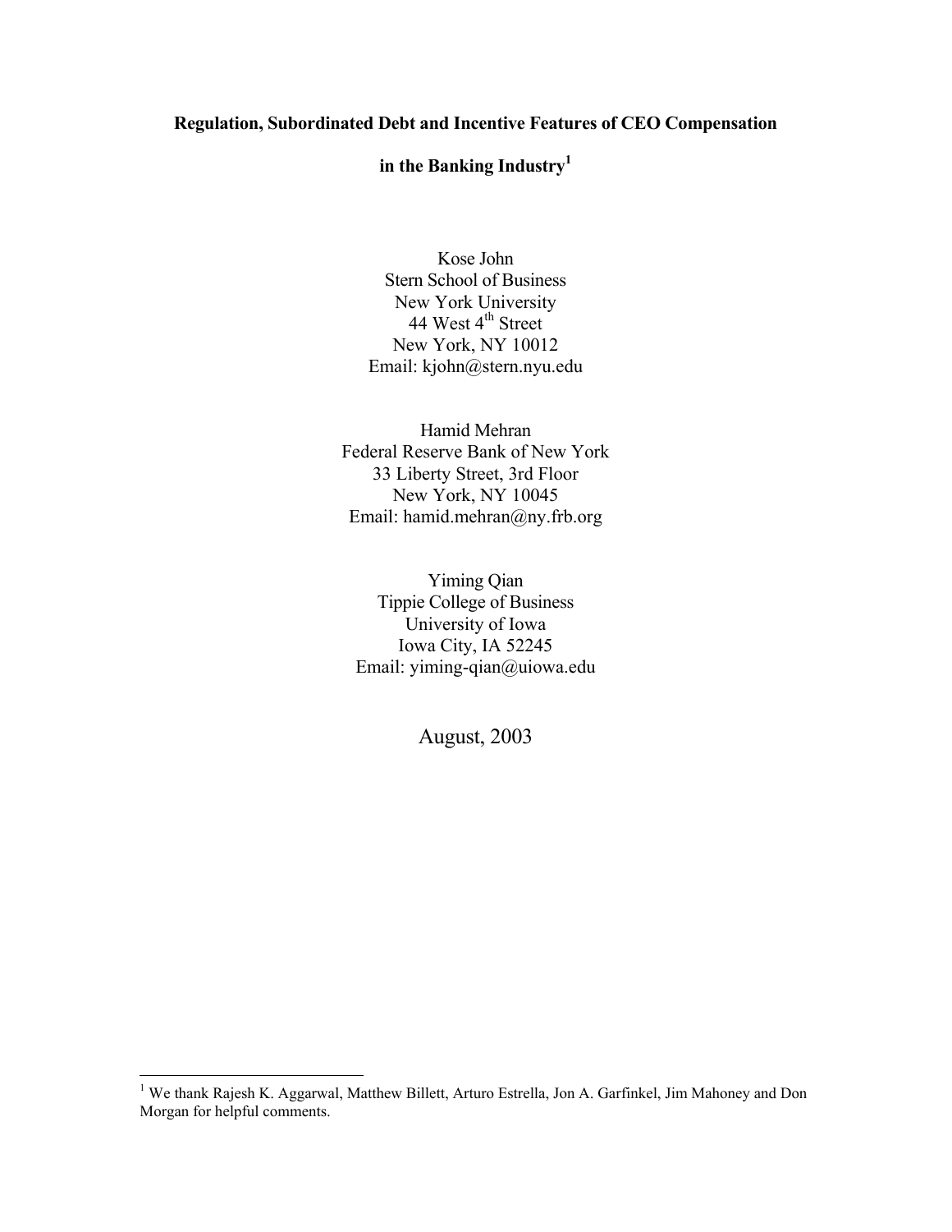# Regulation, Subordinated Debt and Incentive Features of CEO Compensation in the Banking Industry[1]

Kose John  
Stern School of Business  
New York University  
44 West 4th Street  
New York, NY 10012  
Email: kjohn@stern.nyu.edu

Hamid Mehran  
Federal Reserve Bank of New York  
33 Liberty Street, 3rd Floor  
New York, NY 10045  
Email: hamid.mehran@ny.frb.org

Yiming Qian  
Tippie College of Business  
University of Iowa  
Iowa City, IA 52245  
Email: yiming-qian@uiowa.edu

August, 2003

---

[1] We thank Rajesh K. Aggarwal, Matthew Billett, Arturo Estrella, Jon A. Garfinkel, Jim Mahoney and Don Morgan for helpful comments.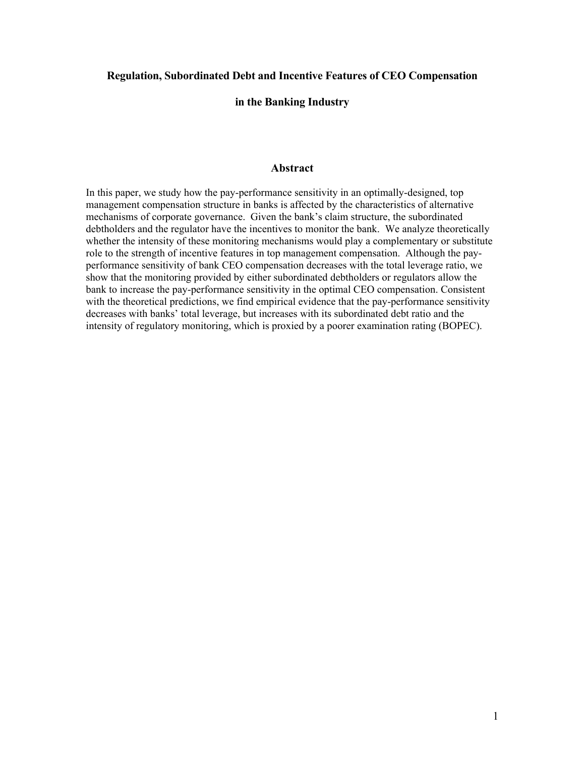# Regulation, Subordinated Debt and Incentive Features of CEO Compensation in the Banking Industry

## Abstract

In this paper, we study how the pay-performance sensitivity in an optimally-designed, top management compensation structure in banks is affected by the characteristics of alternative mechanisms of corporate governance. Given the bank's claim structure, the subordinated debtholders and the regulator have the incentives to monitor the bank. We analyze theoretically whether the intensity of these monitoring mechanisms would play a complementary or substitute role to the strength of incentive features in top management compensation. Although the pay-performance sensitivity of bank CEO compensation decreases with the total leverage ratio, we show that the monitoring provided by either subordinated debtholders or regulators allow the bank to increase the pay-performance sensitivity in the optimal CEO compensation. Consistent with the theoretical predictions, we find empirical evidence that the pay-performance sensitivity decreases with banks' total leverage, but increases with its subordinated debt ratio and the intensity of regulatory monitoring, which is proxied by a poorer examination rating (BOPEC).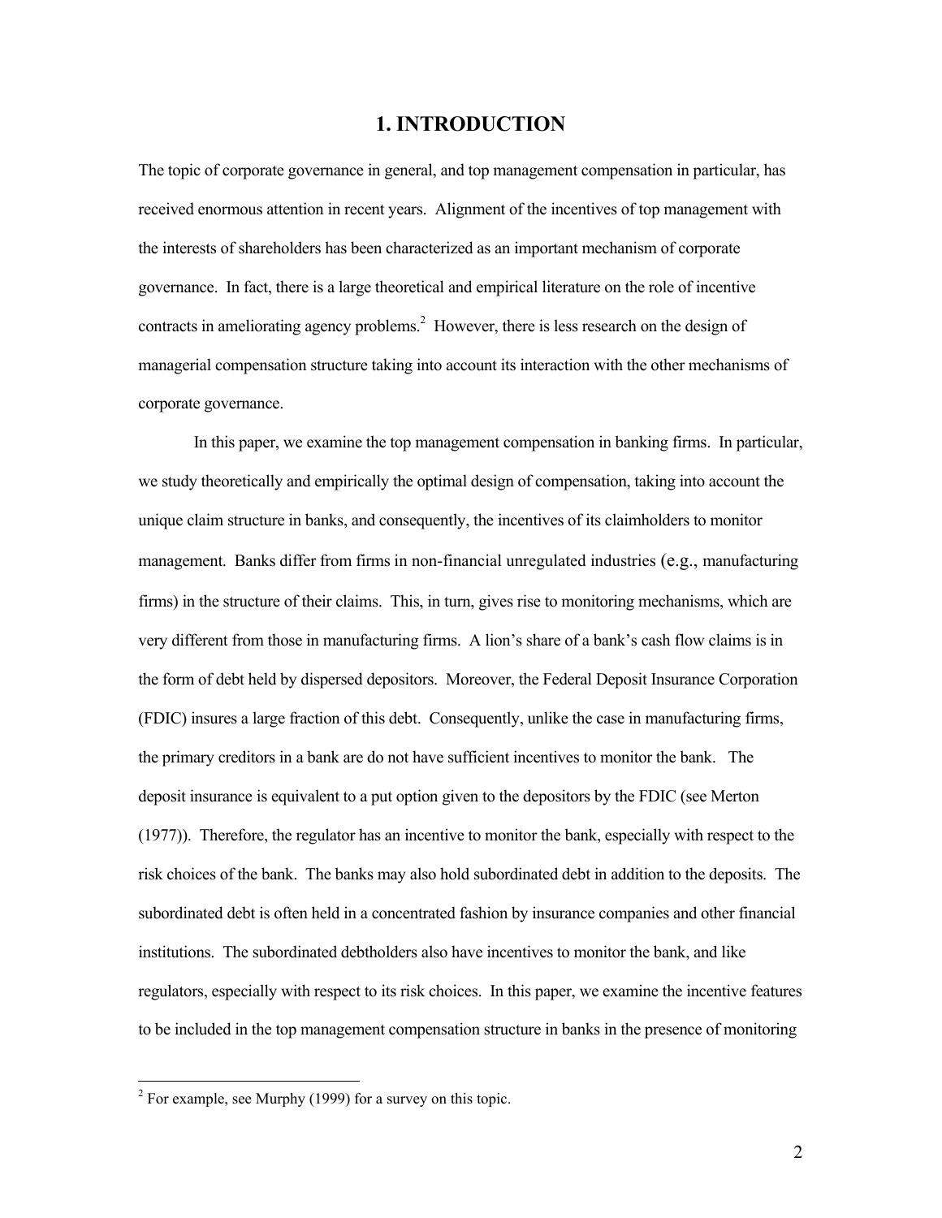# 1. INTRODUCTION

The topic of corporate governance in general, and top management compensation in particular, has received enormous attention in recent years. Alignment of the incentives of top management with the interests of shareholders has been characterized as an important mechanism of corporate governance. In fact, there is a large theoretical and empirical literature on the role of incentive contracts in ameliorating agency problems.[2] However, there is less research on the design of managerial compensation structure taking into account its interaction with the other mechanisms of corporate governance.

In this paper, we examine the top management compensation in banking firms. In particular, we study theoretically and empirically the optimal design of compensation, taking into account the unique claim structure in banks, and consequently, the incentives of its claimholders to monitor management. Banks differ from firms in non-financial unregulated industries (e.g., manufacturing firms) in the structure of their claims. This, in turn, gives rise to monitoring mechanisms, which are very different from those in manufacturing firms. A lion's share of a bank's cash flow claims is in the form of debt held by dispersed depositors. Moreover, the Federal Deposit Insurance Corporation (FDIC) insures a large fraction of this debt. Consequently, unlike the case in manufacturing firms, the primary creditors in a bank are do not have sufficient incentives to monitor the bank. The deposit insurance is equivalent to a put option given to the depositors by the FDIC (see Merton (1977)). Therefore, the regulator has an incentive to monitor the bank, especially with respect to the risk choices of the bank. The banks may also hold subordinated debt in addition to the deposits. The subordinated debt is often held in a concentrated fashion by insurance companies and other financial institutions. The subordinated debtholders also have incentives to monitor the bank, and like regulators, especially with respect to its risk choices. In this paper, we examine the incentive features to be included in the top management compensation structure in banks in the presence of monitoring

[2] For example, see Murphy (1999) for a survey on this topic.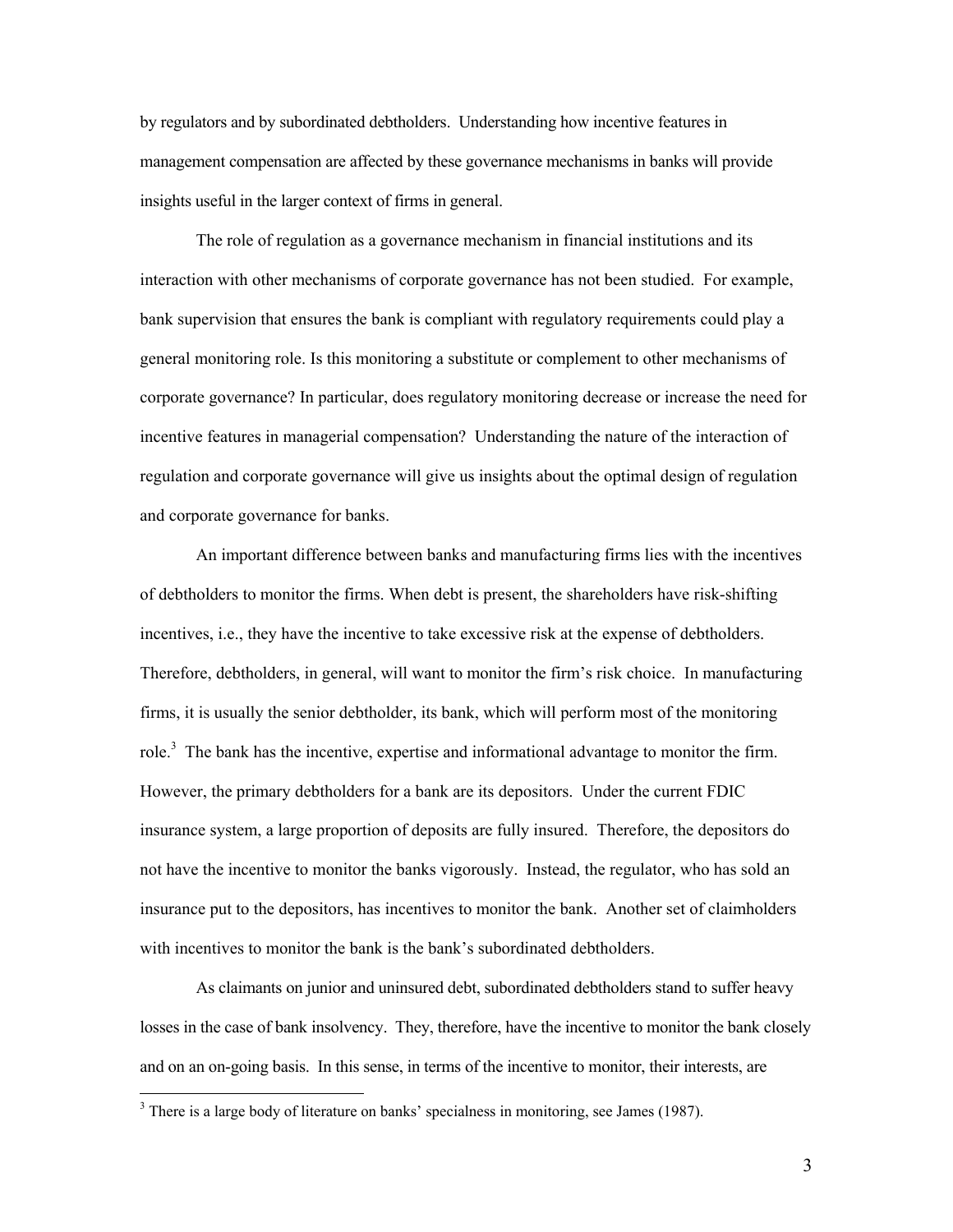by regulators and by subordinated debtholders. Understanding how incentive features in management compensation are affected by these governance mechanisms in banks will provide insights useful in the larger context of firms in general.

The role of regulation as a governance mechanism in financial institutions and its interaction with other mechanisms of corporate governance has not been studied. For example, bank supervision that ensures the bank is compliant with regulatory requirements could play a general monitoring role. Is this monitoring a substitute or complement to other mechanisms of corporate governance? In particular, does regulatory monitoring decrease or increase the need for incentive features in managerial compensation? Understanding the nature of the interaction of regulation and corporate governance will give us insights about the optimal design of regulation and corporate governance for banks.

An important difference between banks and manufacturing firms lies with the incentives of debtholders to monitor the firms. When debt is present, the shareholders have risk-shifting incentives, i.e., they have the incentive to take excessive risk at the expense of debtholders. Therefore, debtholders, in general, will want to monitor the firm's risk choice. In manufacturing firms, it is usually the senior debtholder, its bank, which will perform most of the monitoring role.[3] The bank has the incentive, expertise and informational advantage to monitor the firm. However, the primary debtholders for a bank are its depositors. Under the current FDIC insurance system, a large proportion of deposits are fully insured. Therefore, the depositors do not have the incentive to monitor the banks vigorously. Instead, the regulator, who has sold an insurance put to the depositors, has incentives to monitor the bank. Another set of claimholders with incentives to monitor the bank is the bank's subordinated debtholders.

As claimants on junior and uninsured debt, subordinated debtholders stand to suffer heavy losses in the case of bank insolvency. They, therefore, have the incentive to monitor the bank closely and on an on-going basis. In this sense, in terms of the incentive to monitor, their interests, are

[3] There is a large body of literature on banks' specialness in monitoring, see James (1987).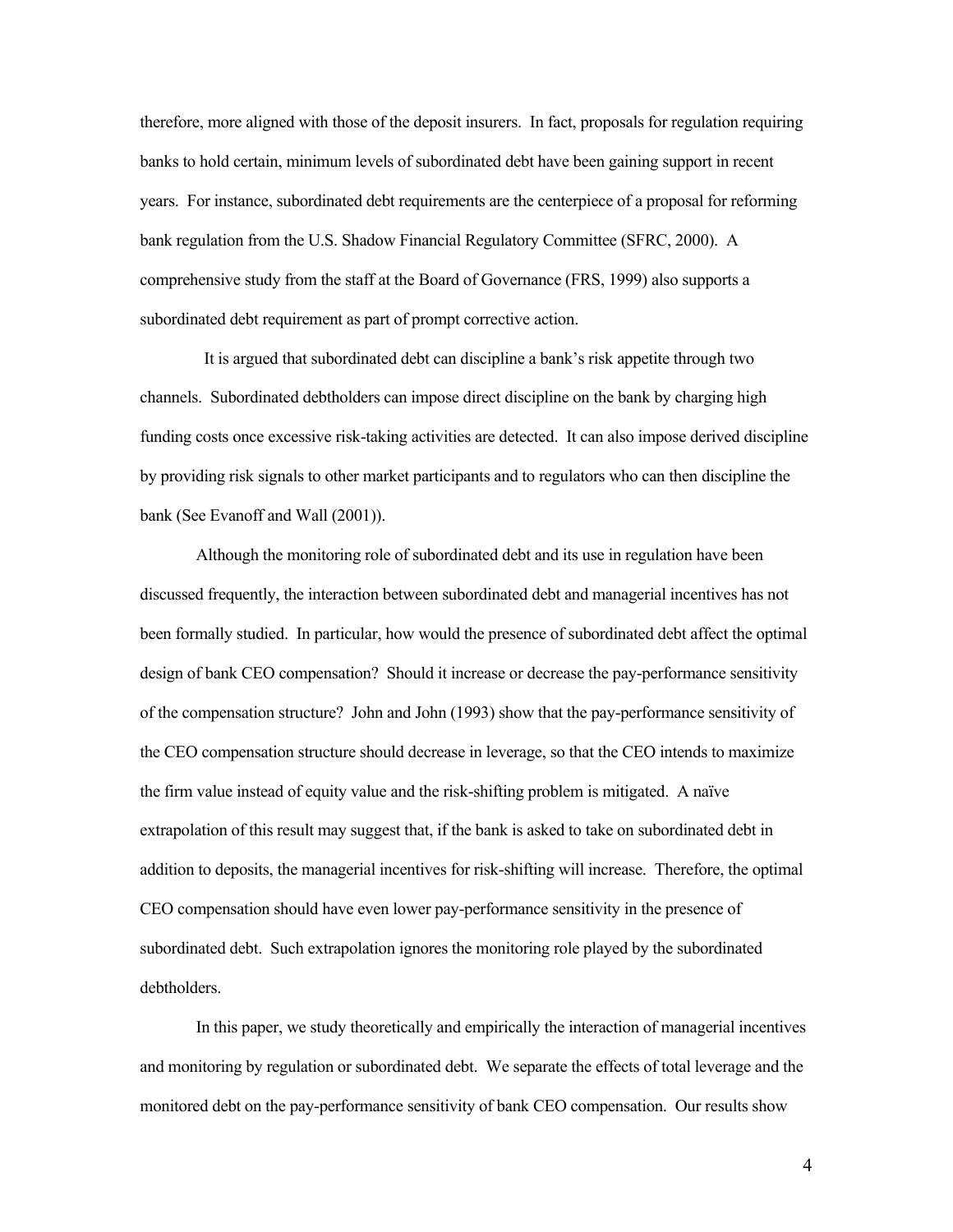therefore, more aligned with those of the deposit insurers. In fact, proposals for regulation requiring banks to hold certain, minimum levels of subordinated debt have been gaining support in recent years. For instance, subordinated debt requirements are the centerpiece of a proposal for reforming bank regulation from the U.S. Shadow Financial Regulatory Committee (SFRC, 2000). A comprehensive study from the staff at the Board of Governance (FRS, 1999) also supports a subordinated debt requirement as part of prompt corrective action.

It is argued that subordinated debt can discipline a bank's risk appetite through two channels. Subordinated debtholders can impose direct discipline on the bank by charging high funding costs once excessive risk-taking activities are detected. It can also impose derived discipline by providing risk signals to other market participants and to regulators who can then discipline the bank (See Evanoff and Wall (2001)).

Although the monitoring role of subordinated debt and its use in regulation have been discussed frequently, the interaction between subordinated debt and managerial incentives has not been formally studied. In particular, how would the presence of subordinated debt affect the optimal design of bank CEO compensation? Should it increase or decrease the pay-performance sensitivity of the compensation structure? John and John (1993) show that the pay-performance sensitivity of the CEO compensation structure should decrease in leverage, so that the CEO intends to maximize the firm value instead of equity value and the risk-shifting problem is mitigated. A naïve extrapolation of this result may suggest that, if the bank is asked to take on subordinated debt in addition to deposits, the managerial incentives for risk-shifting will increase. Therefore, the optimal CEO compensation should have even lower pay-performance sensitivity in the presence of subordinated debt. Such extrapolation ignores the monitoring role played by the subordinated debtholders.

In this paper, we study theoretically and empirically the interaction of managerial incentives and monitoring by regulation or subordinated debt. We separate the effects of total leverage and the monitored debt on the pay-performance sensitivity of bank CEO compensation. Our results show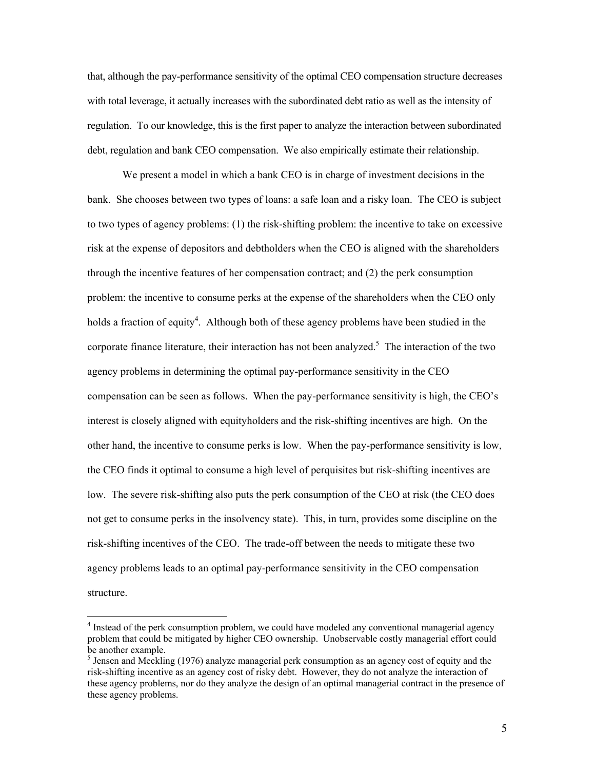that, although the pay-performance sensitivity of the optimal CEO compensation structure decreases with total leverage, it actually increases with the subordinated debt ratio as well as the intensity of regulation. To our knowledge, this is the first paper to analyze the interaction between subordinated debt, regulation and bank CEO compensation. We also empirically estimate their relationship.

We present a model in which a bank CEO is in charge of investment decisions in the bank. She chooses between two types of loans: a safe loan and a risky loan. The CEO is subject to two types of agency problems: (1) the risk-shifting problem: the incentive to take on excessive risk at the expense of depositors and debtholders when the CEO is aligned with the shareholders through the incentive features of her compensation contract; and (2) the perk consumption problem: the incentive to consume perks at the expense of the shareholders when the CEO only holds a fraction of equity[4]. Although both of these agency problems have been studied in the corporate finance literature, their interaction has not been analyzed.[5] The interaction of the two agency problems in determining the optimal pay-performance sensitivity in the CEO compensation can be seen as follows. When the pay-performance sensitivity is high, the CEO's interest is closely aligned with equityholders and the risk-shifting incentives are high. On the other hand, the incentive to consume perks is low. When the pay-performance sensitivity is low, the CEO finds it optimal to consume a high level of perquisites but risk-shifting incentives are low. The severe risk-shifting also puts the perk consumption of the CEO at risk (the CEO does not get to consume perks in the insolvency state). This, in turn, provides some discipline on the risk-shifting incentives of the CEO. The trade-off between the needs to mitigate these two agency problems leads to an optimal pay-performance sensitivity in the CEO compensation structure.

---

[4] Instead of the perk consumption problem, we could have modeled any conventional managerial agency problem that could be mitigated by higher CEO ownership. Unobservable costly managerial effort could be another example.

[5] Jensen and Meckling (1976) analyze managerial perk consumption as an agency cost of equity and the risk-shifting incentive as an agency cost of risky debt. However, they do not analyze the interaction of these agency problems, nor do they analyze the design of an optimal managerial contract in the presence of these agency problems.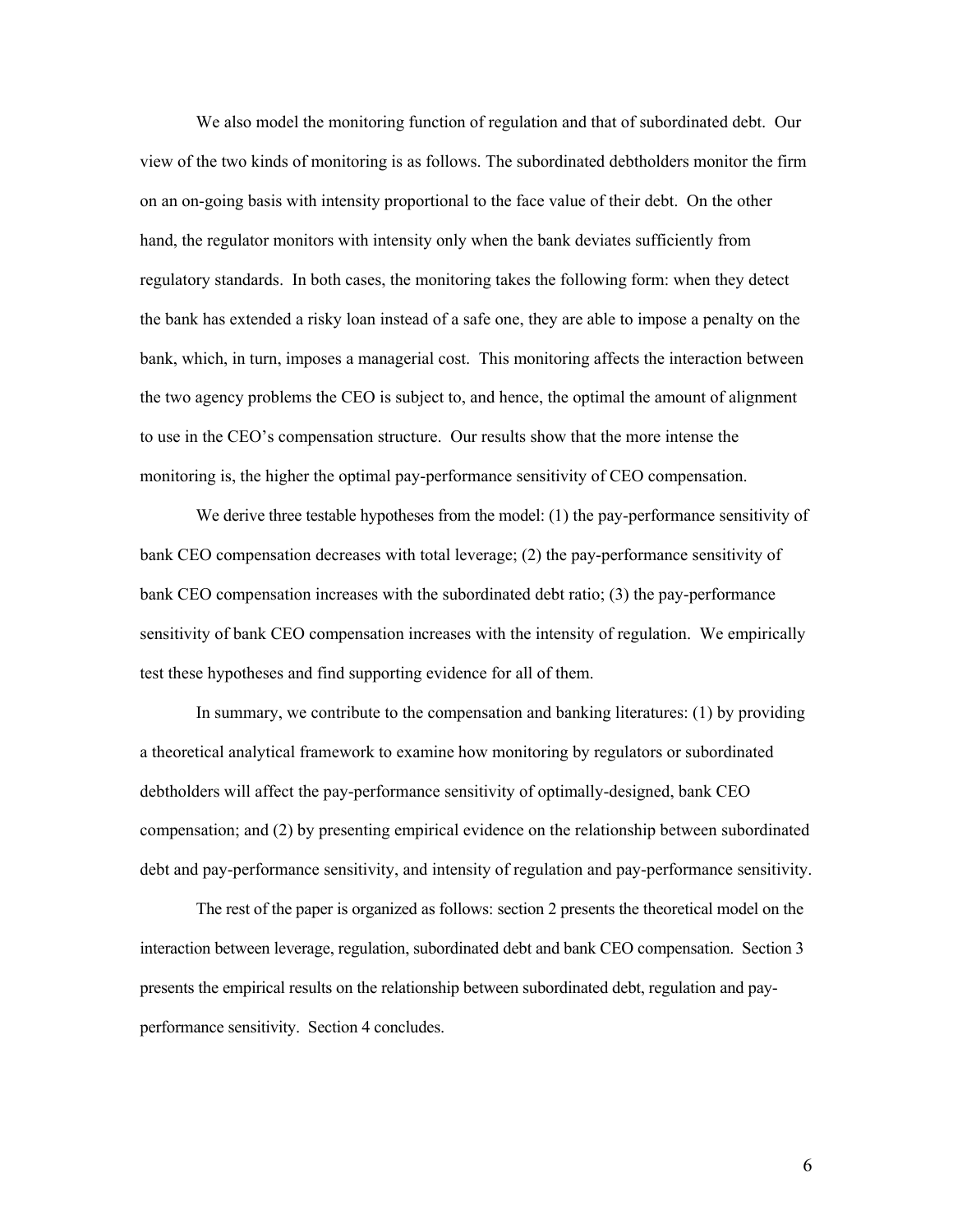We also model the monitoring function of regulation and that of subordinated debt. Our view of the two kinds of monitoring is as follows. The subordinated debtholders monitor the firm on an on-going basis with intensity proportional to the face value of their debt. On the other hand, the regulator monitors with intensity only when the bank deviates sufficiently from regulatory standards. In both cases, the monitoring takes the following form: when they detect the bank has extended a risky loan instead of a safe one, they are able to impose a penalty on the bank, which, in turn, imposes a managerial cost. This monitoring affects the interaction between the two agency problems the CEO is subject to, and hence, the optimal the amount of alignment to use in the CEO's compensation structure. Our results show that the more intense the monitoring is, the higher the optimal pay-performance sensitivity of CEO compensation.

We derive three testable hypotheses from the model: (1) the pay-performance sensitivity of bank CEO compensation decreases with total leverage; (2) the pay-performance sensitivity of bank CEO compensation increases with the subordinated debt ratio; (3) the pay-performance sensitivity of bank CEO compensation increases with the intensity of regulation. We empirically test these hypotheses and find supporting evidence for all of them.

In summary, we contribute to the compensation and banking literatures: (1) by providing a theoretical analytical framework to examine how monitoring by regulators or subordinated debtholders will affect the pay-performance sensitivity of optimally-designed, bank CEO compensation; and (2) by presenting empirical evidence on the relationship between subordinated debt and pay-performance sensitivity, and intensity of regulation and pay-performance sensitivity.

The rest of the paper is organized as follows: section 2 presents the theoretical model on the interaction between leverage, regulation, subordinated debt and bank CEO compensation. Section 3 presents the empirical results on the relationship between subordinated debt, regulation and pay-performance sensitivity. Section 4 concludes.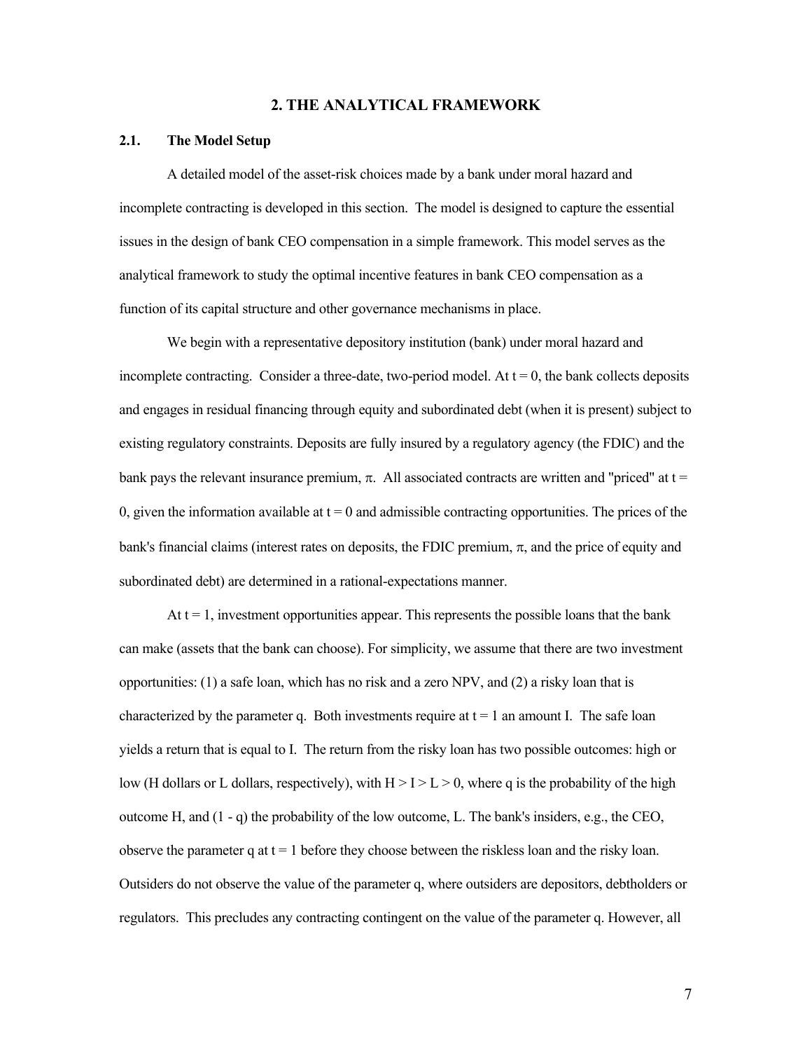## 2. THE ANALYTICAL FRAMEWORK

### 2.1. The Model Setup

A detailed model of the asset-risk choices made by a bank under moral hazard and incomplete contracting is developed in this section. The model is designed to capture the essential issues in the design of bank CEO compensation in a simple framework. This model serves as the analytical framework to study the optimal incentive features in bank CEO compensation as a function of its capital structure and other governance mechanisms in place.

We begin with a representative depository institution (bank) under moral hazard and incomplete contracting. Consider a three-date, two-period model. At $t = 0$, the bank collects deposits and engages in residual financing through equity and subordinated debt (when it is present) subject to existing regulatory constraints. Deposits are fully insured by a regulatory agency (the FDIC) and the bank pays the relevant insurance premium, $\pi$. All associated contracts are written and "priced" at $t = 0$, given the information available at $t = 0$ and admissible contracting opportunities. The prices of the bank's financial claims (interest rates on deposits, the FDIC premium, $\pi$, and the price of equity and subordinated debt) are determined in a rational-expectations manner.

At $t = 1$, investment opportunities appear. This represents the possible loans that the bank can make (assets that the bank can choose). For simplicity, we assume that there are two investment opportunities: (1) a safe loan, which has no risk and a zero NPV, and (2) a risky loan that is characterized by the parameter $q$. Both investments require at $t = 1$ an amount $I$. The safe loan yields a return that is equal to $I$. The return from the risky loan has two possible outcomes: high or low ($H$ dollars or $L$ dollars, respectively), with $H > I > L > 0$, where $q$ is the probability of the high outcome $H$, and $(1 - q)$ the probability of the low outcome, $L$. The bank's insiders, e.g., the CEO, observe the parameter $q$ at $t = 1$ before they choose between the riskless loan and the risky loan. Outsiders do not observe the value of the parameter $q$, where outsiders are depositors, debtholders or regulators. This precludes any contracting contingent on the value of the parameter $q$. However, all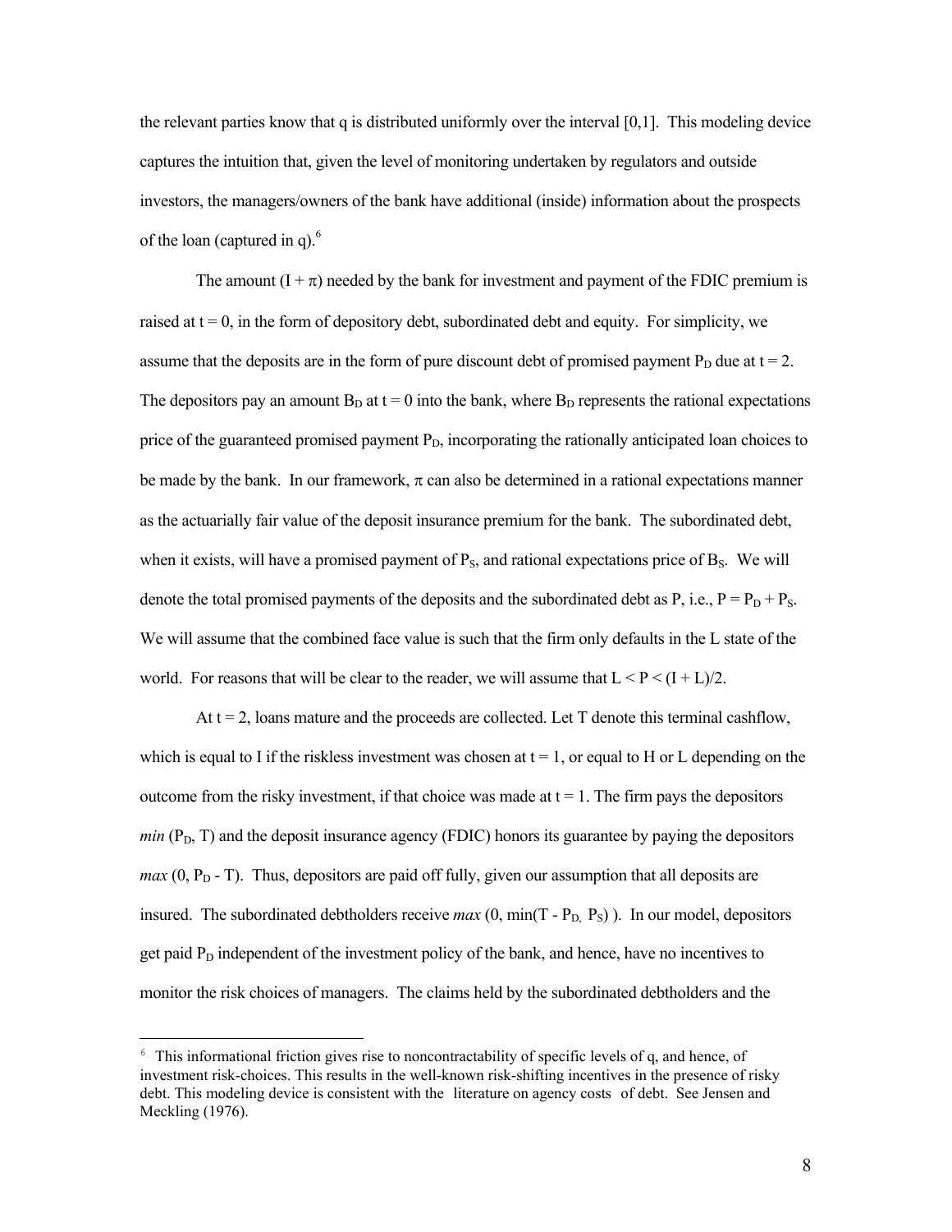the relevant parties know that q is distributed uniformly over the interval [0,1]. This modeling device captures the intuition that, given the level of monitoring undertaken by regulators and outside investors, the managers/owners of the bank have additional (inside) information about the prospects of the loan (captured in q).[6]

The amount $(I + \pi)$ needed by the bank for investment and payment of the FDIC premium is raised at $t = 0$, in the form of depository debt, subordinated debt and equity. For simplicity, we assume that the deposits are in the form of pure discount debt of promised payment $P_D$ due at $t = 2$. The depositors pay an amount $B_D$ at $t = 0$ into the bank, where $B_D$ represents the rational expectations price of the guaranteed promised payment $P_D$, incorporating the rationally anticipated loan choices to be made by the bank. In our framework, $\pi$ can also be determined in a rational expectations manner as the actuarially fair value of the deposit insurance premium for the bank. The subordinated debt, when it exists, will have a promised payment of $P_S$, and rational expectations price of $B_S$. We will denote the total promised payments of the deposits and the subordinated debt as P, i.e., $P = P_D + P_S$. We will assume that the combined face value is such that the firm only defaults in the L state of the world. For reasons that will be clear to the reader, we will assume that $L < P < (I + L)/2$.

At $t = 2$, loans mature and the proceeds are collected. Let T denote this terminal cashflow, which is equal to I if the riskless investment was chosen at $t = 1$, or equal to H or L depending on the outcome from the risky investment, if that choice was made at $t = 1$. The firm pays the depositors *min* $(P_D, T)$ and the deposit insurance agency (FDIC) honors its guarantee by paying the depositors *max* $(0, P_D - T)$. Thus, depositors are paid off fully, given our assumption that all deposits are insured. The subordinated debtholders receive *max* $(0, \min(T - P_D, P_S))$. In our model, depositors get paid $P_D$ independent of the investment policy of the bank, and hence, have no incentives to monitor the risk choices of managers. The claims held by the subordinated debtholders and the

[6] This informational friction gives rise to noncontractability of specific levels of q, and hence, of investment risk-choices. This results in the well-known risk-shifting incentives in the presence of risky debt. This modeling device is consistent with the literature on agency costs of debt. See Jensen and Meckling (1976).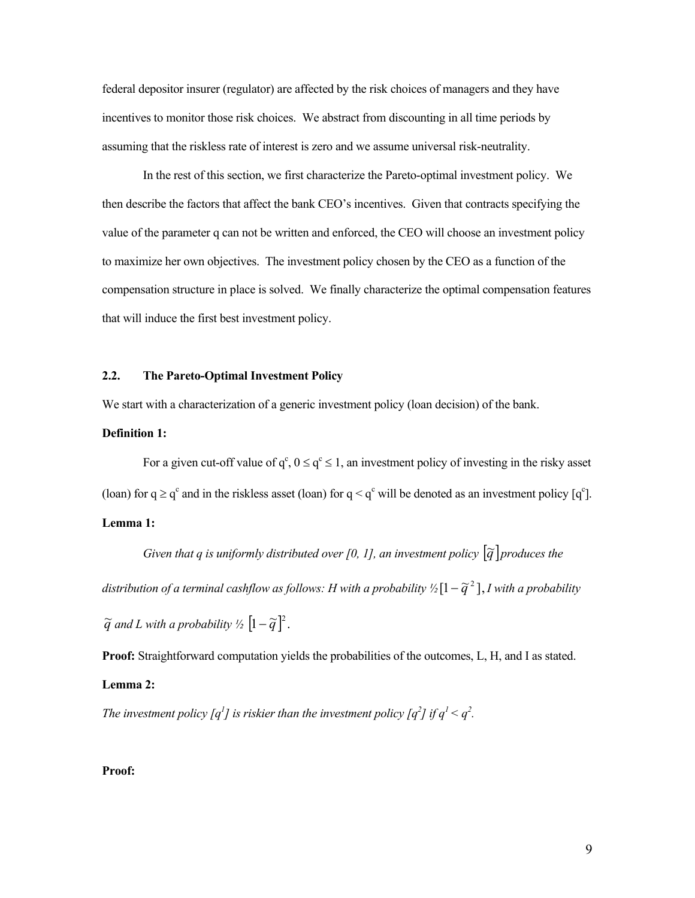federal depositor insurer (regulator) are affected by the risk choices of managers and they have incentives to monitor those risk choices. We abstract from discounting in all time periods by assuming that the riskless rate of interest is zero and we assume universal risk-neutrality.

In the rest of this section, we first characterize the Pareto-optimal investment policy. We then describe the factors that affect the bank CEO's incentives. Given that contracts specifying the value of the parameter q can not be written and enforced, the CEO will choose an investment policy to maximize her own objectives. The investment policy chosen by the CEO as a function of the compensation structure in place is solved. We finally characterize the optimal compensation features that will induce the first best investment policy.

### 2.2. The Pareto-Optimal Investment Policy

We start with a characterization of a generic investment policy (loan decision) of the bank.

**Definition 1:**

For a given cut-off value of $q^c$, $0 \leq q^c \leq 1$, an investment policy of investing in the risky asset (loan) for $q \geq q^c$ and in the riskless asset (loan) for $q < q^c$ will be denoted as an investment policy $[q^c]$.

**Lemma 1:**

*Given that q is uniformly distributed over [0, 1], an investment policy* $[\tilde{q}]$ *produces the distribution of a terminal cashflow as follows: H with a probability* ½ $[1-\tilde{q}^2]$, *I with a probability* $\tilde{q}$ *and L with a probability* ½ $[1-\tilde{q}]^2$.

**Proof:** Straightforward computation yields the probabilities of the outcomes, L, H, and I as stated.

**Lemma 2:**

*The investment policy* $[q^1]$ *is riskier than the investment policy* $[q^2]$ *if* $q^1 < q^2$.

**Proof:**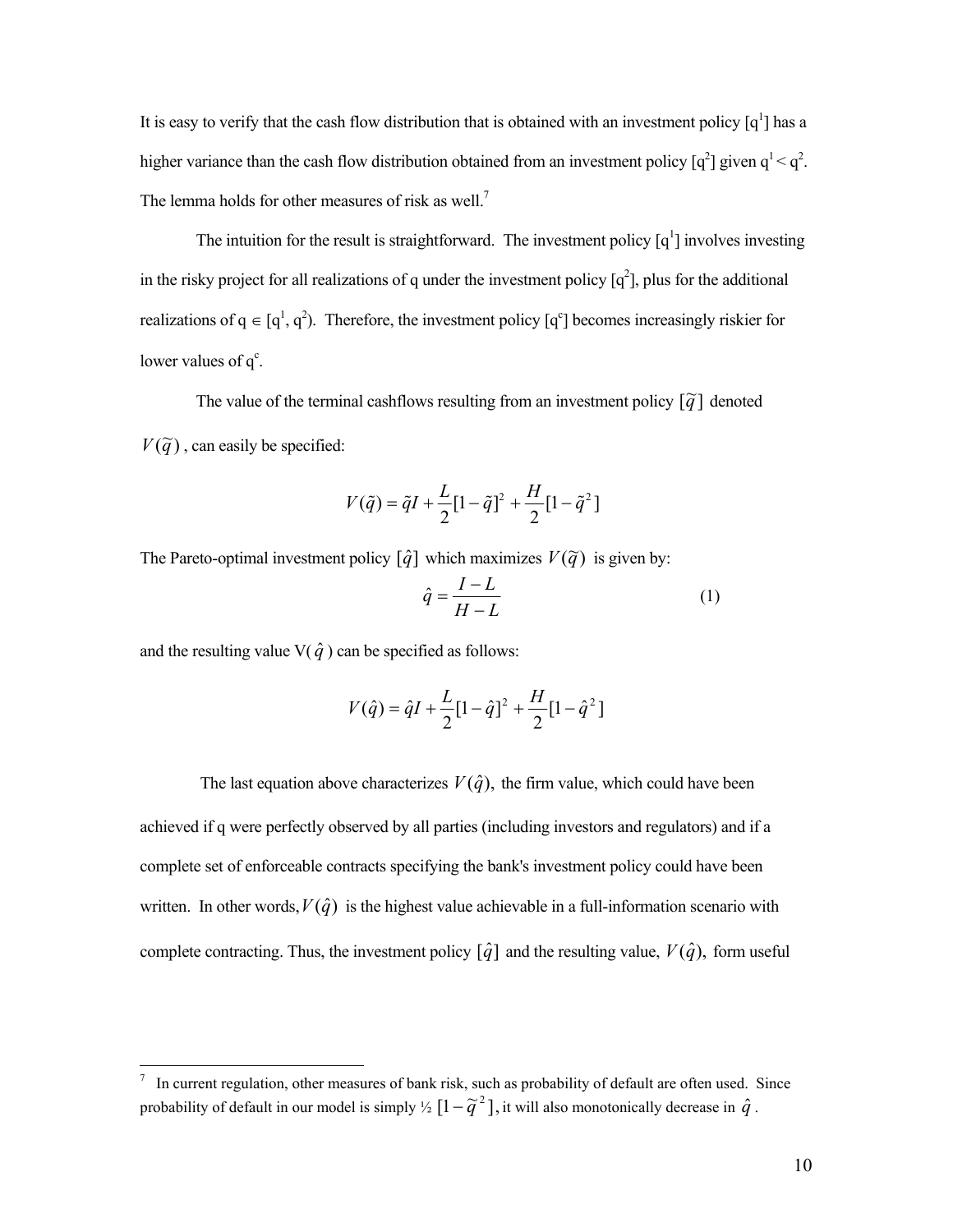It is easy to verify that the cash flow distribution that is obtained with an investment policy $[q^1]$ has a higher variance than the cash flow distribution obtained from an investment policy $[q^2]$ given $q^1 < q^2$. The lemma holds for other measures of risk as well.[7]

The intuition for the result is straightforward. The investment policy $[q^1]$ involves investing in the risky project for all realizations of q under the investment policy $[q^2]$, plus for the additional realizations of $q \in [q^1, q^2)$. Therefore, the investment policy $[q^c]$ becomes increasingly riskier for lower values of $q^c$.

The value of the terminal cashflows resulting from an investment policy $[\tilde{q}]$ denoted $V(\tilde{q})$, can easily be specified:

$$V(\tilde{q}) = \tilde{q}I + \frac{L}{2}[1-\tilde{q}]^2 + \frac{H}{2}[1-\tilde{q}^2]$$

The Pareto-optimal investment policy $[\hat{q}]$ which maximizes $V(\tilde{q})$ is given by:

$$\hat{q} = \frac{I-L}{H-L} \tag{1}$$

and the resulting value $V(\hat{q})$ can be specified as follows:

$$V(\hat{q}) = \hat{q}I + \frac{L}{2}[1-\hat{q}]^2 + \frac{H}{2}[1-\hat{q}^2]$$

The last equation above characterizes $V(\hat{q})$, the firm value, which could have been achieved if q were perfectly observed by all parties (including investors and regulators) and if a complete set of enforceable contracts specifying the bank's investment policy could have been written. In other words, $V(\hat{q})$ is the highest value achievable in a full-information scenario with complete contracting. Thus, the investment policy $[\hat{q}]$ and the resulting value, $V(\hat{q})$, form useful

---

[7] In current regulation, other measures of bank risk, such as probability of default are often used. Since probability of default in our model is simply ½ $[1-\tilde{q}^2]$, it will also monotonically decrease in $\hat{q}$.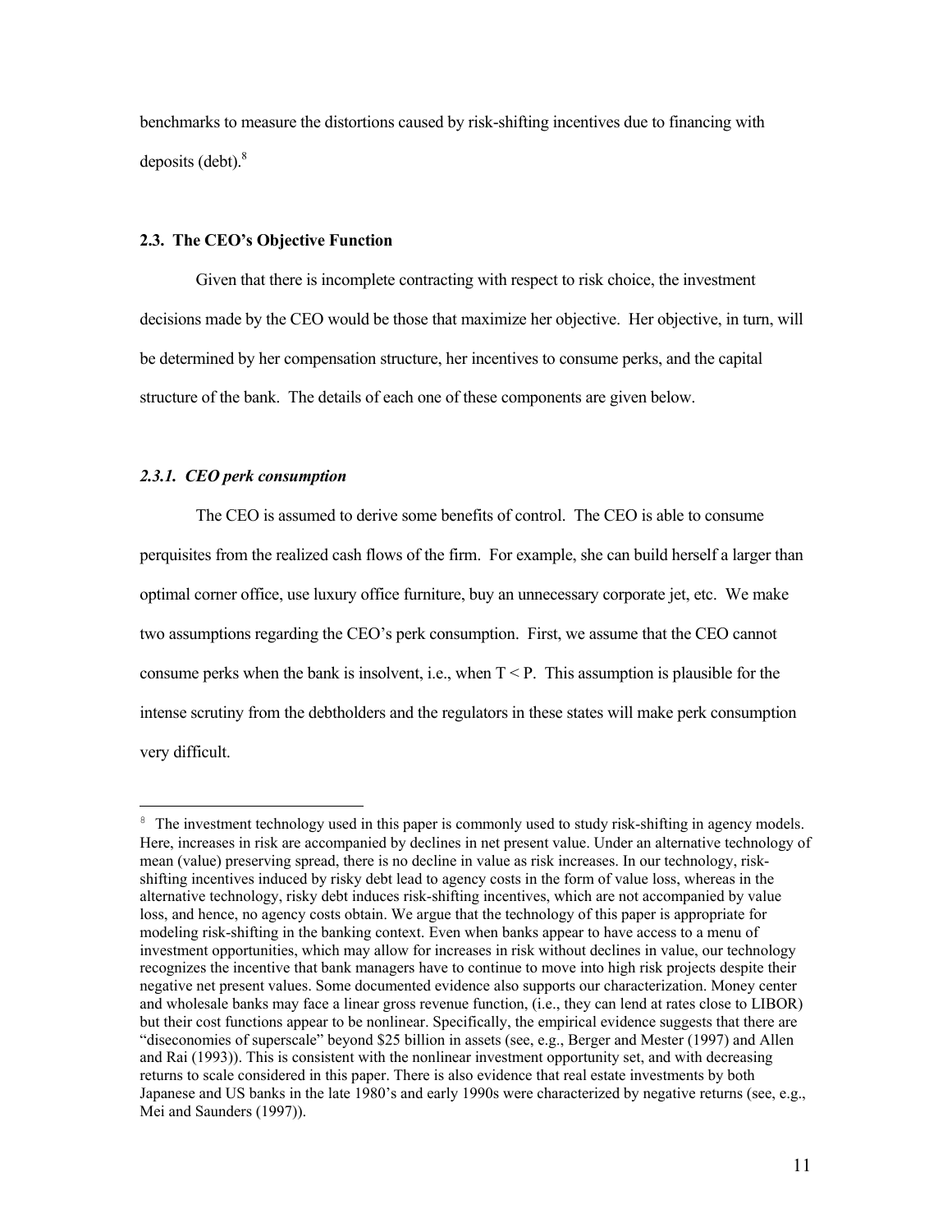benchmarks to measure the distortions caused by risk-shifting incentives due to financing with deposits (debt).[8]

### 2.3. The CEO's Objective Function

Given that there is incomplete contracting with respect to risk choice, the investment decisions made by the CEO would be those that maximize her objective. Her objective, in turn, will be determined by her compensation structure, her incentives to consume perks, and the capital structure of the bank. The details of each one of these components are given below.

#### *2.3.1. CEO perk consumption*

The CEO is assumed to derive some benefits of control. The CEO is able to consume perquisites from the realized cash flows of the firm. For example, she can build herself a larger than optimal corner office, use luxury office furniture, buy an unnecessary corporate jet, etc. We make two assumptions regarding the CEO's perk consumption. First, we assume that the CEO cannot consume perks when the bank is insolvent, i.e., when $T < P$. This assumption is plausible for the intense scrutiny from the debtholders and the regulators in these states will make perk consumption very difficult.

---

[8] The investment technology used in this paper is commonly used to study risk-shifting in agency models. Here, increases in risk are accompanied by declines in net present value. Under an alternative technology of mean (value) preserving spread, there is no decline in value as risk increases. In our technology, risk-shifting incentives induced by risky debt lead to agency costs in the form of value loss, whereas in the alternative technology, risky debt induces risk-shifting incentives, which are not accompanied by value loss, and hence, no agency costs obtain. We argue that the technology of this paper is appropriate for modeling risk-shifting in the banking context. Even when banks appear to have access to a menu of investment opportunities, which may allow for increases in risk without declines in value, our technology recognizes the incentive that bank managers have to continue to move into high risk projects despite their negative net present values. Some documented evidence also supports our characterization. Money center and wholesale banks may face a linear gross revenue function, (i.e., they can lend at rates close to LIBOR) but their cost functions appear to be nonlinear. Specifically, the empirical evidence suggests that there are "diseconomies of superscale" beyond $25 billion in assets (see, e.g., Berger and Mester (1997) and Allen and Rai (1993)). This is consistent with the nonlinear investment opportunity set, and with decreasing returns to scale considered in this paper. There is also evidence that real estate investments by both Japanese and US banks in the late 1980's and early 1990s were characterized by negative returns (see, e.g., Mei and Saunders (1997)).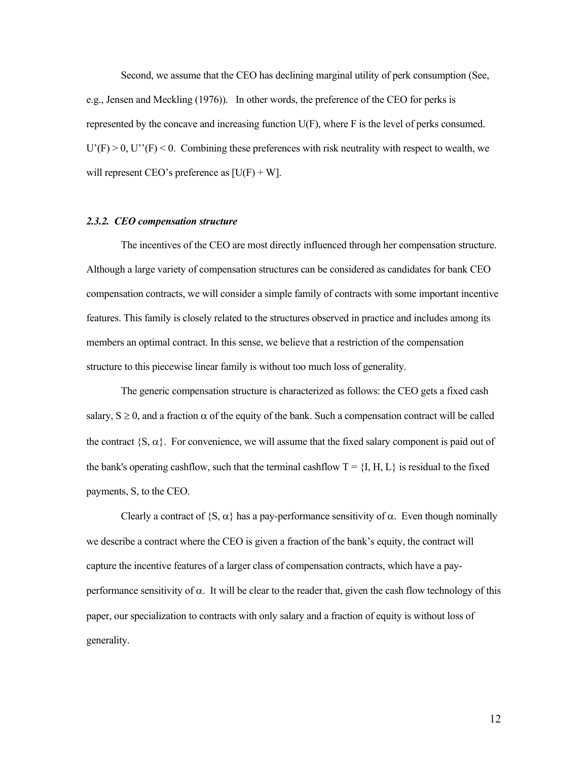Second, we assume that the CEO has declining marginal utility of perk consumption (See, e.g., Jensen and Meckling (1976)). In other words, the preference of the CEO for perks is represented by the concave and increasing function $U(F)$, where $F$ is the level of perks consumed. $U'(F) > 0$, $U''(F) < 0$. Combining these preferences with risk neutrality with respect to wealth, we will represent CEO's preference as $[U(F) + W]$.

### *2.3.2. CEO compensation structure*

The incentives of the CEO are most directly influenced through her compensation structure. Although a large variety of compensation structures can be considered as candidates for bank CEO compensation contracts, we will consider a simple family of contracts with some important incentive features. This family is closely related to the structures observed in practice and includes among its members an optimal contract. In this sense, we believe that a restriction of the compensation structure to this piecewise linear family is without too much loss of generality.

The generic compensation structure is characterized as follows: the CEO gets a fixed cash salary, $S \geq 0$, and a fraction $\alpha$ of the equity of the bank. Such a compensation contract will be called the contract $\{S, \alpha\}$. For convenience, we will assume that the fixed salary component is paid out of the bank's operating cashflow, such that the terminal cashflow $T = \{I, H, L\}$ is residual to the fixed payments, $S$, to the CEO.

Clearly a contract of $\{S, \alpha\}$ has a pay-performance sensitivity of $\alpha$. Even though nominally we describe a contract where the CEO is given a fraction of the bank's equity, the contract will capture the incentive features of a larger class of compensation contracts, which have a pay-performance sensitivity of $\alpha$. It will be clear to the reader that, given the cash flow technology of this paper, our specialization to contracts with only salary and a fraction of equity is without loss of generality.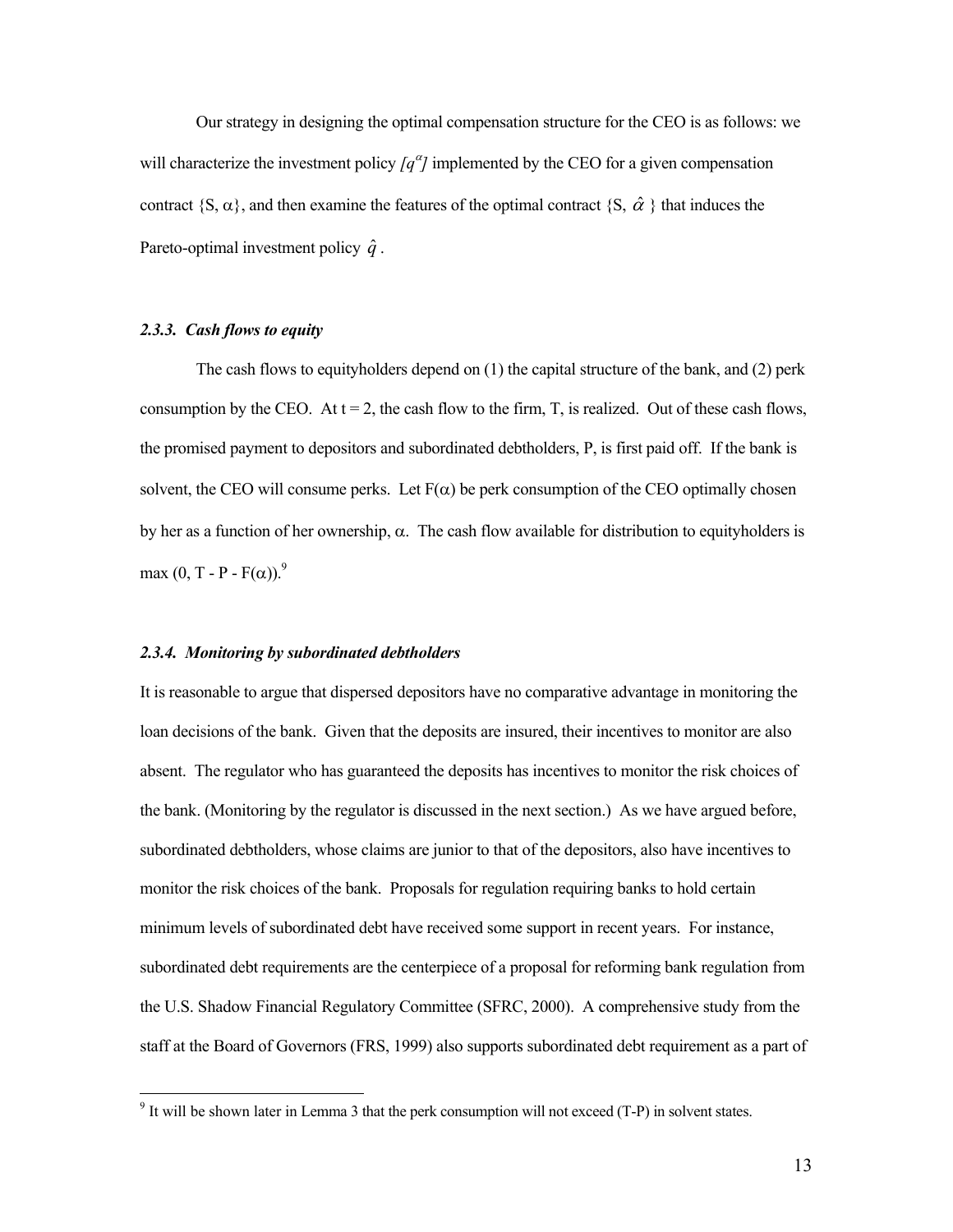Our strategy in designing the optimal compensation structure for the CEO is as follows: we will characterize the investment policy $[q^{\alpha}]$ implemented by the CEO for a given compensation contract $\{S, \alpha\}$, and then examine the features of the optimal contract $\{S, \hat{\alpha}\}$ that induces the Pareto-optimal investment policy $\hat{q}$.

### *2.3.3. Cash flows to equity*

The cash flows to equityholders depend on (1) the capital structure of the bank, and (2) perk consumption by the CEO. At $t = 2$, the cash flow to the firm, T, is realized. Out of these cash flows, the promised payment to depositors and subordinated debtholders, P, is first paid off. If the bank is solvent, the CEO will consume perks. Let $F(\alpha)$ be perk consumption of the CEO optimally chosen by her as a function of her ownership, $\alpha$. The cash flow available for distribution to equityholders is $\max(0, T - P - F(\alpha))$.[9]

### *2.3.4. Monitoring by subordinated debtholders*

It is reasonable to argue that dispersed depositors have no comparative advantage in monitoring the loan decisions of the bank. Given that the deposits are insured, their incentives to monitor are also absent. The regulator who has guaranteed the deposits has incentives to monitor the risk choices of the bank. (Monitoring by the regulator is discussed in the next section.) As we have argued before, subordinated debtholders, whose claims are junior to that of the depositors, also have incentives to monitor the risk choices of the bank. Proposals for regulation requiring banks to hold certain minimum levels of subordinated debt have received some support in recent years. For instance, subordinated debt requirements are the centerpiece of a proposal for reforming bank regulation from the U.S. Shadow Financial Regulatory Committee (SFRC, 2000). A comprehensive study from the staff at the Board of Governors (FRS, 1999) also supports subordinated debt requirement as a part of

[9] It will be shown later in Lemma 3 that the perk consumption will not exceed (T-P) in solvent states.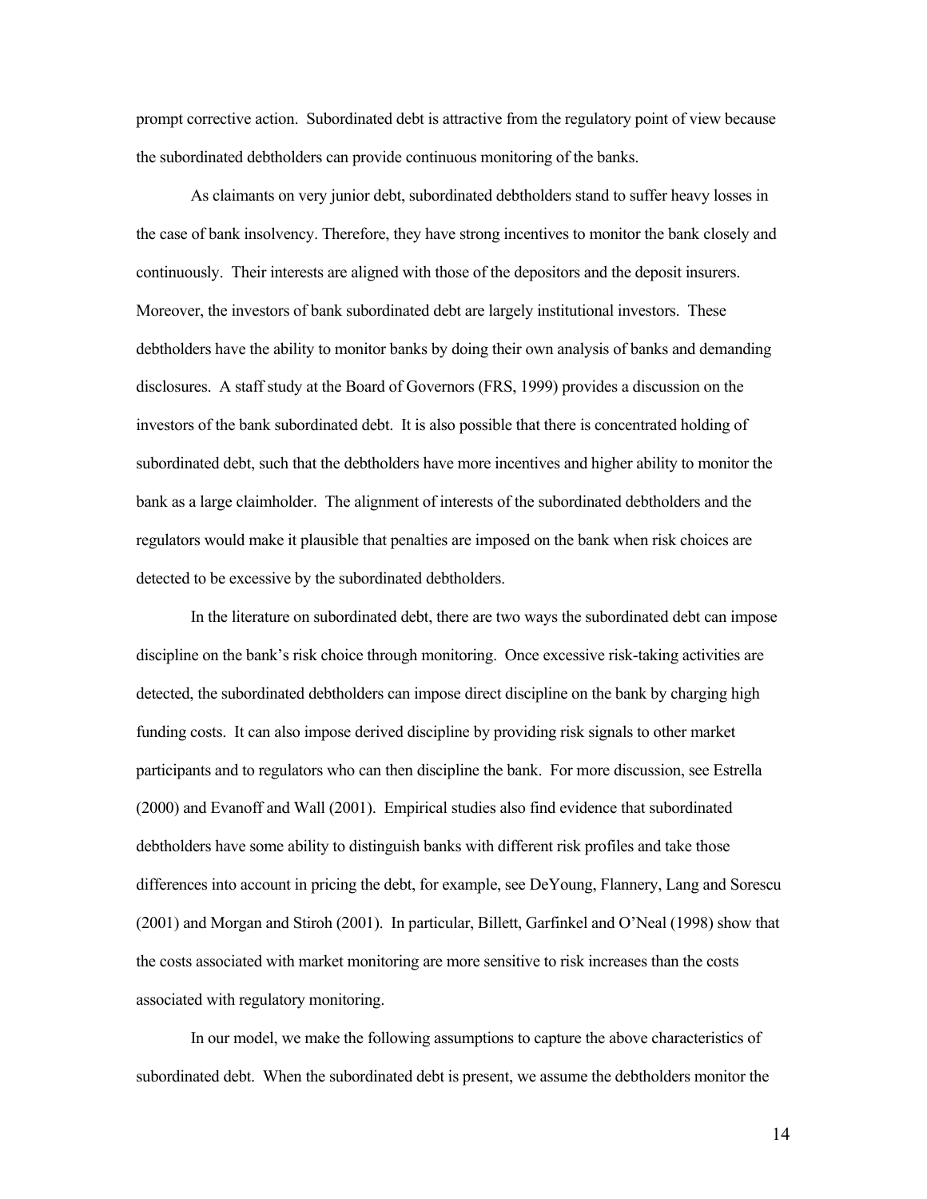prompt corrective action. Subordinated debt is attractive from the regulatory point of view because the subordinated debtholders can provide continuous monitoring of the banks.

As claimants on very junior debt, subordinated debtholders stand to suffer heavy losses in the case of bank insolvency. Therefore, they have strong incentives to monitor the bank closely and continuously. Their interests are aligned with those of the depositors and the deposit insurers. Moreover, the investors of bank subordinated debt are largely institutional investors. These debtholders have the ability to monitor banks by doing their own analysis of banks and demanding disclosures. A staff study at the Board of Governors (FRS, 1999) provides a discussion on the investors of the bank subordinated debt. It is also possible that there is concentrated holding of subordinated debt, such that the debtholders have more incentives and higher ability to monitor the bank as a large claimholder. The alignment of interests of the subordinated debtholders and the regulators would make it plausible that penalties are imposed on the bank when risk choices are detected to be excessive by the subordinated debtholders.

In the literature on subordinated debt, there are two ways the subordinated debt can impose discipline on the bank's risk choice through monitoring. Once excessive risk-taking activities are detected, the subordinated debtholders can impose direct discipline on the bank by charging high funding costs. It can also impose derived discipline by providing risk signals to other market participants and to regulators who can then discipline the bank. For more discussion, see Estrella (2000) and Evanoff and Wall (2001). Empirical studies also find evidence that subordinated debtholders have some ability to distinguish banks with different risk profiles and take those differences into account in pricing the debt, for example, see DeYoung, Flannery, Lang and Sorescu (2001) and Morgan and Stiroh (2001). In particular, Billett, Garfinkel and O'Neal (1998) show that the costs associated with market monitoring are more sensitive to risk increases than the costs associated with regulatory monitoring.

In our model, we make the following assumptions to capture the above characteristics of subordinated debt. When the subordinated debt is present, we assume the debtholders monitor the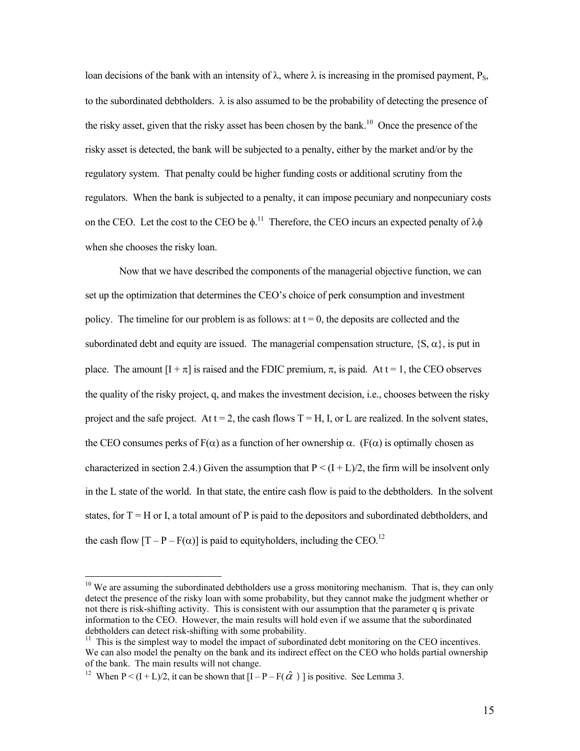loan decisions of the bank with an intensity of $\lambda$, where $\lambda$ is increasing in the promised payment, $P_S$, to the subordinated debtholders. $\lambda$ is also assumed to be the probability of detecting the presence of the risky asset, given that the risky asset has been chosen by the bank.[10] Once the presence of the risky asset is detected, the bank will be subjected to a penalty, either by the market and/or by the regulatory system. That penalty could be higher funding costs or additional scrutiny from the regulators. When the bank is subjected to a penalty, it can impose pecuniary and nonpecuniary costs on the CEO. Let the cost to the CEO be $\phi$.[11] Therefore, the CEO incurs an expected penalty of $\lambda\phi$ when she chooses the risky loan.

Now that we have described the components of the managerial objective function, we can set up the optimization that determines the CEO's choice of perk consumption and investment policy. The timeline for our problem is as follows: at $t = 0$, the deposits are collected and the subordinated debt and equity are issued. The managerial compensation structure, $\{S, \alpha\}$, is put in place. The amount $[I + \pi]$ is raised and the FDIC premium, $\pi$, is paid. At $t = 1$, the CEO observes the quality of the risky project, q, and makes the investment decision, i.e., chooses between the risky project and the safe project. At $t = 2$, the cash flows $T = H$, I, or L are realized. In the solvent states, the CEO consumes perks of $F(\alpha)$ as a function of her ownership $\alpha$. ($F(\alpha)$ is optimally chosen as characterized in section 2.4.) Given the assumption that $P < (I + L)/2$, the firm will be insolvent only in the L state of the world. In that state, the entire cash flow is paid to the debtholders. In the solvent states, for $T = H$ or I, a total amount of P is paid to the depositors and subordinated debtholders, and the cash flow $[T - P - F(\alpha)]$ is paid to equityholders, including the CEO.[12]

---

[10] We are assuming the subordinated debtholders use a gross monitoring mechanism. That is, they can only detect the presence of the risky loan with some probability, but they cannot make the judgment whether or not there is risk-shifting activity. This is consistent with our assumption that the parameter q is private information to the CEO. However, the main results will hold even if we assume that the subordinated debtholders can detect risk-shifting with some probability.

[11] This is the simplest way to model the impact of subordinated debt monitoring on the CEO incentives. We can also model the penalty on the bank and its indirect effect on the CEO who holds partial ownership of the bank. The main results will not change.

[12] When $P < (I + L)/2$, it can be shown that $[I - P - F(\hat{\alpha})]$ is positive. See Lemma 3.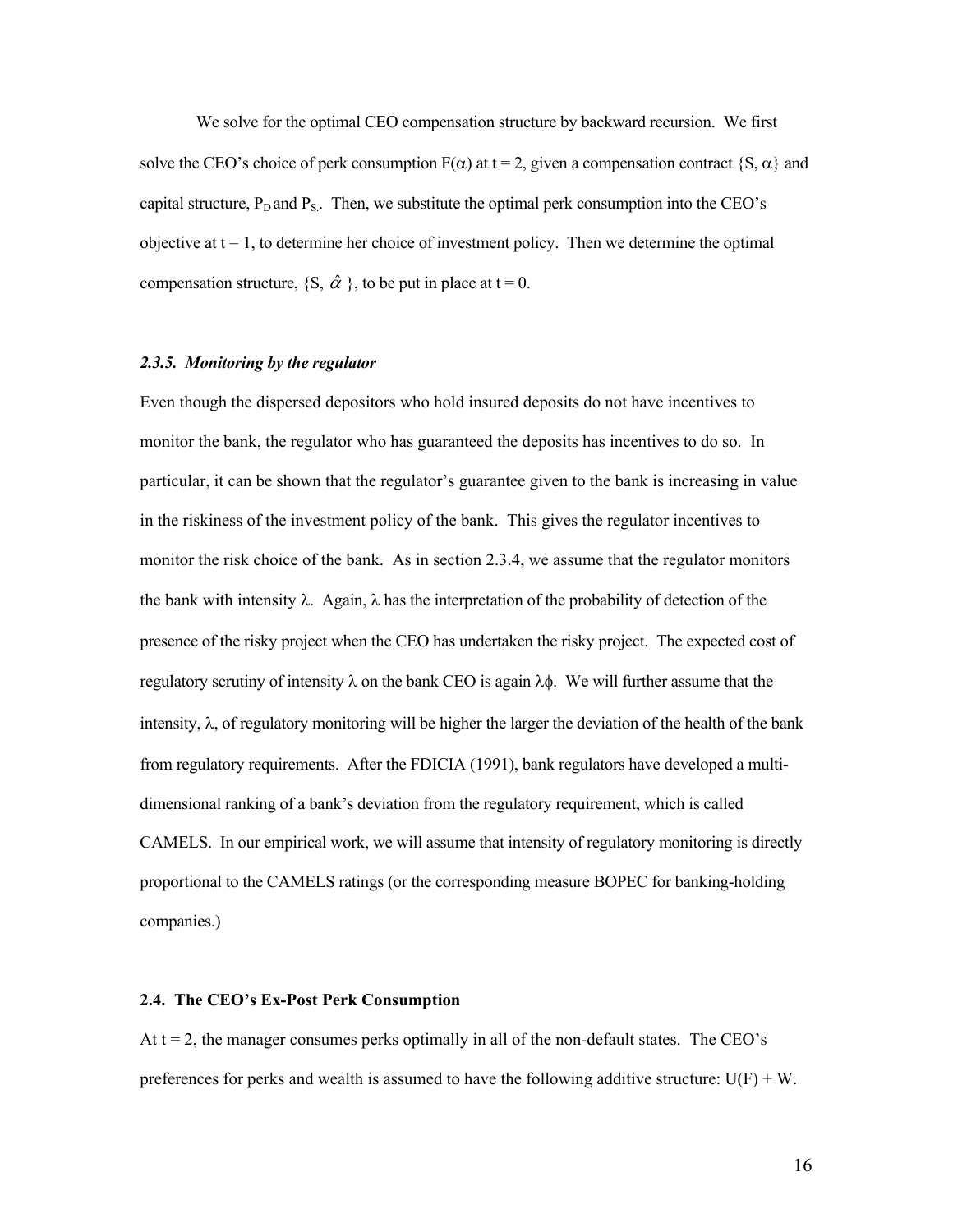We solve for the optimal CEO compensation structure by backward recursion. We first solve the CEO's choice of perk consumption $F(\alpha)$ at $t = 2$, given a compensation contract $\{S, \alpha\}$ and capital structure, $P_D$ and $P_S$. Then, we substitute the optimal perk consumption into the CEO's objective at $t = 1$, to determine her choice of investment policy. Then we determine the optimal compensation structure, $\{S, \hat{\alpha}\}$, to be put in place at $t = 0$.

#### *2.3.5. Monitoring by the regulator*

Even though the dispersed depositors who hold insured deposits do not have incentives to monitor the bank, the regulator who has guaranteed the deposits has incentives to do so. In particular, it can be shown that the regulator's guarantee given to the bank is increasing in value in the riskiness of the investment policy of the bank. This gives the regulator incentives to monitor the risk choice of the bank. As in section 2.3.4, we assume that the regulator monitors the bank with intensity $\lambda$. Again, $\lambda$ has the interpretation of the probability of detection of the presence of the risky project when the CEO has undertaken the risky project. The expected cost of regulatory scrutiny of intensity $\lambda$ on the bank CEO is again $\lambda\phi$. We will further assume that the intensity, $\lambda$, of regulatory monitoring will be higher the larger the deviation of the health of the bank from regulatory requirements. After the FDICIA (1991), bank regulators have developed a multi-dimensional ranking of a bank's deviation from the regulatory requirement, which is called CAMELS. In our empirical work, we will assume that intensity of regulatory monitoring is directly proportional to the CAMELS ratings (or the corresponding measure BOPEC for banking-holding companies.)

### **2.4. The CEO's Ex-Post Perk Consumption**

At $t = 2$, the manager consumes perks optimally in all of the non-default states. The CEO's preferences for perks and wealth is assumed to have the following additive structure: $U(F) + W$.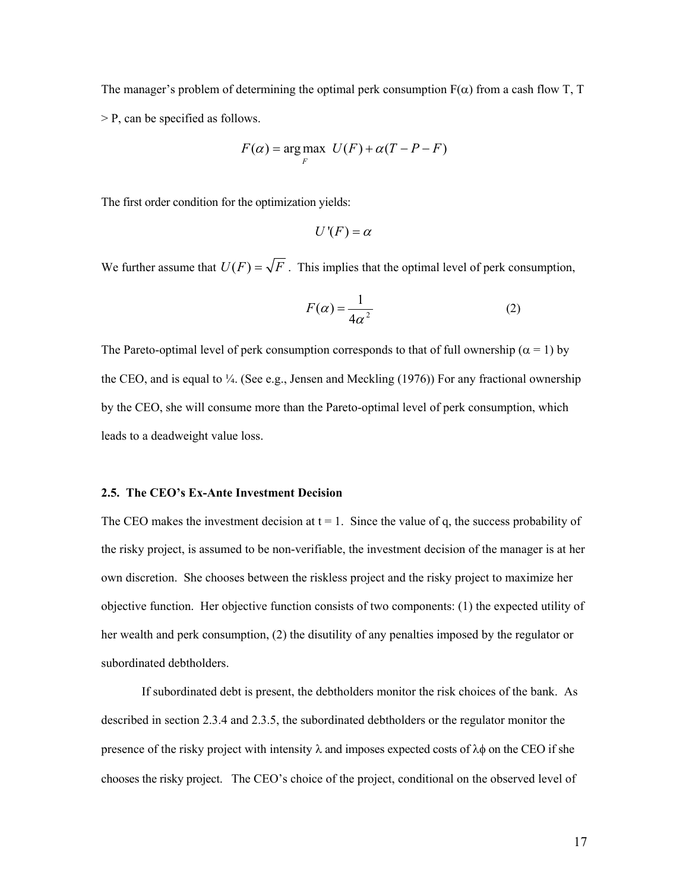The manager's problem of determining the optimal perk consumption $F(\alpha)$ from a cash flow T, T > P, can be specified as follows.

$$F(\alpha) = \arg\max_{F} \; U(F) + \alpha(T - P - F)$$

The first order condition for the optimization yields:

$$U'(F) = \alpha$$

We further assume that $U(F) = \sqrt{F}$. This implies that the optimal level of perk consumption,

$$F(\alpha) = \frac{1}{4\alpha^2} \tag{2}$$

The Pareto-optimal level of perk consumption corresponds to that of full ownership ($\alpha = 1$) by the CEO, and is equal to ¼. (See e.g., Jensen and Meckling (1976)) For any fractional ownership by the CEO, she will consume more than the Pareto-optimal level of perk consumption, which leads to a deadweight value loss.

### 2.5. The CEO's Ex-Ante Investment Decision

The CEO makes the investment decision at t = 1. Since the value of q, the success probability of the risky project, is assumed to be non-verifiable, the investment decision of the manager is at her own discretion. She chooses between the riskless project and the risky project to maximize her objective function. Her objective function consists of two components: (1) the expected utility of her wealth and perk consumption, (2) the disutility of any penalties imposed by the regulator or subordinated debtholders.

If subordinated debt is present, the debtholders monitor the risk choices of the bank. As described in section 2.3.4 and 2.3.5, the subordinated debtholders or the regulator monitor the presence of the risky project with intensity $\lambda$ and imposes expected costs of $\lambda\phi$ on the CEO if she chooses the risky project. The CEO's choice of the project, conditional on the observed level of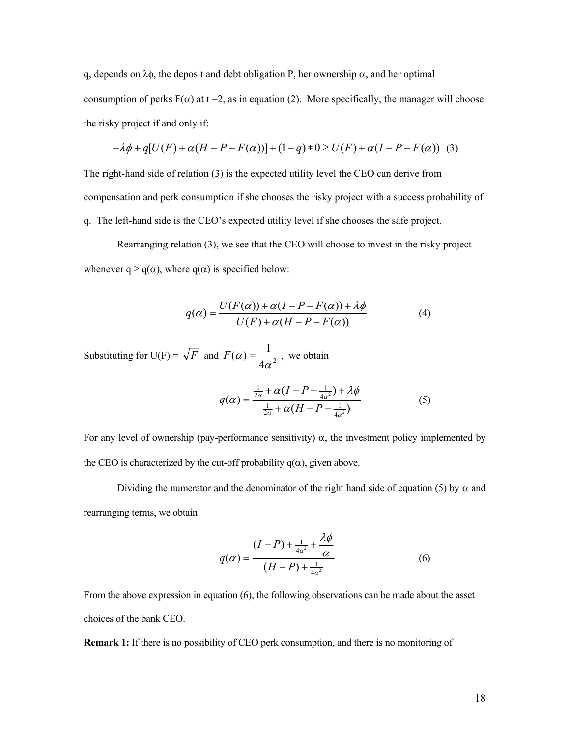q, depends on $\lambda\phi$, the deposit and debt obligation P, her ownership $\alpha$, and her optimal consumption of perks $F(\alpha)$ at t =2, as in equation (2). More specifically, the manager will choose the risky project if and only if:

$$-\lambda\phi + q[U(F) + \alpha(H - P - F(\alpha))] + (1-q)*0 \geq U(F) + \alpha(I - P - F(\alpha)) \quad (3)$$

The right-hand side of relation (3) is the expected utility level the CEO can derive from compensation and perk consumption if she chooses the risky project with a success probability of q. The left-hand side is the CEO's expected utility level if she chooses the safe project.

Rearranging relation (3), we see that the CEO will choose to invest in the risky project whenever $q \geq q(\alpha)$, where $q(\alpha)$ is specified below:

$$q(\alpha) = \frac{U(F(\alpha)) + \alpha(I - P - F(\alpha)) + \lambda\phi}{U(F) + \alpha(H - P - F(\alpha))} \quad (4)$$

Substituting for $U(F) = \sqrt{F}$ and $F(\alpha) = \frac{1}{4\alpha^2}$, we obtain

$$q(\alpha) = \frac{\frac{1}{2\alpha} + \alpha(I - P - \frac{1}{4\alpha^2}) + \lambda\phi}{\frac{1}{2\alpha} + \alpha(H - P - \frac{1}{4\alpha^2})} \quad (5)$$

For any level of ownership (pay-performance sensitivity) $\alpha$, the investment policy implemented by the CEO is characterized by the cut-off probability $q(\alpha)$, given above.

Dividing the numerator and the denominator of the right hand side of equation (5) by $\alpha$ and rearranging terms, we obtain

$$q(\alpha) = \frac{(I - P) + \frac{1}{4\alpha^2} + \frac{\lambda\phi}{\alpha}}{(H - P) + \frac{1}{4\alpha^2}} \quad (6)$$

From the above expression in equation (6), the following observations can be made about the asset choices of the bank CEO.

**Remark 1:** If there is no possibility of CEO perk consumption, and there is no monitoring of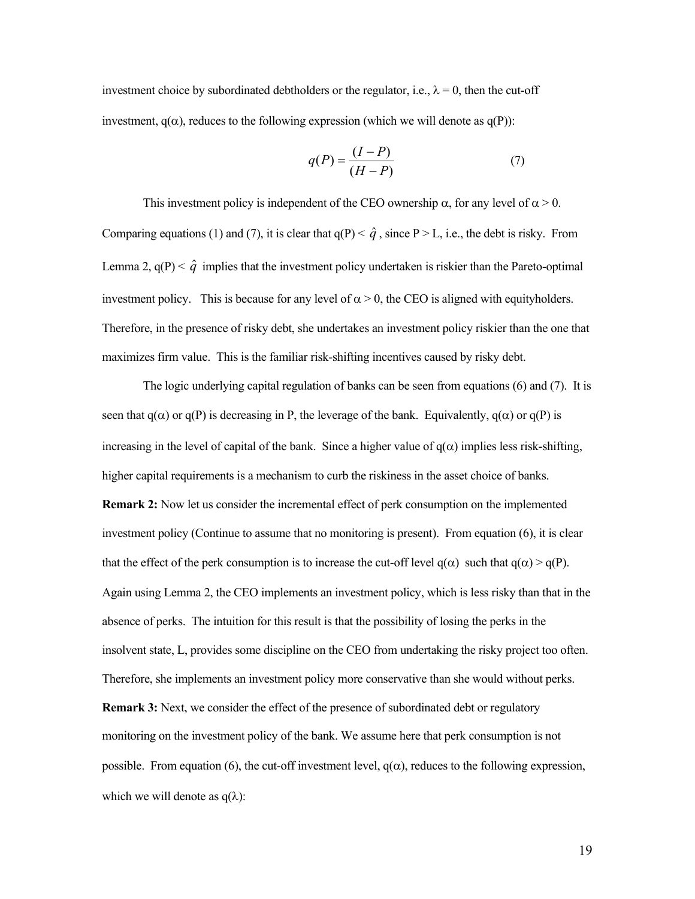investment choice by subordinated debtholders or the regulator, i.e., $\lambda = 0$, then the cut-off investment, $q(\alpha)$, reduces to the following expression (which we will denote as $q(P)$):

$$q(P) = \frac{(I - P)}{(H - P)} \tag{7}$$

This investment policy is independent of the CEO ownership $\alpha$, for any level of $\alpha > 0$. Comparing equations (1) and (7), it is clear that $q(P) < \hat{q}$, since $P > L$, i.e., the debt is risky. From Lemma 2, $q(P) < \hat{q}$ implies that the investment policy undertaken is riskier than the Pareto-optimal investment policy. This is because for any level of $\alpha > 0$, the CEO is aligned with equityholders. Therefore, in the presence of risky debt, she undertakes an investment policy riskier than the one that maximizes firm value. This is the familiar risk-shifting incentives caused by risky debt.

The logic underlying capital regulation of banks can be seen from equations (6) and (7). It is seen that $q(\alpha)$ or $q(P)$ is decreasing in P, the leverage of the bank. Equivalently, $q(\alpha)$ or $q(P)$ is increasing in the level of capital of the bank. Since a higher value of $q(\alpha)$ implies less risk-shifting, higher capital requirements is a mechanism to curb the riskiness in the asset choice of banks.

**Remark 2:** Now let us consider the incremental effect of perk consumption on the implemented investment policy (Continue to assume that no monitoring is present). From equation (6), it is clear that the effect of the perk consumption is to increase the cut-off level $q(\alpha)$ such that $q(\alpha) > q(P)$. Again using Lemma 2, the CEO implements an investment policy, which is less risky than that in the absence of perks. The intuition for this result is that the possibility of losing the perks in the insolvent state, L, provides some discipline on the CEO from undertaking the risky project too often. Therefore, she implements an investment policy more conservative than she would without perks.

**Remark 3:** Next, we consider the effect of the presence of subordinated debt or regulatory monitoring on the investment policy of the bank. We assume here that perk consumption is not possible. From equation (6), the cut-off investment level, $q(\alpha)$, reduces to the following expression, which we will denote as $q(\lambda)$: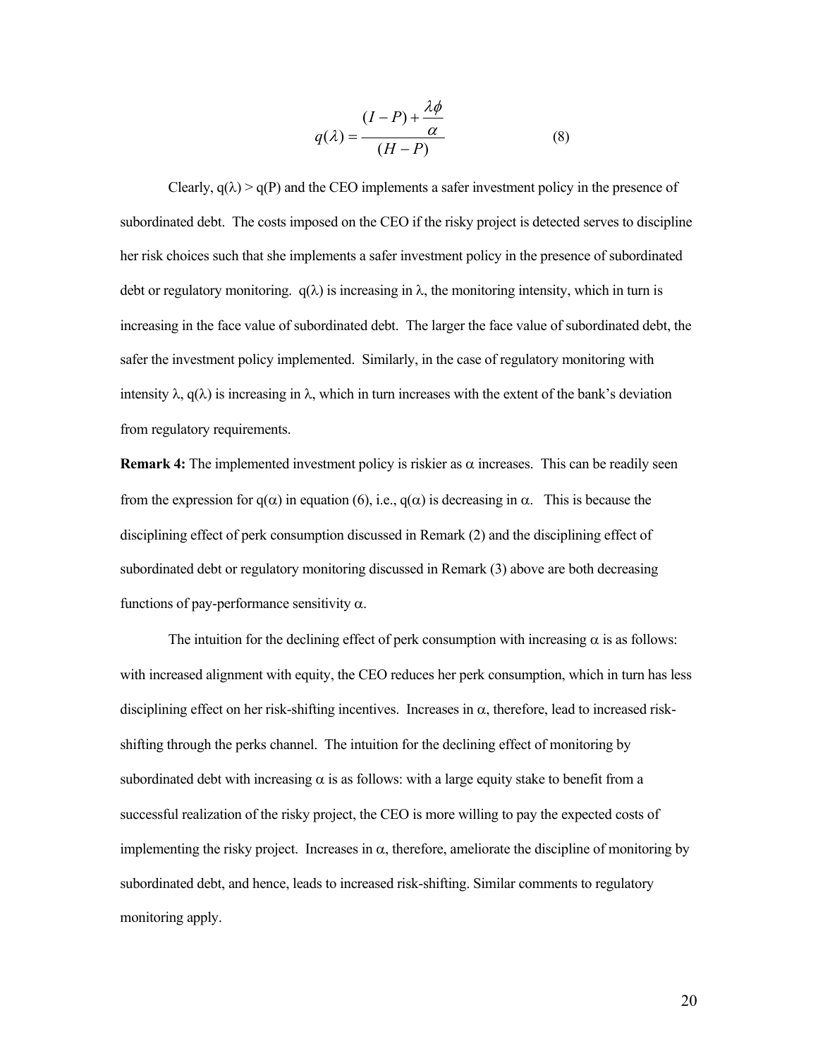$$q(\lambda) = \frac{(I-P) + \dfrac{\lambda \phi}{\alpha}}{(H-P)} \tag{8}$$

Clearly, $q(\lambda) > q(P)$ and the CEO implements a safer investment policy in the presence of subordinated debt. The costs imposed on the CEO if the risky project is detected serves to discipline her risk choices such that she implements a safer investment policy in the presence of subordinated debt or regulatory monitoring. $q(\lambda)$ is increasing in $\lambda$, the monitoring intensity, which in turn is increasing in the face value of subordinated debt. The larger the face value of subordinated debt, the safer the investment policy implemented. Similarly, in the case of regulatory monitoring with intensity $\lambda$, $q(\lambda)$ is increasing in $\lambda$, which in turn increases with the extent of the bank's deviation from regulatory requirements.

**Remark 4:** The implemented investment policy is riskier as $\alpha$ increases. This can be readily seen from the expression for $q(\alpha)$ in equation (6), i.e., $q(\alpha)$ is decreasing in $\alpha$. This is because the disciplining effect of perk consumption discussed in Remark (2) and the disciplining effect of subordinated debt or regulatory monitoring discussed in Remark (3) above are both decreasing functions of pay-performance sensitivity $\alpha$.

The intuition for the declining effect of perk consumption with increasing $\alpha$ is as follows: with increased alignment with equity, the CEO reduces her perk consumption, which in turn has less disciplining effect on her risk-shifting incentives. Increases in $\alpha$, therefore, lead to increased risk-shifting through the perks channel. The intuition for the declining effect of monitoring by subordinated debt with increasing $\alpha$ is as follows: with a large equity stake to benefit from a successful realization of the risky project, the CEO is more willing to pay the expected costs of implementing the risky project. Increases in $\alpha$, therefore, ameliorate the discipline of monitoring by subordinated debt, and hence, leads to increased risk-shifting. Similar comments to regulatory monitoring apply.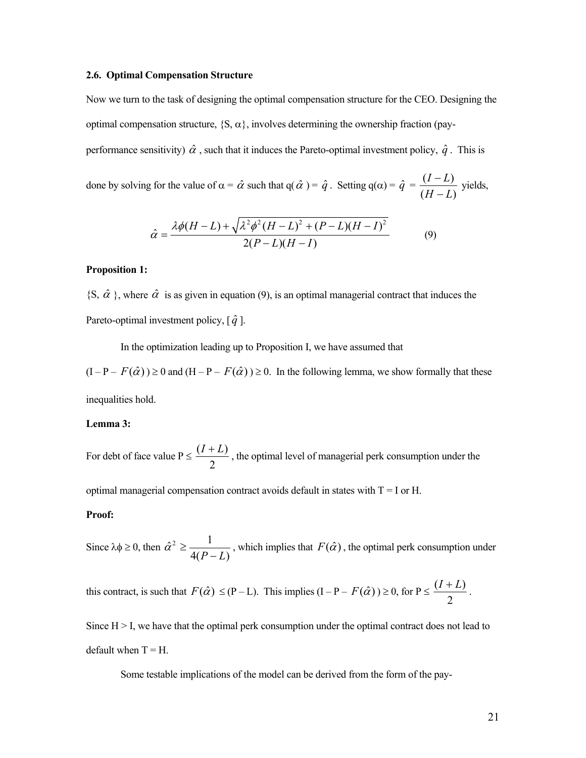### 2.6. Optimal Compensation Structure

Now we turn to the task of designing the optimal compensation structure for the CEO. Designing the optimal compensation structure, $\{S, \alpha\}$, involves determining the ownership fraction (pay-performance sensitivity) $\hat{\alpha}$, such that it induces the Pareto-optimal investment policy, $\hat{q}$. This is done by solving for the value of $\alpha = \hat{\alpha}$ such that $q(\hat{\alpha}) = \hat{q}$. Setting $q(\alpha) = \hat{q} = \frac{(I-L)}{(H-L)}$ yields,

$$\hat{\alpha} = \frac{\lambda\phi(H-L) + \sqrt{\lambda^2\phi^2(H-L)^2 + (P-L)(H-I)^2}}{2(P-L)(H-I)} \tag{9}$$

**Proposition 1:**

$\{S, \hat{\alpha}\}$, where $\hat{\alpha}$ is as given in equation (9), is an optimal managerial contract that induces the Pareto-optimal investment policy, $[\hat{q}]$.

In the optimization leading up to Proposition I, we have assumed that $(I - P - F(\hat{\alpha})) \geq 0$ and $(H - P - F(\hat{\alpha})) \geq 0$. In the following lemma, we show formally that these inequalities hold.

**Lemma 3:**

For debt of face value $P \leq \frac{(I+L)}{2}$, the optimal level of managerial perk consumption under the optimal managerial compensation contract avoids default in states with $T = I$ or $H$.

**Proof:**

Since $\lambda\phi \geq 0$, then $\hat{\alpha}^2 \geq \frac{1}{4(P-L)}$, which implies that $F(\hat{\alpha})$, the optimal perk consumption under this contract, is such that $F(\hat{\alpha}) \leq (P - L)$. This implies $(I - P - F(\hat{\alpha})) \geq 0$, for $P \leq \frac{(I+L)}{2}$.

Since $H > I$, we have that the optimal perk consumption under the optimal contract does not lead to default when $T = H$.

Some testable implications of the model can be derived from the form of the pay-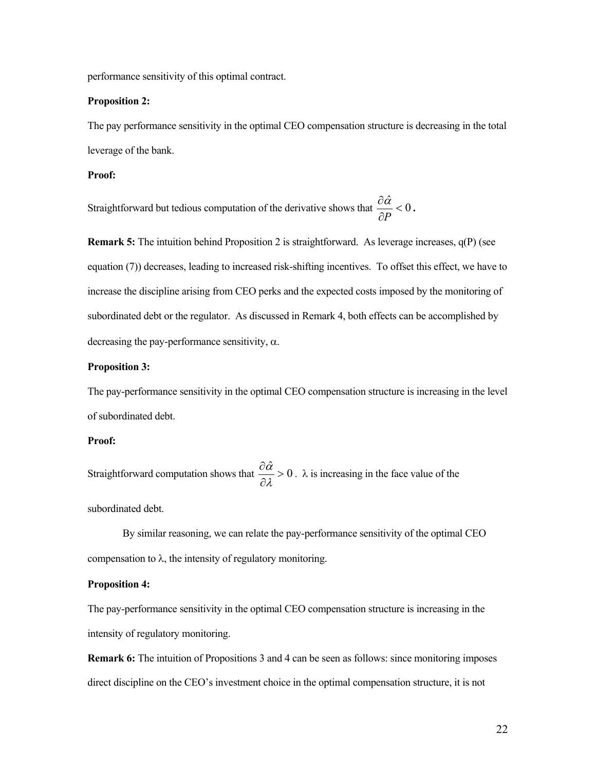performance sensitivity of this optimal contract.

**Proposition 2:**

The pay performance sensitivity in the optimal CEO compensation structure is decreasing in the total leverage of the bank.

**Proof:**

Straightforward but tedious computation of the derivative shows that $\frac{\partial \hat{\alpha}}{\partial P} < 0$.

**Remark 5:** The intuition behind Proposition 2 is straightforward. As leverage increases, q(P) (see equation (7)) decreases, leading to increased risk-shifting incentives. To offset this effect, we have to increase the discipline arising from CEO perks and the expected costs imposed by the monitoring of subordinated debt or the regulator. As discussed in Remark 4, both effects can be accomplished by decreasing the pay-performance sensitivity, $\alpha$.

**Proposition 3:**

The pay-performance sensitivity in the optimal CEO compensation structure is increasing in the level of subordinated debt.

**Proof:**

Straightforward computation shows that $\frac{\partial \hat{\alpha}}{\partial \lambda} > 0$. $\lambda$ is increasing in the face value of the subordinated debt.

By similar reasoning, we can relate the pay-performance sensitivity of the optimal CEO compensation to $\lambda$, the intensity of regulatory monitoring.

**Proposition 4:**

The pay-performance sensitivity in the optimal CEO compensation structure is increasing in the intensity of regulatory monitoring.

**Remark 6:** The intuition of Propositions 3 and 4 can be seen as follows: since monitoring imposes direct discipline on the CEO's investment choice in the optimal compensation structure, it is not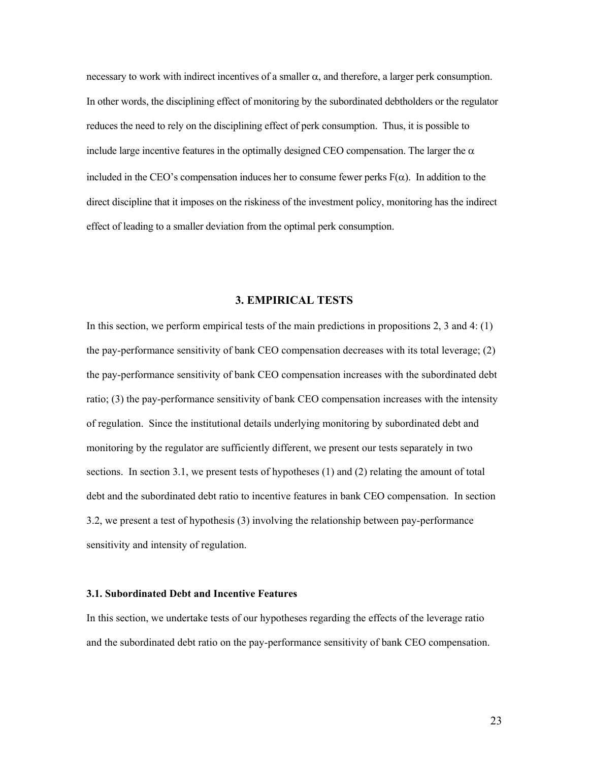necessary to work with indirect incentives of a smaller $\alpha$, and therefore, a larger perk consumption. In other words, the disciplining effect of monitoring by the subordinated debtholders or the regulator reduces the need to rely on the disciplining effect of perk consumption. Thus, it is possible to include large incentive features in the optimally designed CEO compensation. The larger the $\alpha$ included in the CEO's compensation induces her to consume fewer perks $F(\alpha)$. In addition to the direct discipline that it imposes on the riskiness of the investment policy, monitoring has the indirect effect of leading to a smaller deviation from the optimal perk consumption.

## 3. EMPIRICAL TESTS

In this section, we perform empirical tests of the main predictions in propositions 2, 3 and 4: (1) the pay-performance sensitivity of bank CEO compensation decreases with its total leverage; (2) the pay-performance sensitivity of bank CEO compensation increases with the subordinated debt ratio; (3) the pay-performance sensitivity of bank CEO compensation increases with the intensity of regulation. Since the institutional details underlying monitoring by subordinated debt and monitoring by the regulator are sufficiently different, we present our tests separately in two sections. In section 3.1, we present tests of hypotheses (1) and (2) relating the amount of total debt and the subordinated debt ratio to incentive features in bank CEO compensation. In section 3.2, we present a test of hypothesis (3) involving the relationship between pay-performance sensitivity and intensity of regulation.

### 3.1. Subordinated Debt and Incentive Features

In this section, we undertake tests of our hypotheses regarding the effects of the leverage ratio and the subordinated debt ratio on the pay-performance sensitivity of bank CEO compensation.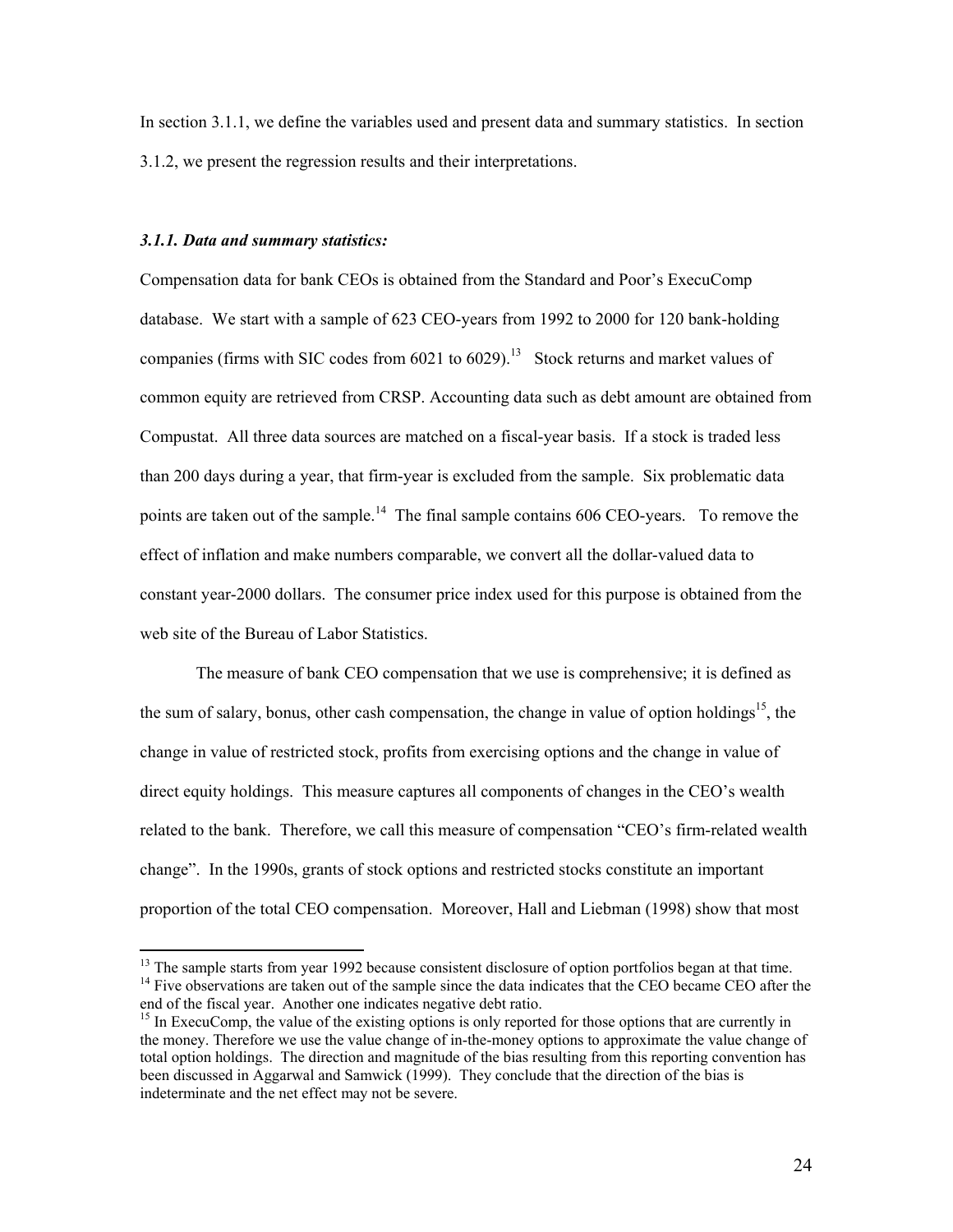In section 3.1.1, we define the variables used and present data and summary statistics. In section 3.1.2, we present the regression results and their interpretations.

### *3.1.1. Data and summary statistics:*

Compensation data for bank CEOs is obtained from the Standard and Poor's ExecuComp database. We start with a sample of 623 CEO-years from 1992 to 2000 for 120 bank-holding companies (firms with SIC codes from 6021 to 6029).[13] Stock returns and market values of common equity are retrieved from CRSP. Accounting data such as debt amount are obtained from Compustat. All three data sources are matched on a fiscal-year basis. If a stock is traded less than 200 days during a year, that firm-year is excluded from the sample. Six problematic data points are taken out of the sample.[14] The final sample contains 606 CEO-years. To remove the effect of inflation and make numbers comparable, we convert all the dollar-valued data to constant year-2000 dollars. The consumer price index used for this purpose is obtained from the web site of the Bureau of Labor Statistics.

The measure of bank CEO compensation that we use is comprehensive; it is defined as the sum of salary, bonus, other cash compensation, the change in value of option holdings[15], the change in value of restricted stock, profits from exercising options and the change in value of direct equity holdings. This measure captures all components of changes in the CEO's wealth related to the bank. Therefore, we call this measure of compensation "CEO's firm-related wealth change". In the 1990s, grants of stock options and restricted stocks constitute an important proportion of the total CEO compensation. Moreover, Hall and Liebman (1998) show that most

---

[13] The sample starts from year 1992 because consistent disclosure of option portfolios began at that time.

[14] Five observations are taken out of the sample since the data indicates that the CEO became CEO after the end of the fiscal year. Another one indicates negative debt ratio.

[15] In ExecuComp, the value of the existing options is only reported for those options that are currently in the money. Therefore we use the value change of in-the-money options to approximate the value change of total option holdings. The direction and magnitude of the bias resulting from this reporting convention has been discussed in Aggarwal and Samwick (1999). They conclude that the direction of the bias is indeterminate and the net effect may not be severe.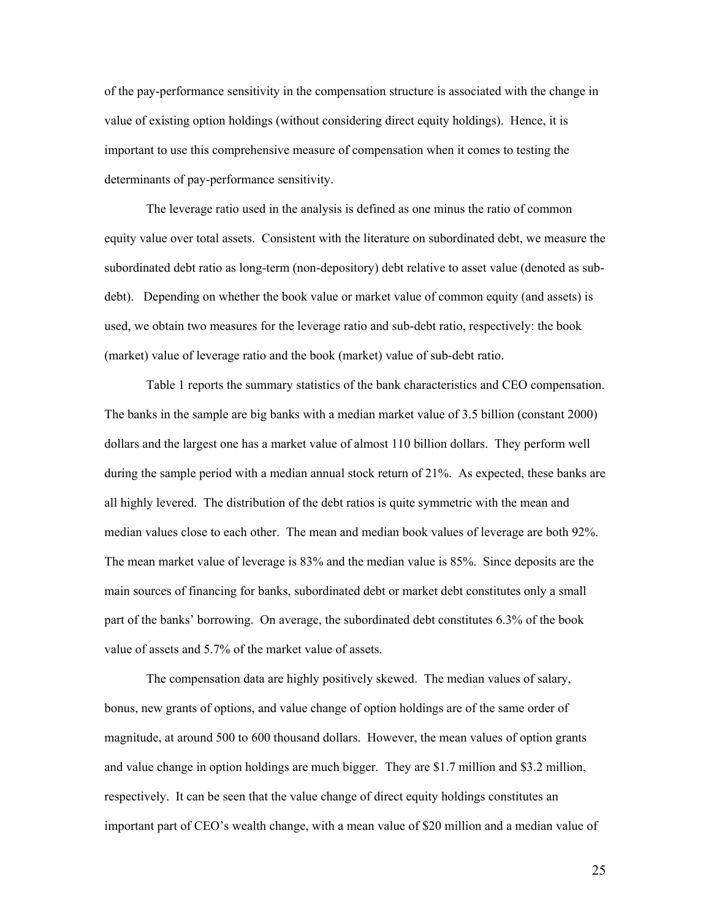of the pay-performance sensitivity in the compensation structure is associated with the change in value of existing option holdings (without considering direct equity holdings). Hence, it is important to use this comprehensive measure of compensation when it comes to testing the determinants of pay-performance sensitivity.

The leverage ratio used in the analysis is defined as one minus the ratio of common equity value over total assets. Consistent with the literature on subordinated debt, we measure the subordinated debt ratio as long-term (non-depository) debt relative to asset value (denoted as sub-debt). Depending on whether the book value or market value of common equity (and assets) is used, we obtain two measures for the leverage ratio and sub-debt ratio, respectively: the book (market) value of leverage ratio and the book (market) value of sub-debt ratio.

Table 1 reports the summary statistics of the bank characteristics and CEO compensation. The banks in the sample are big banks with a median market value of 3.5 billion (constant 2000) dollars and the largest one has a market value of almost 110 billion dollars. They perform well during the sample period with a median annual stock return of 21%. As expected, these banks are all highly levered. The distribution of the debt ratios is quite symmetric with the mean and median values close to each other. The mean and median book values of leverage are both 92%. The mean market value of leverage is 83% and the median value is 85%. Since deposits are the main sources of financing for banks, subordinated debt or market debt constitutes only a small part of the banks' borrowing. On average, the subordinated debt constitutes 6.3% of the book value of assets and 5.7% of the market value of assets.

The compensation data are highly positively skewed. The median values of salary, bonus, new grants of options, and value change of option holdings are of the same order of magnitude, at around 500 to 600 thousand dollars. However, the mean values of option grants and value change in option holdings are much bigger. They are $1.7 million and $3.2 million, respectively. It can be seen that the value change of direct equity holdings constitutes an important part of CEO's wealth change, with a mean value of $20 million and a median value of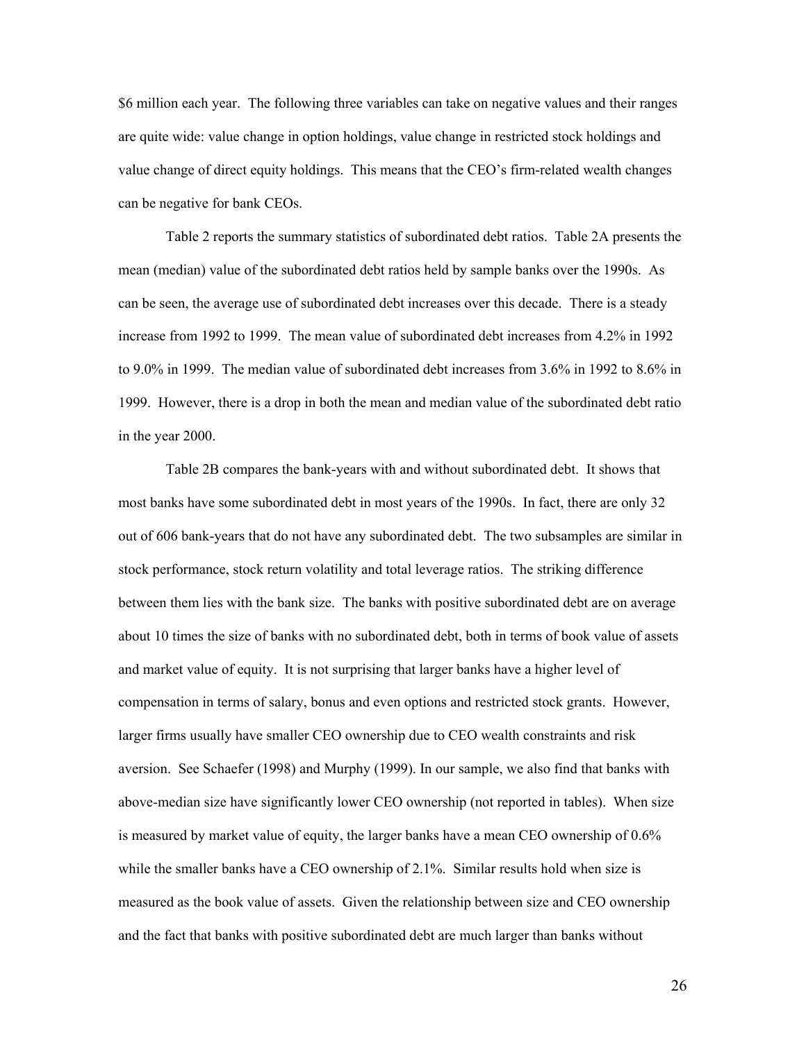$6 million each year. The following three variables can take on negative values and their ranges are quite wide: value change in option holdings, value change in restricted stock holdings and value change of direct equity holdings. This means that the CEO's firm-related wealth changes can be negative for bank CEOs.

Table 2 reports the summary statistics of subordinated debt ratios. Table 2A presents the mean (median) value of the subordinated debt ratios held by sample banks over the 1990s. As can be seen, the average use of subordinated debt increases over this decade. There is a steady increase from 1992 to 1999. The mean value of subordinated debt increases from 4.2% in 1992 to 9.0% in 1999. The median value of subordinated debt increases from 3.6% in 1992 to 8.6% in 1999. However, there is a drop in both the mean and median value of the subordinated debt ratio in the year 2000.

Table 2B compares the bank-years with and without subordinated debt. It shows that most banks have some subordinated debt in most years of the 1990s. In fact, there are only 32 out of 606 bank-years that do not have any subordinated debt. The two subsamples are similar in stock performance, stock return volatility and total leverage ratios. The striking difference between them lies with the bank size. The banks with positive subordinated debt are on average about 10 times the size of banks with no subordinated debt, both in terms of book value of assets and market value of equity. It is not surprising that larger banks have a higher level of compensation in terms of salary, bonus and even options and restricted stock grants. However, larger firms usually have smaller CEO ownership due to CEO wealth constraints and risk aversion. See Schaefer (1998) and Murphy (1999). In our sample, we also find that banks with above-median size have significantly lower CEO ownership (not reported in tables). When size is measured by market value of equity, the larger banks have a mean CEO ownership of 0.6% while the smaller banks have a CEO ownership of 2.1%. Similar results hold when size is measured as the book value of assets. Given the relationship between size and CEO ownership and the fact that banks with positive subordinated debt are much larger than banks without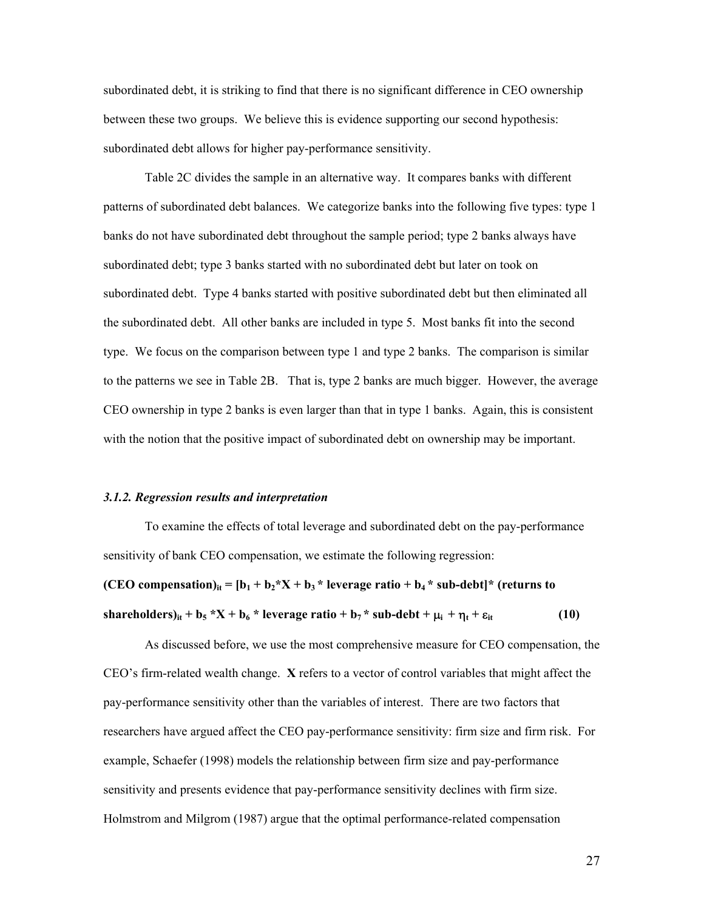subordinated debt, it is striking to find that there is no significant difference in CEO ownership between these two groups. We believe this is evidence supporting our second hypothesis: subordinated debt allows for higher pay-performance sensitivity.

Table 2C divides the sample in an alternative way. It compares banks with different patterns of subordinated debt balances. We categorize banks into the following five types: type 1 banks do not have subordinated debt throughout the sample period; type 2 banks always have subordinated debt; type 3 banks started with no subordinated debt but later on took on subordinated debt. Type 4 banks started with positive subordinated debt but then eliminated all the subordinated debt. All other banks are included in type 5. Most banks fit into the second type. We focus on the comparison between type 1 and type 2 banks. The comparison is similar to the patterns we see in Table 2B. That is, type 2 banks are much bigger. However, the average CEO ownership in type 2 banks is even larger than that in type 1 banks. Again, this is consistent with the notion that the positive impact of subordinated debt on ownership may be important.

### *3.1.2. Regression results and interpretation*

To examine the effects of total leverage and subordinated debt on the pay-performance sensitivity of bank CEO compensation, we estimate the following regression:

$$\textbf{(CEO compensation)}_{it} = [b_1 + b_2{*}X + b_3 * \text{leverage ratio} + b_4 * \text{sub-debt}] * (\text{returns to shareholders})_{it} + b_5 * X + b_6 * \text{leverage ratio} + b_7 * \text{sub-debt} + \mu_i + \eta_t + \varepsilon_{it} \quad \textbf{(10)}$$

As discussed before, we use the most comprehensive measure for CEO compensation, the CEO's firm-related wealth change. **X** refers to a vector of control variables that might affect the pay-performance sensitivity other than the variables of interest. There are two factors that researchers have argued affect the CEO pay-performance sensitivity: firm size and firm risk. For example, Schaefer (1998) models the relationship between firm size and pay-performance sensitivity and presents evidence that pay-performance sensitivity declines with firm size. Holmstrom and Milgrom (1987) argue that the optimal performance-related compensation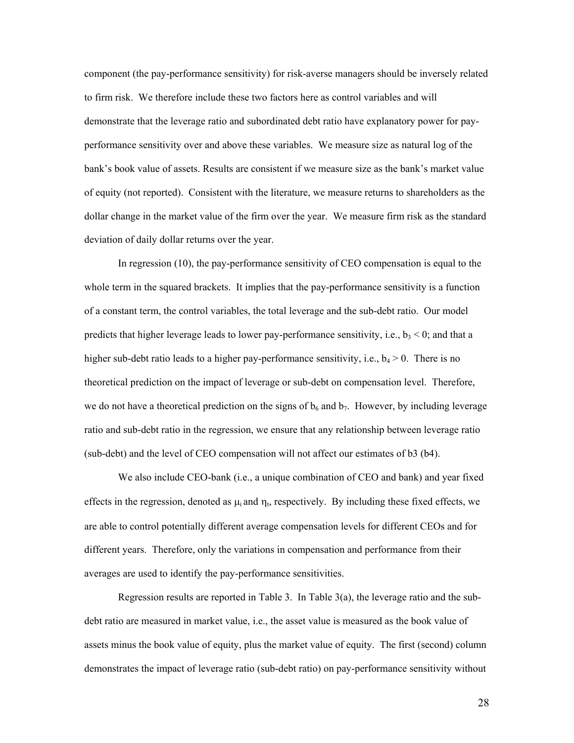component (the pay-performance sensitivity) for risk-averse managers should be inversely related to firm risk. We therefore include these two factors here as control variables and will demonstrate that the leverage ratio and subordinated debt ratio have explanatory power for pay-performance sensitivity over and above these variables. We measure size as natural log of the bank's book value of assets. Results are consistent if we measure size as the bank's market value of equity (not reported). Consistent with the literature, we measure returns to shareholders as the dollar change in the market value of the firm over the year. We measure firm risk as the standard deviation of daily dollar returns over the year.

In regression (10), the pay-performance sensitivity of CEO compensation is equal to the whole term in the squared brackets. It implies that the pay-performance sensitivity is a function of a constant term, the control variables, the total leverage and the sub-debt ratio. Our model predicts that higher leverage leads to lower pay-performance sensitivity, i.e., $b_3 < 0$; and that a higher sub-debt ratio leads to a higher pay-performance sensitivity, i.e., $b_4 > 0$. There is no theoretical prediction on the impact of leverage or sub-debt on compensation level. Therefore, we do not have a theoretical prediction on the signs of $b_6$ and $b_7$. However, by including leverage ratio and sub-debt ratio in the regression, we ensure that any relationship between leverage ratio (sub-debt) and the level of CEO compensation will not affect our estimates of b3 (b4).

We also include CEO-bank (i.e., a unique combination of CEO and bank) and year fixed effects in the regression, denoted as $\mu_i$ and $\eta_t$, respectively. By including these fixed effects, we are able to control potentially different average compensation levels for different CEOs and for different years. Therefore, only the variations in compensation and performance from their averages are used to identify the pay-performance sensitivities.

Regression results are reported in Table 3. In Table 3(a), the leverage ratio and the sub-debt ratio are measured in market value, i.e., the asset value is measured as the book value of assets minus the book value of equity, plus the market value of equity. The first (second) column demonstrates the impact of leverage ratio (sub-debt ratio) on pay-performance sensitivity without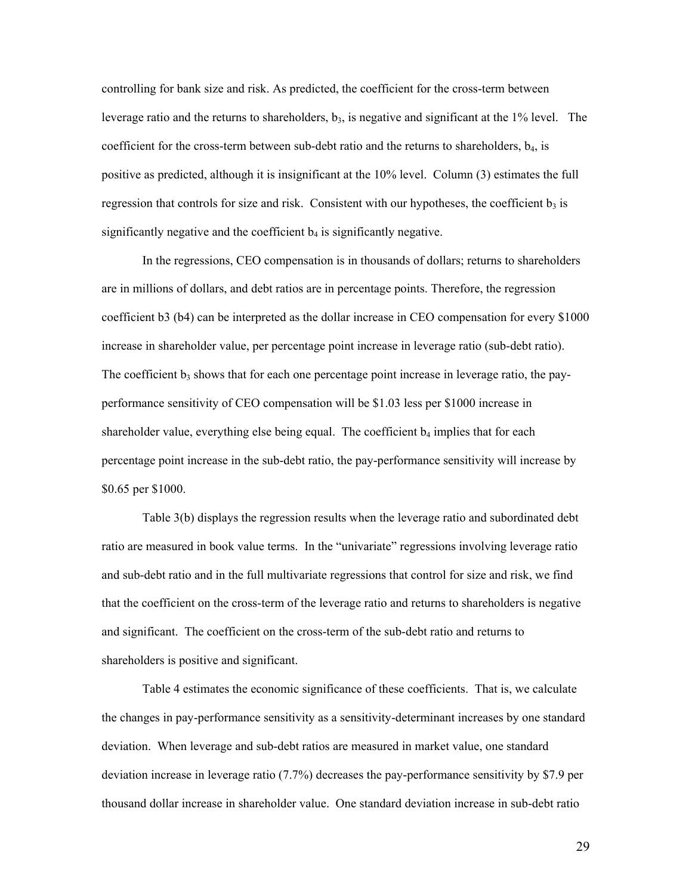controlling for bank size and risk. As predicted, the coefficient for the cross-term between leverage ratio and the returns to shareholders, $b_3$, is negative and significant at the 1% level. The coefficient for the cross-term between sub-debt ratio and the returns to shareholders, $b_4$, is positive as predicted, although it is insignificant at the 10% level. Column (3) estimates the full regression that controls for size and risk. Consistent with our hypotheses, the coefficient $b_3$ is significantly negative and the coefficient $b_4$ is significantly negative.

In the regressions, CEO compensation is in thousands of dollars; returns to shareholders are in millions of dollars, and debt ratios are in percentage points. Therefore, the regression coefficient b3 (b4) can be interpreted as the dollar increase in CEO compensation for every $1000 increase in shareholder value, per percentage point increase in leverage ratio (sub-debt ratio). The coefficient $b_3$ shows that for each one percentage point increase in leverage ratio, the pay-performance sensitivity of CEO compensation will be $1.03 less per $1000 increase in shareholder value, everything else being equal. The coefficient $b_4$ implies that for each percentage point increase in the sub-debt ratio, the pay-performance sensitivity will increase by $0.65 per $1000.

Table 3(b) displays the regression results when the leverage ratio and subordinated debt ratio are measured in book value terms. In the "univariate" regressions involving leverage ratio and sub-debt ratio and in the full multivariate regressions that control for size and risk, we find that the coefficient on the cross-term of the leverage ratio and returns to shareholders is negative and significant. The coefficient on the cross-term of the sub-debt ratio and returns to shareholders is positive and significant.

Table 4 estimates the economic significance of these coefficients. That is, we calculate the changes in pay-performance sensitivity as a sensitivity-determinant increases by one standard deviation. When leverage and sub-debt ratios are measured in market value, one standard deviation increase in leverage ratio (7.7%) decreases the pay-performance sensitivity by $7.9 per thousand dollar increase in shareholder value. One standard deviation increase in sub-debt ratio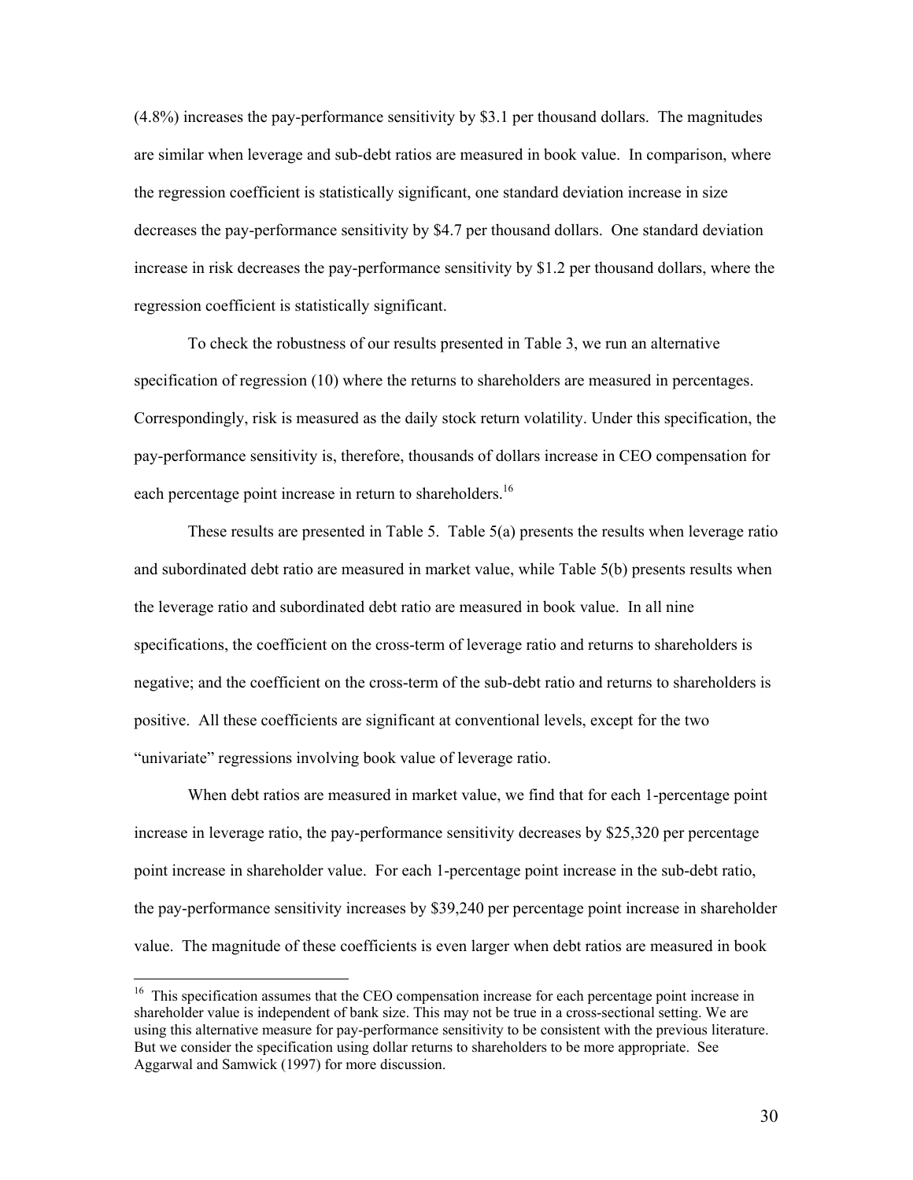(4.8%) increases the pay-performance sensitivity by \$3.1 per thousand dollars. The magnitudes are similar when leverage and sub-debt ratios are measured in book value. In comparison, where the regression coefficient is statistically significant, one standard deviation increase in size decreases the pay-performance sensitivity by \$4.7 per thousand dollars. One standard deviation increase in risk decreases the pay-performance sensitivity by \$1.2 per thousand dollars, where the regression coefficient is statistically significant.

To check the robustness of our results presented in Table 3, we run an alternative specification of regression (10) where the returns to shareholders are measured in percentages. Correspondingly, risk is measured as the daily stock return volatility. Under this specification, the pay-performance sensitivity is, therefore, thousands of dollars increase in CEO compensation for each percentage point increase in return to shareholders.[16]

These results are presented in Table 5. Table 5(a) presents the results when leverage ratio and subordinated debt ratio are measured in market value, while Table 5(b) presents results when the leverage ratio and subordinated debt ratio are measured in book value. In all nine specifications, the coefficient on the cross-term of leverage ratio and returns to shareholders is negative; and the coefficient on the cross-term of the sub-debt ratio and returns to shareholders is positive. All these coefficients are significant at conventional levels, except for the two "univariate" regressions involving book value of leverage ratio.

When debt ratios are measured in market value, we find that for each 1-percentage point increase in leverage ratio, the pay-performance sensitivity decreases by \$25,320 per percentage point increase in shareholder value. For each 1-percentage point increase in the sub-debt ratio, the pay-performance sensitivity increases by \$39,240 per percentage point increase in shareholder value. The magnitude of these coefficients is even larger when debt ratios are measured in book

[16] This specification assumes that the CEO compensation increase for each percentage point increase in shareholder value is independent of bank size. This may not be true in a cross-sectional setting. We are using this alternative measure for pay-performance sensitivity to be consistent with the previous literature. But we consider the specification using dollar returns to shareholders to be more appropriate. See Aggarwal and Samwick (1997) for more discussion.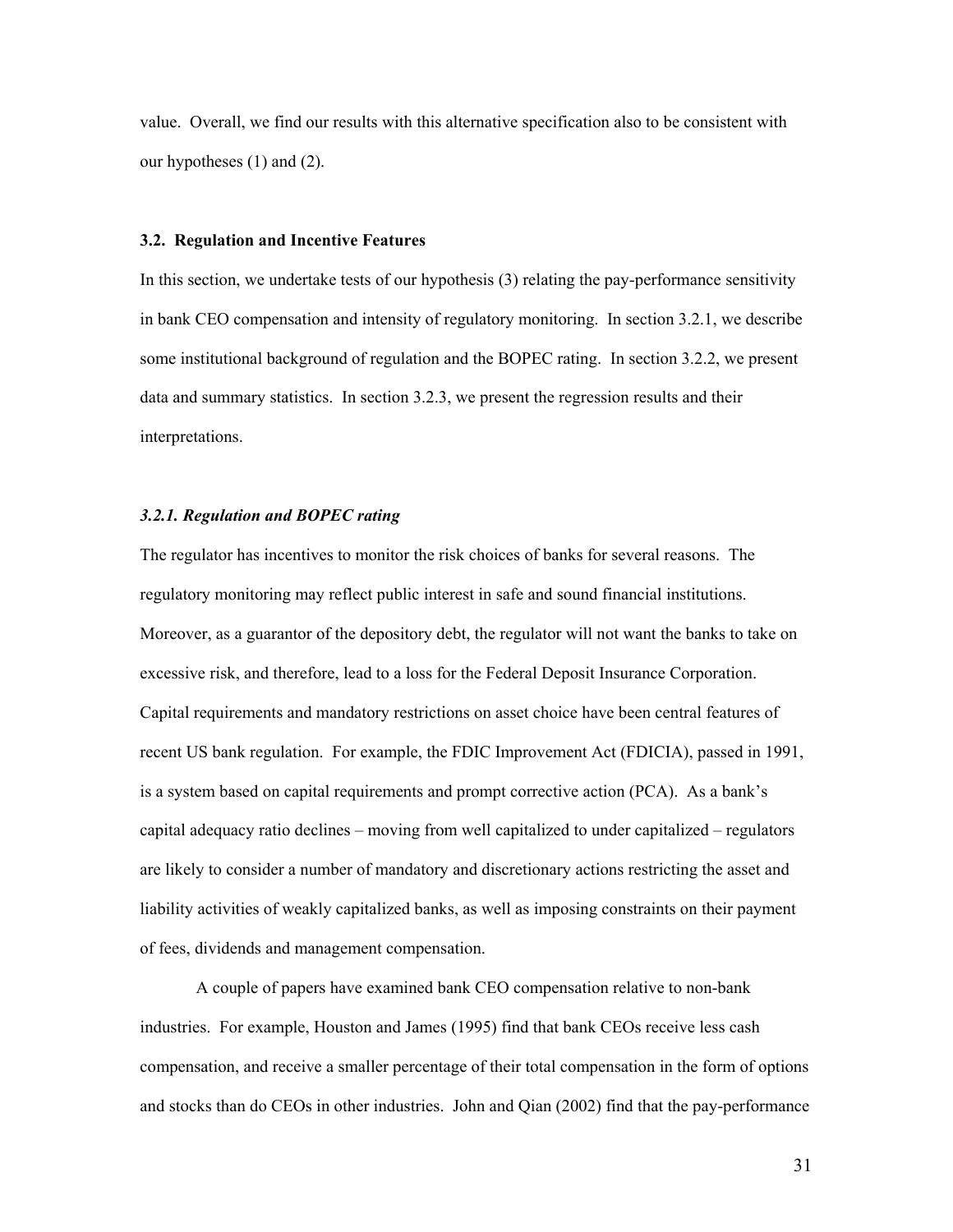value. Overall, we find our results with this alternative specification also to be consistent with our hypotheses (1) and (2).

### 3.2. Regulation and Incentive Features

In this section, we undertake tests of our hypothesis (3) relating the pay-performance sensitivity in bank CEO compensation and intensity of regulatory monitoring. In section 3.2.1, we describe some institutional background of regulation and the BOPEC rating. In section 3.2.2, we present data and summary statistics. In section 3.2.3, we present the regression results and their interpretations.

#### *3.2.1. Regulation and BOPEC rating*

The regulator has incentives to monitor the risk choices of banks for several reasons. The regulatory monitoring may reflect public interest in safe and sound financial institutions. Moreover, as a guarantor of the depository debt, the regulator will not want the banks to take on excessive risk, and therefore, lead to a loss for the Federal Deposit Insurance Corporation. Capital requirements and mandatory restrictions on asset choice have been central features of recent US bank regulation. For example, the FDIC Improvement Act (FDICIA), passed in 1991, is a system based on capital requirements and prompt corrective action (PCA). As a bank's capital adequacy ratio declines – moving from well capitalized to under capitalized – regulators are likely to consider a number of mandatory and discretionary actions restricting the asset and liability activities of weakly capitalized banks, as well as imposing constraints on their payment of fees, dividends and management compensation.

A couple of papers have examined bank CEO compensation relative to non-bank industries. For example, Houston and James (1995) find that bank CEOs receive less cash compensation, and receive a smaller percentage of their total compensation in the form of options and stocks than do CEOs in other industries. John and Qian (2002) find that the pay-performance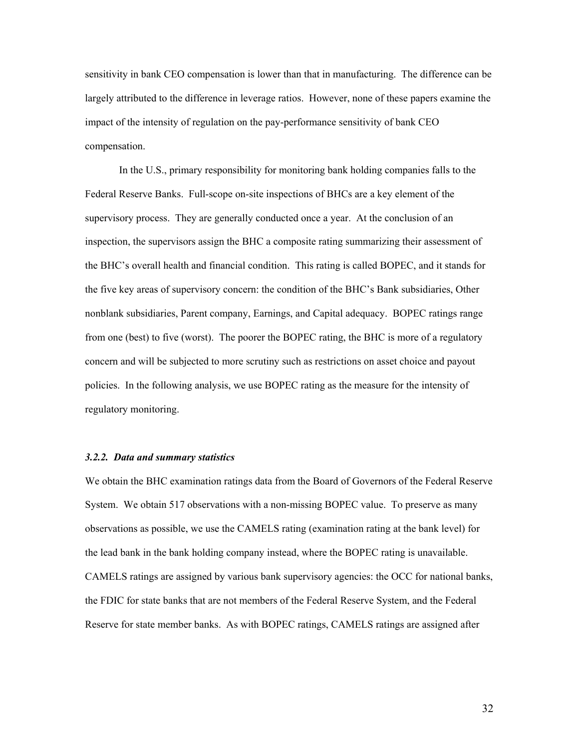sensitivity in bank CEO compensation is lower than that in manufacturing. The difference can be largely attributed to the difference in leverage ratios. However, none of these papers examine the impact of the intensity of regulation on the pay-performance sensitivity of bank CEO compensation.

In the U.S., primary responsibility for monitoring bank holding companies falls to the Federal Reserve Banks. Full-scope on-site inspections of BHCs are a key element of the supervisory process. They are generally conducted once a year. At the conclusion of an inspection, the supervisors assign the BHC a composite rating summarizing their assessment of the BHC's overall health and financial condition. This rating is called BOPEC, and it stands for the five key areas of supervisory concern: the condition of the BHC's Bank subsidiaries, Other nonblank subsidiaries, Parent company, Earnings, and Capital adequacy. BOPEC ratings range from one (best) to five (worst). The poorer the BOPEC rating, the BHC is more of a regulatory concern and will be subjected to more scrutiny such as restrictions on asset choice and payout policies. In the following analysis, we use BOPEC rating as the measure for the intensity of regulatory monitoring.

### *3.2.2. Data and summary statistics*

We obtain the BHC examination ratings data from the Board of Governors of the Federal Reserve System. We obtain 517 observations with a non-missing BOPEC value. To preserve as many observations as possible, we use the CAMELS rating (examination rating at the bank level) for the lead bank in the bank holding company instead, where the BOPEC rating is unavailable. CAMELS ratings are assigned by various bank supervisory agencies: the OCC for national banks, the FDIC for state banks that are not members of the Federal Reserve System, and the Federal Reserve for state member banks. As with BOPEC ratings, CAMELS ratings are assigned after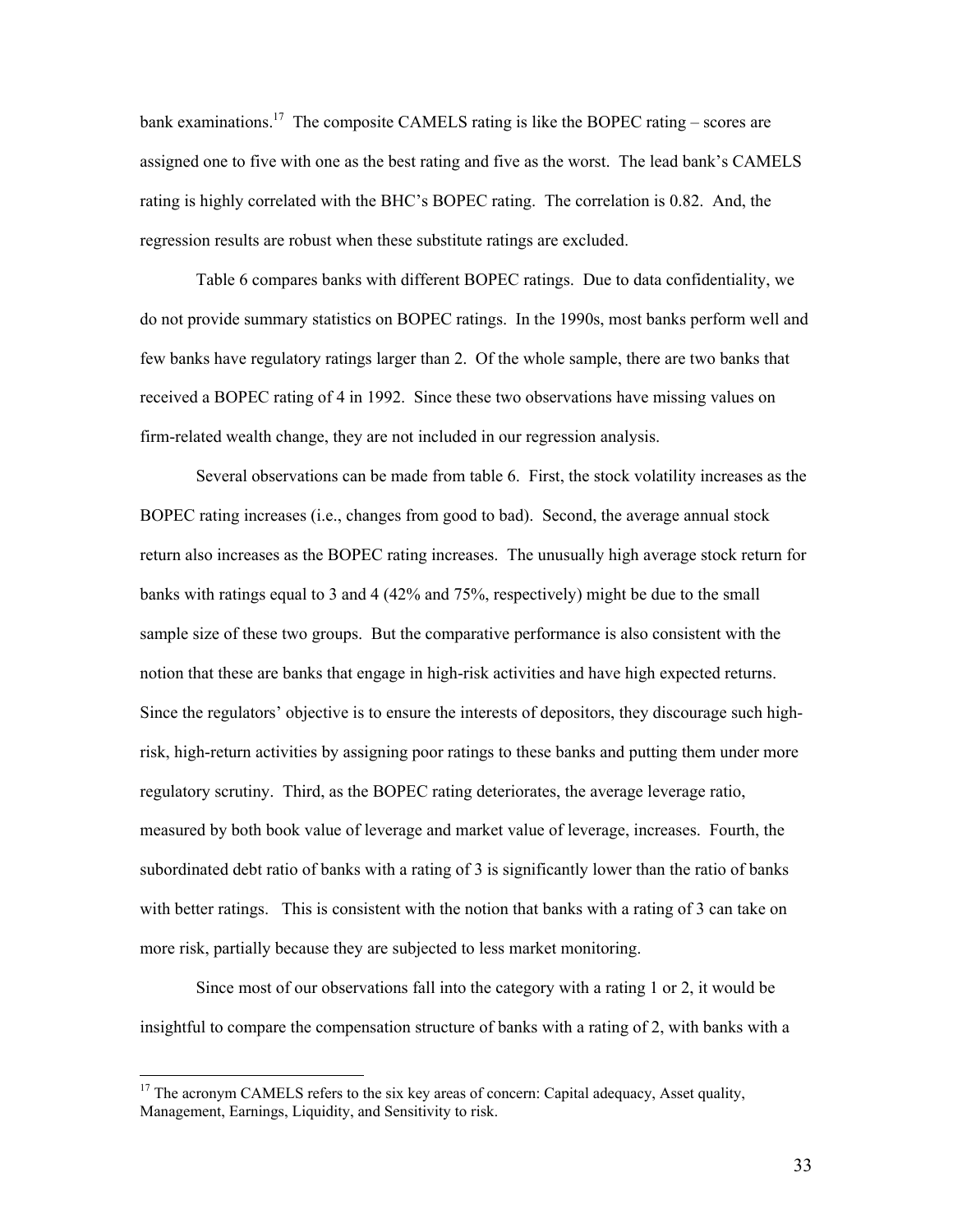bank examinations.[17] The composite CAMELS rating is like the BOPEC rating – scores are assigned one to five with one as the best rating and five as the worst. The lead bank's CAMELS rating is highly correlated with the BHC's BOPEC rating. The correlation is 0.82. And, the regression results are robust when these substitute ratings are excluded.

Table 6 compares banks with different BOPEC ratings. Due to data confidentiality, we do not provide summary statistics on BOPEC ratings. In the 1990s, most banks perform well and few banks have regulatory ratings larger than 2. Of the whole sample, there are two banks that received a BOPEC rating of 4 in 1992. Since these two observations have missing values on firm-related wealth change, they are not included in our regression analysis.

Several observations can be made from table 6. First, the stock volatility increases as the BOPEC rating increases (i.e., changes from good to bad). Second, the average annual stock return also increases as the BOPEC rating increases. The unusually high average stock return for banks with ratings equal to 3 and 4 (42% and 75%, respectively) might be due to the small sample size of these two groups. But the comparative performance is also consistent with the notion that these are banks that engage in high-risk activities and have high expected returns. Since the regulators' objective is to ensure the interests of depositors, they discourage such high-risk, high-return activities by assigning poor ratings to these banks and putting them under more regulatory scrutiny. Third, as the BOPEC rating deteriorates, the average leverage ratio, measured by both book value of leverage and market value of leverage, increases. Fourth, the subordinated debt ratio of banks with a rating of 3 is significantly lower than the ratio of banks with better ratings. This is consistent with the notion that banks with a rating of 3 can take on more risk, partially because they are subjected to less market monitoring.

Since most of our observations fall into the category with a rating 1 or 2, it would be insightful to compare the compensation structure of banks with a rating of 2, with banks with a

[17] The acronym CAMELS refers to the six key areas of concern: Capital adequacy, Asset quality, Management, Earnings, Liquidity, and Sensitivity to risk.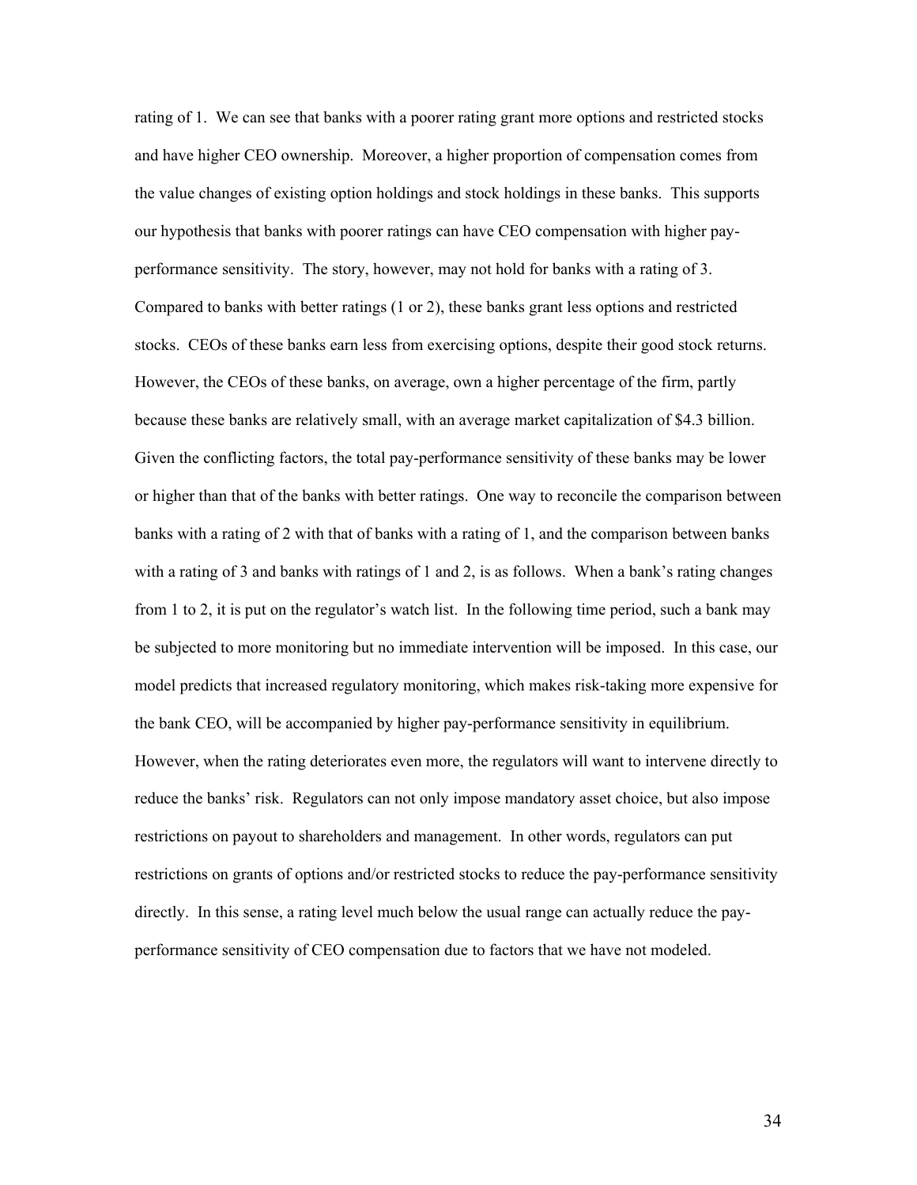rating of 1. We can see that banks with a poorer rating grant more options and restricted stocks and have higher CEO ownership. Moreover, a higher proportion of compensation comes from the value changes of existing option holdings and stock holdings in these banks. This supports our hypothesis that banks with poorer ratings can have CEO compensation with higher pay-performance sensitivity. The story, however, may not hold for banks with a rating of 3. Compared to banks with better ratings (1 or 2), these banks grant less options and restricted stocks. CEOs of these banks earn less from exercising options, despite their good stock returns. However, the CEOs of these banks, on average, own a higher percentage of the firm, partly because these banks are relatively small, with an average market capitalization of $4.3 billion. Given the conflicting factors, the total pay-performance sensitivity of these banks may be lower or higher than that of the banks with better ratings. One way to reconcile the comparison between banks with a rating of 2 with that of banks with a rating of 1, and the comparison between banks with a rating of 3 and banks with ratings of 1 and 2, is as follows. When a bank's rating changes from 1 to 2, it is put on the regulator's watch list. In the following time period, such a bank may be subjected to more monitoring but no immediate intervention will be imposed. In this case, our model predicts that increased regulatory monitoring, which makes risk-taking more expensive for the bank CEO, will be accompanied by higher pay-performance sensitivity in equilibrium. However, when the rating deteriorates even more, the regulators will want to intervene directly to reduce the banks' risk. Regulators can not only impose mandatory asset choice, but also impose restrictions on payout to shareholders and management. In other words, regulators can put restrictions on grants of options and/or restricted stocks to reduce the pay-performance sensitivity directly. In this sense, a rating level much below the usual range can actually reduce the pay-performance sensitivity of CEO compensation due to factors that we have not modeled.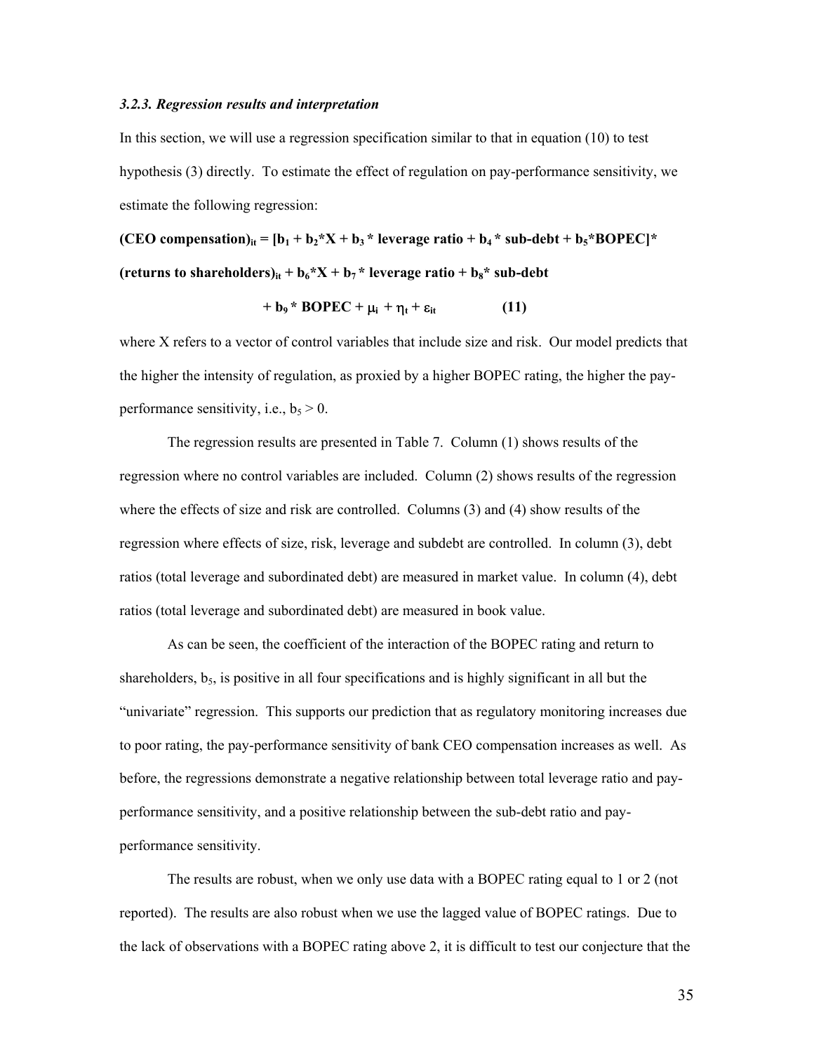### *3.2.3. Regression results and interpretation*

In this section, we will use a regression specification similar to that in equation (10) to test hypothesis (3) directly. To estimate the effect of regulation on pay-performance sensitivity, we estimate the following regression:

$$\textbf{(CEO compensation)}_{it} = [b_1 + b_2 {*} X + b_3 {*} \text{ leverage ratio} + b_4 {*} \text{ sub-debt} + b_5 {*} \text{BOPEC}] {*} \textbf{(returns to shareholders)}_{it} + b_6 {*} X + b_7 {*} \text{ leverage ratio} + b_8 {*} \text{ sub-debt} + b_9 {*} \text{ BOPEC} + \mu_i + \eta_t + \varepsilon_{it} \qquad (11)$$

where X refers to a vector of control variables that include size and risk. Our model predicts that the higher the intensity of regulation, as proxied by a higher BOPEC rating, the higher the pay-performance sensitivity, i.e., $b_5 > 0$.

The regression results are presented in Table 7. Column (1) shows results of the regression where no control variables are included. Column (2) shows results of the regression where the effects of size and risk are controlled. Columns (3) and (4) show results of the regression where effects of size, risk, leverage and subdebt are controlled. In column (3), debt ratios (total leverage and subordinated debt) are measured in market value. In column (4), debt ratios (total leverage and subordinated debt) are measured in book value.

As can be seen, the coefficient of the interaction of the BOPEC rating and return to shareholders, $b_5$, is positive in all four specifications and is highly significant in all but the "univariate" regression. This supports our prediction that as regulatory monitoring increases due to poor rating, the pay-performance sensitivity of bank CEO compensation increases as well. As before, the regressions demonstrate a negative relationship between total leverage ratio and pay-performance sensitivity, and a positive relationship between the sub-debt ratio and pay-performance sensitivity.

The results are robust, when we only use data with a BOPEC rating equal to 1 or 2 (not reported). The results are also robust when we use the lagged value of BOPEC ratings. Due to the lack of observations with a BOPEC rating above 2, it is difficult to test our conjecture that the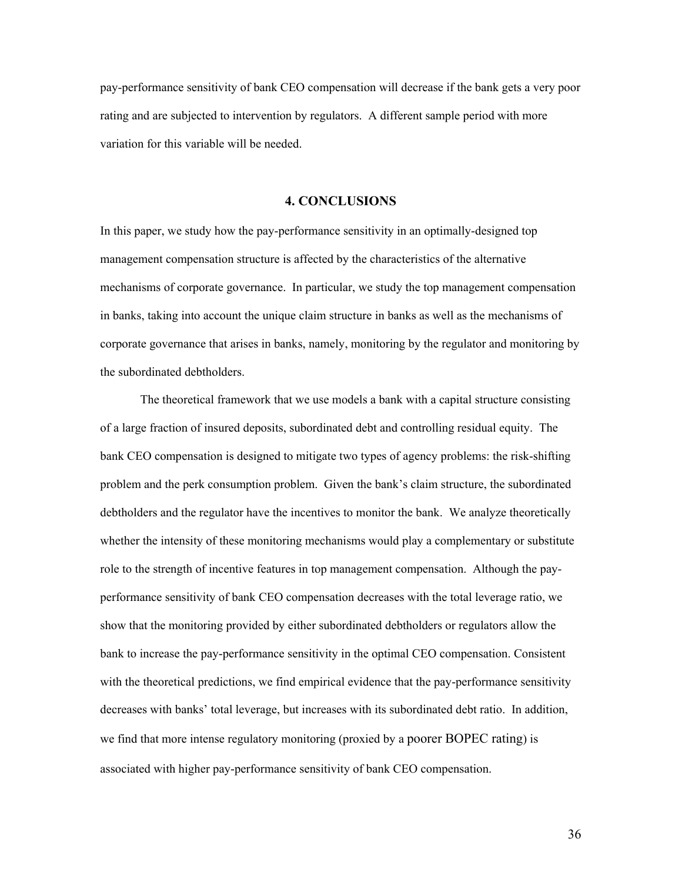pay-performance sensitivity of bank CEO compensation will decrease if the bank gets a very poor rating and are subjected to intervention by regulators. A different sample period with more variation for this variable will be needed.

## 4. CONCLUSIONS

In this paper, we study how the pay-performance sensitivity in an optimally-designed top management compensation structure is affected by the characteristics of the alternative mechanisms of corporate governance. In particular, we study the top management compensation in banks, taking into account the unique claim structure in banks as well as the mechanisms of corporate governance that arises in banks, namely, monitoring by the regulator and monitoring by the subordinated debtholders.

The theoretical framework that we use models a bank with a capital structure consisting of a large fraction of insured deposits, subordinated debt and controlling residual equity. The bank CEO compensation is designed to mitigate two types of agency problems: the risk-shifting problem and the perk consumption problem. Given the bank's claim structure, the subordinated debtholders and the regulator have the incentives to monitor the bank. We analyze theoretically whether the intensity of these monitoring mechanisms would play a complementary or substitute role to the strength of incentive features in top management compensation. Although the pay-performance sensitivity of bank CEO compensation decreases with the total leverage ratio, we show that the monitoring provided by either subordinated debtholders or regulators allow the bank to increase the pay-performance sensitivity in the optimal CEO compensation. Consistent with the theoretical predictions, we find empirical evidence that the pay-performance sensitivity decreases with banks' total leverage, but increases with its subordinated debt ratio. In addition, we find that more intense regulatory monitoring (proxied by a poorer BOPEC rating) is associated with higher pay-performance sensitivity of bank CEO compensation.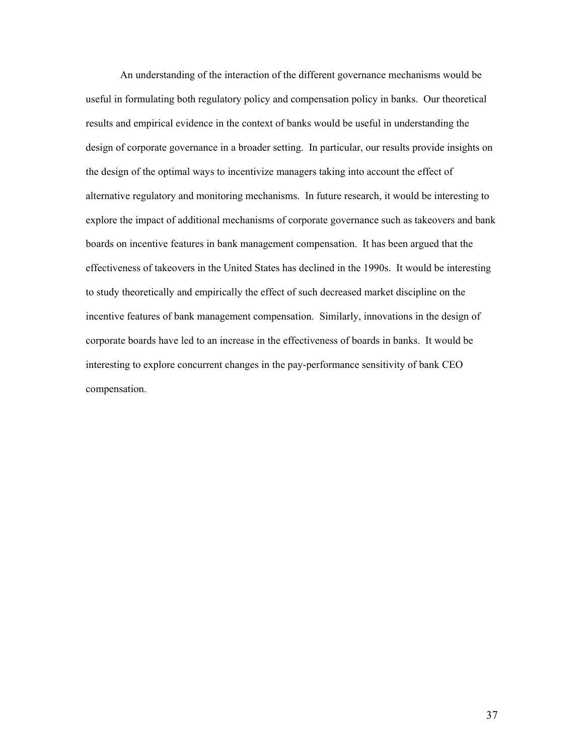An understanding of the interaction of the different governance mechanisms would be useful in formulating both regulatory policy and compensation policy in banks. Our theoretical results and empirical evidence in the context of banks would be useful in understanding the design of corporate governance in a broader setting. In particular, our results provide insights on the design of the optimal ways to incentivize managers taking into account the effect of alternative regulatory and monitoring mechanisms. In future research, it would be interesting to explore the impact of additional mechanisms of corporate governance such as takeovers and bank boards on incentive features in bank management compensation. It has been argued that the effectiveness of takeovers in the United States has declined in the 1990s. It would be interesting to study theoretically and empirically the effect of such decreased market discipline on the incentive features of bank management compensation. Similarly, innovations in the design of corporate boards have led to an increase in the effectiveness of boards in banks. It would be interesting to explore concurrent changes in the pay-performance sensitivity of bank CEO compensation.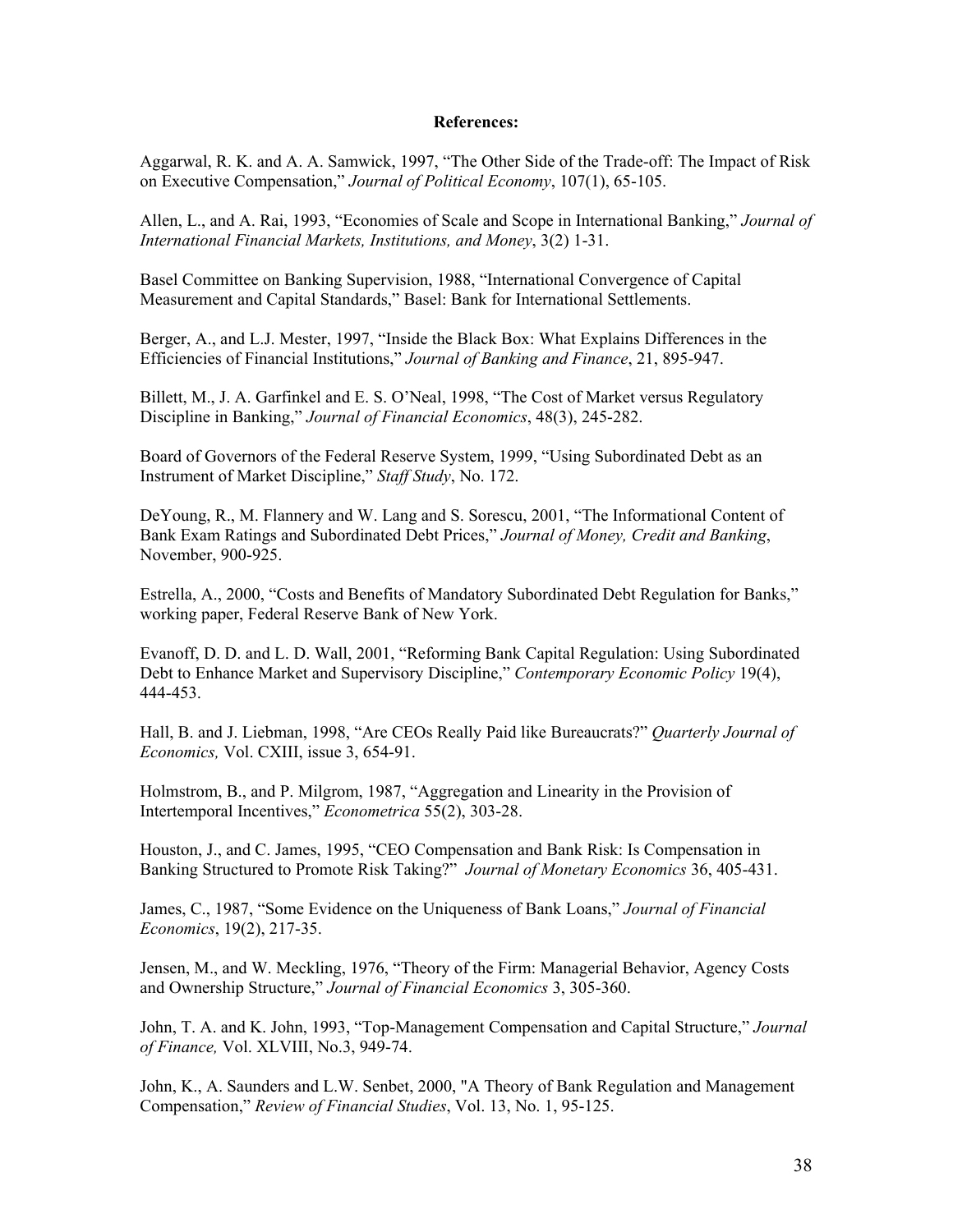**References:**

Aggarwal, R. K. and A. A. Samwick, 1997, "The Other Side of the Trade-off: The Impact of Risk on Executive Compensation," *Journal of Political Economy*, 107(1), 65-105.

Allen, L., and A. Rai, 1993, "Economies of Scale and Scope in International Banking," *Journal of International Financial Markets, Institutions, and Money*, 3(2) 1-31.

Basel Committee on Banking Supervision, 1988, "International Convergence of Capital Measurement and Capital Standards," Basel: Bank for International Settlements.

Berger, A., and L.J. Mester, 1997, "Inside the Black Box: What Explains Differences in the Efficiencies of Financial Institutions," *Journal of Banking and Finance*, 21, 895-947.

Billett, M., J. A. Garfinkel and E. S. O'Neal, 1998, "The Cost of Market versus Regulatory Discipline in Banking," *Journal of Financial Economics*, 48(3), 245-282.

Board of Governors of the Federal Reserve System, 1999, "Using Subordinated Debt as an Instrument of Market Discipline," *Staff Study*, No. 172.

DeYoung, R., M. Flannery and W. Lang and S. Sorescu, 2001, "The Informational Content of Bank Exam Ratings and Subordinated Debt Prices," *Journal of Money, Credit and Banking*, November, 900-925.

Estrella, A., 2000, "Costs and Benefits of Mandatory Subordinated Debt Regulation for Banks," working paper, Federal Reserve Bank of New York.

Evanoff, D. D. and L. D. Wall, 2001, "Reforming Bank Capital Regulation: Using Subordinated Debt to Enhance Market and Supervisory Discipline," *Contemporary Economic Policy* 19(4), 444-453.

Hall, B. and J. Liebman, 1998, "Are CEOs Really Paid like Bureaucrats?" *Quarterly Journal of Economics,* Vol. CXIII, issue 3, 654-91.

Holmstrom, B., and P. Milgrom, 1987, "Aggregation and Linearity in the Provision of Intertemporal Incentives," *Econometrica* 55(2), 303-28.

Houston, J., and C. James, 1995, "CEO Compensation and Bank Risk: Is Compensation in Banking Structured to Promote Risk Taking?" *Journal of Monetary Economics* 36, 405-431.

James, C., 1987, "Some Evidence on the Uniqueness of Bank Loans," *Journal of Financial Economics*, 19(2), 217-35.

Jensen, M., and W. Meckling, 1976, "Theory of the Firm: Managerial Behavior, Agency Costs and Ownership Structure," *Journal of Financial Economics* 3, 305-360.

John, T. A. and K. John, 1993, "Top-Management Compensation and Capital Structure," *Journal of Finance,* Vol. XLVIII, No.3, 949-74.

John, K., A. Saunders and L.W. Senbet, 2000, "A Theory of Bank Regulation and Management Compensation," *Review of Financial Studies*, Vol. 13, No. 1, 95-125.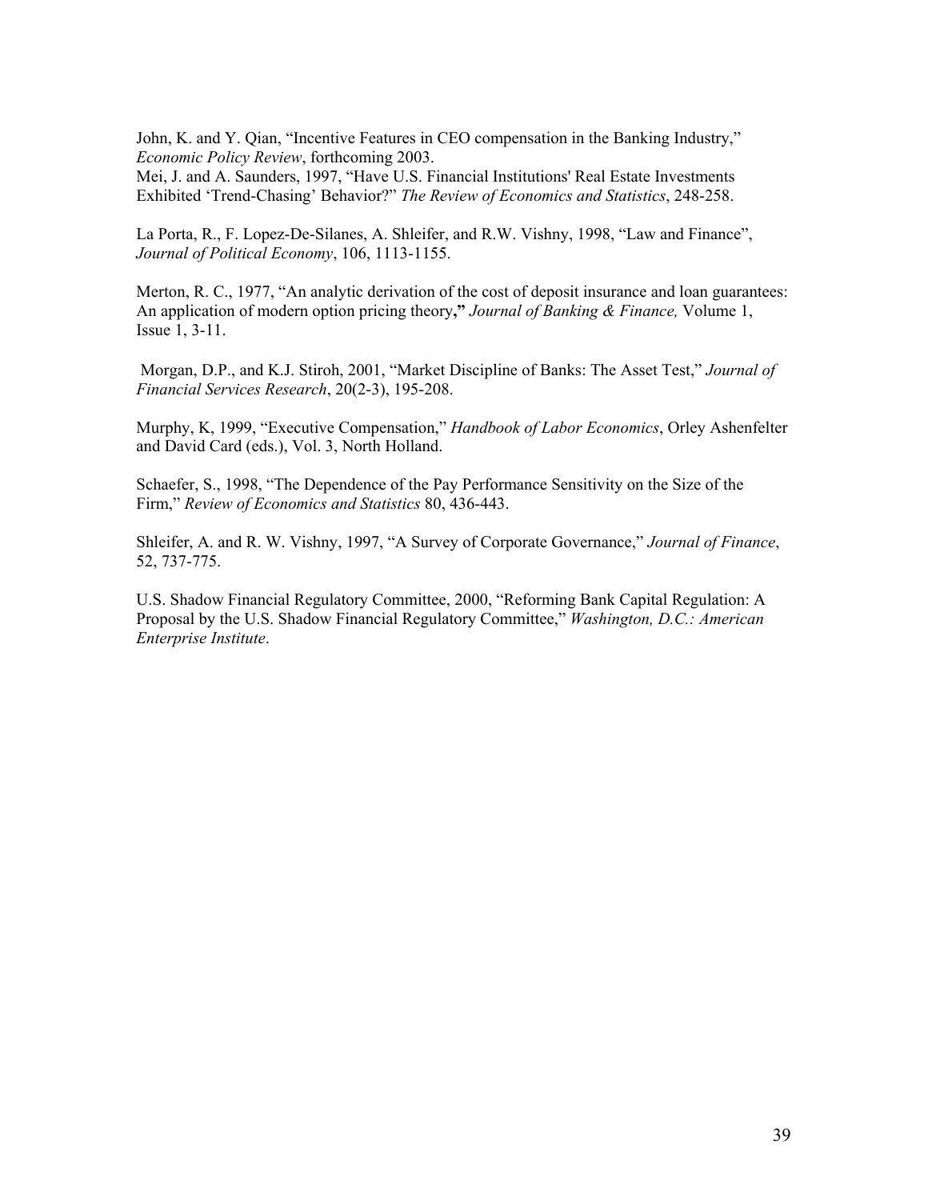John, K. and Y. Qian, "Incentive Features in CEO compensation in the Banking Industry," *Economic Policy Review*, forthcoming 2003.
Mei, J. and A. Saunders, 1997, "Have U.S. Financial Institutions' Real Estate Investments Exhibited 'Trend-Chasing' Behavior?" *The Review of Economics and Statistics*, 248-258.

La Porta, R., F. Lopez-De-Silanes, A. Shleifer, and R.W. Vishny, 1998, "Law and Finance", *Journal of Political Economy*, 106, 1113-1155.

Merton, R. C., 1977, "An analytic derivation of the cost of deposit insurance and loan guarantees: An application of modern option pricing theory**,"** *Journal of Banking & Finance,* Volume 1, Issue 1, 3-11.

Morgan, D.P., and K.J. Stiroh, 2001, "Market Discipline of Banks: The Asset Test," *Journal of Financial Services Research*, 20(2-3), 195-208.

Murphy, K, 1999, "Executive Compensation," *Handbook of Labor Economics*, Orley Ashenfelter and David Card (eds.), Vol. 3, North Holland.

Schaefer, S., 1998, "The Dependence of the Pay Performance Sensitivity on the Size of the Firm," *Review of Economics and Statistics* 80, 436-443.

Shleifer, A. and R. W. Vishny, 1997, "A Survey of Corporate Governance," *Journal of Finance*, 52, 737-775.

U.S. Shadow Financial Regulatory Committee, 2000, "Reforming Bank Capital Regulation: A Proposal by the U.S. Shadow Financial Regulatory Committee," *Washington, D.C.: American Enterprise Institute*.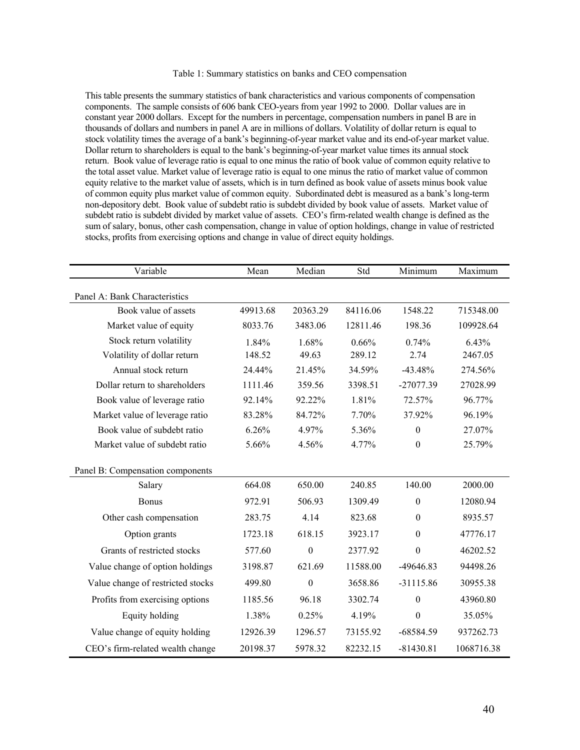Table 1: Summary statistics on banks and CEO compensation

This table presents the summary statistics of bank characteristics and various components of compensation components. The sample consists of 606 bank CEO-years from year 1992 to 2000. Dollar values are in constant year 2000 dollars. Except for the numbers in percentage, compensation numbers in panel B are in thousands of dollars and numbers in panel A are in millions of dollars. Volatility of dollar return is equal to stock volatility times the average of a bank's beginning-of-year market value and its end-of-year market value. Dollar return to shareholders is equal to the bank's beginning-of-year market value times its annual stock return. Book value of leverage ratio is equal to one minus the ratio of book value of common equity relative to the total asset value. Market value of leverage ratio is equal to one minus the ratio of market value of common equity relative to the market value of assets, which is in turn defined as book value of assets minus book value of common equity plus market value of common equity. Subordinated debt is measured as a bank's long-term non-depository debt. Book value of subdebt ratio is subdebt divided by book value of assets. Market value of subdebt ratio is subdebt divided by market value of assets. CEO's firm-related wealth change is defined as the sum of salary, bonus, other cash compensation, change in value of option holdings, change in value of restricted stocks, profits from exercising options and change in value of direct equity holdings.

| Variable | Mean | Median | Std | Minimum | Maximum |
|---|---|---|---|---|---|
| **Panel A: Bank Characteristics** | | | | | |
| Book value of assets | 49913.68 | 20363.29 | 84116.06 | 1548.22 | 715348.00 |
| Market value of equity | 8033.76 | 3483.06 | 12811.46 | 198.36 | 109928.64 |
| Stock return volatility | 1.84% | 1.68% | 0.66% | 0.74% | 6.43% |
| Volatility of dollar return | 148.52 | 49.63 | 289.12 | 2.74 | 2467.05 |
| Annual stock return | 24.44% | 21.45% | 34.59% | -43.48% | 274.56% |
| Dollar return to shareholders | 1111.46 | 359.56 | 3398.51 | -27077.39 | 27028.99 |
| Book value of leverage ratio | 92.14% | 92.22% | 1.81% | 72.57% | 96.77% |
| Market value of leverage ratio | 83.28% | 84.72% | 7.70% | 37.92% | 96.19% |
| Book value of subdebt ratio | 6.26% | 4.97% | 5.36% | 0 | 27.07% |
| Market value of subdebt ratio | 5.66% | 4.56% | 4.77% | 0 | 25.79% |
| **Panel B: Compensation components** | | | | | |
| Salary | 664.08 | 650.00 | 240.85 | 140.00 | 2000.00 |
| Bonus | 972.91 | 506.93 | 1309.49 | 0 | 12080.94 |
| Other cash compensation | 283.75 | 4.14 | 823.68 | 0 | 8935.57 |
| Option grants | 1723.18 | 618.15 | 3923.17 | 0 | 47776.17 |
| Grants of restricted stocks | 577.60 | 0 | 2377.92 | 0 | 46202.52 |
| Value change of option holdings | 3198.87 | 621.69 | 11588.00 | -49646.83 | 94498.26 |
| Value change of restricted stocks | 499.80 | 0 | 3658.86 | -31115.86 | 30955.38 |
| Profits from exercising options | 1185.56 | 96.18 | 3302.74 | 0 | 43960.80 |
| Equity holding | 1.38% | 0.25% | 4.19% | 0 | 35.05% |
| Value change of equity holding | 12926.39 | 1296.57 | 73155.92 | -68584.59 | 937262.73 |
| CEO's firm-related wealth change | 20198.37 | 5978.32 | 82232.15 | -81430.81 | 1068716.38 |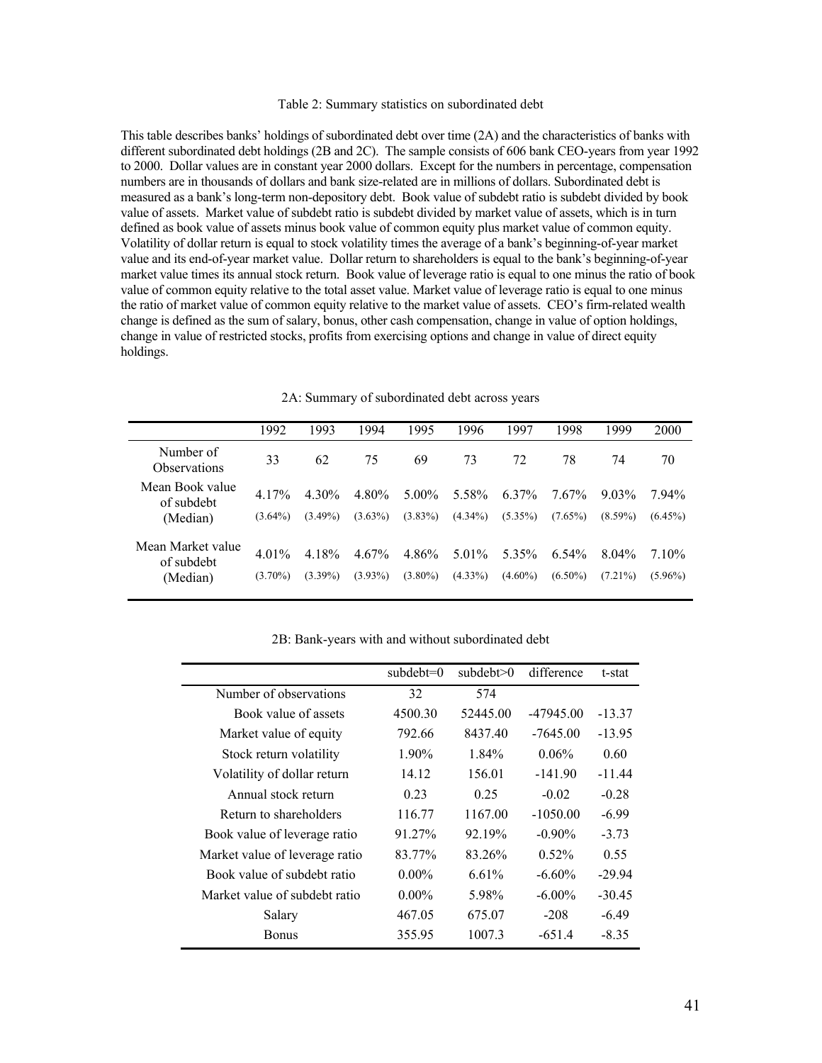Table 2: Summary statistics on subordinated debt

This table describes banks' holdings of subordinated debt over time (2A) and the characteristics of banks with different subordinated debt holdings (2B and 2C). The sample consists of 606 bank CEO-years from year 1992 to 2000. Dollar values are in constant year 2000 dollars. Except for the numbers in percentage, compensation numbers are in thousands of dollars and bank size-related are in millions of dollars. Subordinated debt is measured as a bank's long-term non-depository debt. Book value of subdebt ratio is subdebt divided by book value of assets. Market value of subdebt ratio is subdebt divided by market value of assets, which is in turn defined as book value of assets minus book value of common equity plus market value of common equity. Volatility of dollar return is equal to stock volatility times the average of a bank's beginning-of-year market value and its end-of-year market value. Dollar return to shareholders is equal to the bank's beginning-of-year market value times its annual stock return. Book value of leverage ratio is equal to one minus the ratio of book value of common equity relative to the total asset value. Market value of leverage ratio is equal to one minus the ratio of market value of common equity relative to the market value of assets. CEO's firm-related wealth change is defined as the sum of salary, bonus, other cash compensation, change in value of option holdings, change in value of restricted stocks, profits from exercising options and change in value of direct equity holdings.

2A: Summary of subordinated debt across years

| | 1992 | 1993 | 1994 | 1995 | 1996 | 1997 | 1998 | 1999 | 2000 |
|---|---|---|---|---|---|---|---|---|---|
| Number of Observations | 33 | 62 | 75 | 69 | 73 | 72 | 78 | 74 | 70 |
| Mean Book value of subdebt | 4.17% | 4.30% | 4.80% | 5.00% | 5.58% | 6.37% | 7.67% | 9.03% | 7.94% |
| (Median) | (3.64%) | (3.49%) | (3.63%) | (3.83%) | (4.34%) | (5.35%) | (7.65%) | (8.59%) | (6.45%) |
| Mean Market value of subdebt | 4.01% | 4.18% | 4.67% | 4.86% | 5.01% | 5.35% | 6.54% | 8.04% | 7.10% |
| (Median) | (3.70%) | (3.39%) | (3.93%) | (3.80%) | (4.33%) | (4.60%) | (6.50%) | (7.21%) | (5.96%) |

2B: Bank-years with and without subordinated debt

| | subdebt=0 | subdebt>0 | difference | t-stat |
|---|---|---|---|---|
| Number of observations | 32 | 574 | | |
| Book value of assets | 4500.30 | 52445.00 | -47945.00 | -13.37 |
| Market value of equity | 792.66 | 8437.40 | -7645.00 | -13.95 |
| Stock return volatility | 1.90% | 1.84% | 0.06% | 0.60 |
| Volatility of dollar return | 14.12 | 156.01 | -141.90 | -11.44 |
| Annual stock return | 0.23 | 0.25 | -0.02 | -0.28 |
| Return to shareholders | 116.77 | 1167.00 | -1050.00 | -6.99 |
| Book value of leverage ratio | 91.27% | 92.19% | -0.90% | -3.73 |
| Market value of leverage ratio | 83.77% | 83.26% | 0.52% | 0.55 |
| Book value of subdebt ratio | 0.00% | 6.61% | -6.60% | -29.94 |
| Market value of subdebt ratio | 0.00% | 5.98% | -6.00% | -30.45 |
| Salary | 467.05 | 675.07 | -208 | -6.49 |
| Bonus | 355.95 | 1007.3 | -651.4 | -8.35 |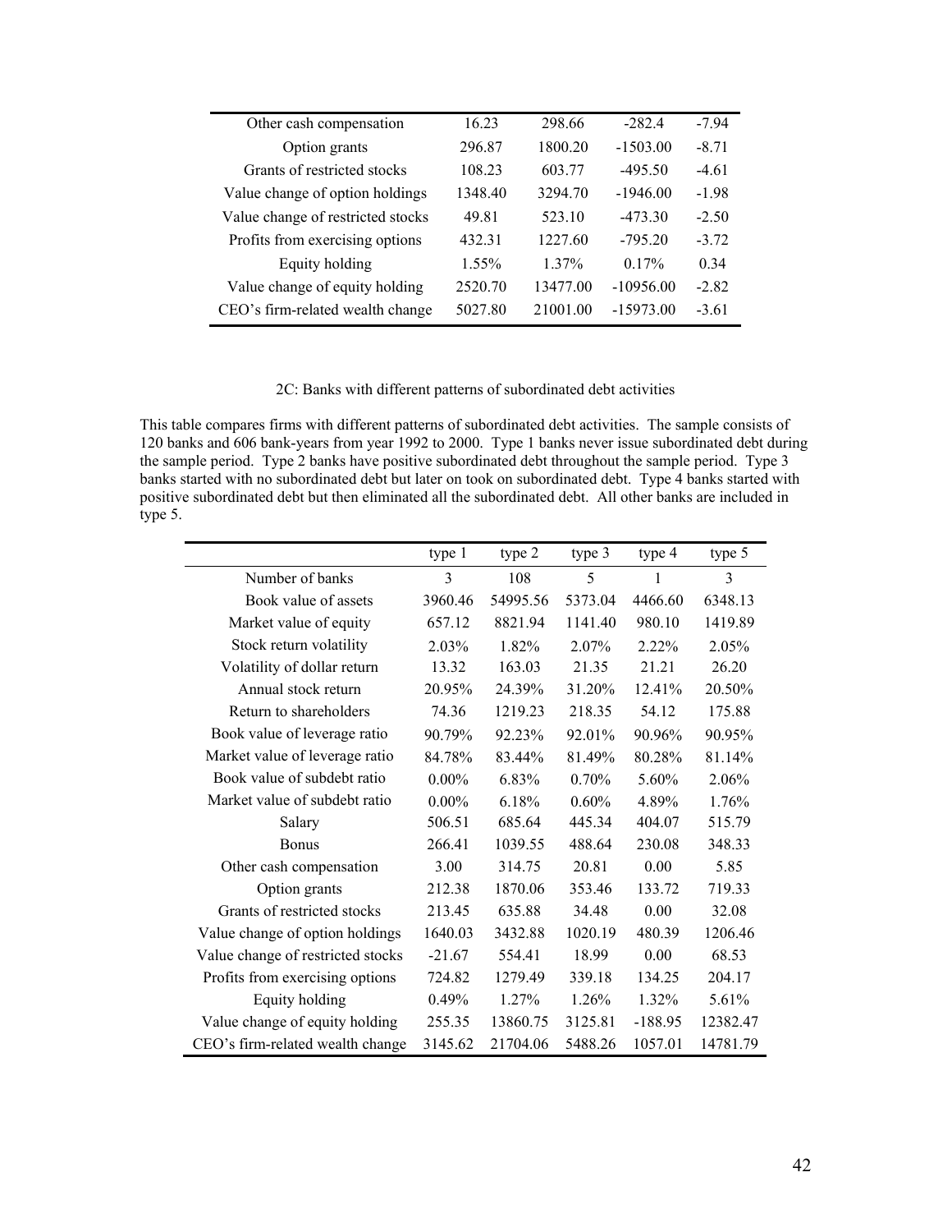| | | | | |
|---|---|---|---|---|
| Other cash compensation | 16.23 | 298.66 | -282.4 | -7.94 |
| Option grants | 296.87 | 1800.20 | -1503.00 | -8.71 |
| Grants of restricted stocks | 108.23 | 603.77 | -495.50 | -4.61 |
| Value change of option holdings | 1348.40 | 3294.70 | -1946.00 | -1.98 |
| Value change of restricted stocks | 49.81 | 523.10 | -473.30 | -2.50 |
| Profits from exercising options | 432.31 | 1227.60 | -795.20 | -3.72 |
| Equity holding | 1.55% | 1.37% | 0.17% | 0.34 |
| Value change of equity holding | 2520.70 | 13477.00 | -10956.00 | -2.82 |
| CEO's firm-related wealth change | 5027.80 | 21001.00 | -15973.00 | -3.61 |

2C: Banks with different patterns of subordinated debt activities

This table compares firms with different patterns of subordinated debt activities. The sample consists of 120 banks and 606 bank-years from year 1992 to 2000. Type 1 banks never issue subordinated debt during the sample period. Type 2 banks have positive subordinated debt throughout the sample period. Type 3 banks started with no subordinated debt but later on took on subordinated debt. Type 4 banks started with positive subordinated debt but then eliminated all the subordinated debt. All other banks are included in type 5.

| | type 1 | type 2 | type 3 | type 4 | type 5 |
|---|---|---|---|---|---|
| Number of banks | 3 | 108 | 5 | 1 | 3 |
| Book value of assets | 3960.46 | 54995.56 | 5373.04 | 4466.60 | 6348.13 |
| Market value of equity | 657.12 | 8821.94 | 1141.40 | 980.10 | 1419.89 |
| Stock return volatility | 2.03% | 1.82% | 2.07% | 2.22% | 2.05% |
| Volatility of dollar return | 13.32 | 163.03 | 21.35 | 21.21 | 26.20 |
| Annual stock return | 20.95% | 24.39% | 31.20% | 12.41% | 20.50% |
| Return to shareholders | 74.36 | 1219.23 | 218.35 | 54.12 | 175.88 |
| Book value of leverage ratio | 90.79% | 92.23% | 92.01% | 90.96% | 90.95% |
| Market value of leverage ratio | 84.78% | 83.44% | 81.49% | 80.28% | 81.14% |
| Book value of subdebt ratio | 0.00% | 6.83% | 0.70% | 5.60% | 2.06% |
| Market value of subdebt ratio | 0.00% | 6.18% | 0.60% | 4.89% | 1.76% |
| Salary | 506.51 | 685.64 | 445.34 | 404.07 | 515.79 |
| Bonus | 266.41 | 1039.55 | 488.64 | 230.08 | 348.33 |
| Other cash compensation | 3.00 | 314.75 | 20.81 | 0.00 | 5.85 |
| Option grants | 212.38 | 1870.06 | 353.46 | 133.72 | 719.33 |
| Grants of restricted stocks | 213.45 | 635.88 | 34.48 | 0.00 | 32.08 |
| Value change of option holdings | 1640.03 | 3432.88 | 1020.19 | 480.39 | 1206.46 |
| Value change of restricted stocks | -21.67 | 554.41 | 18.99 | 0.00 | 68.53 |
| Profits from exercising options | 724.82 | 1279.49 | 339.18 | 134.25 | 204.17 |
| Equity holding | 0.49% | 1.27% | 1.26% | 1.32% | 5.61% |
| Value change of equity holding | 255.35 | 13860.75 | 3125.81 | -188.95 | 12382.47 |
| CEO's firm-related wealth change | 3145.62 | 21704.06 | 5488.26 | 1057.01 | 14781.79 |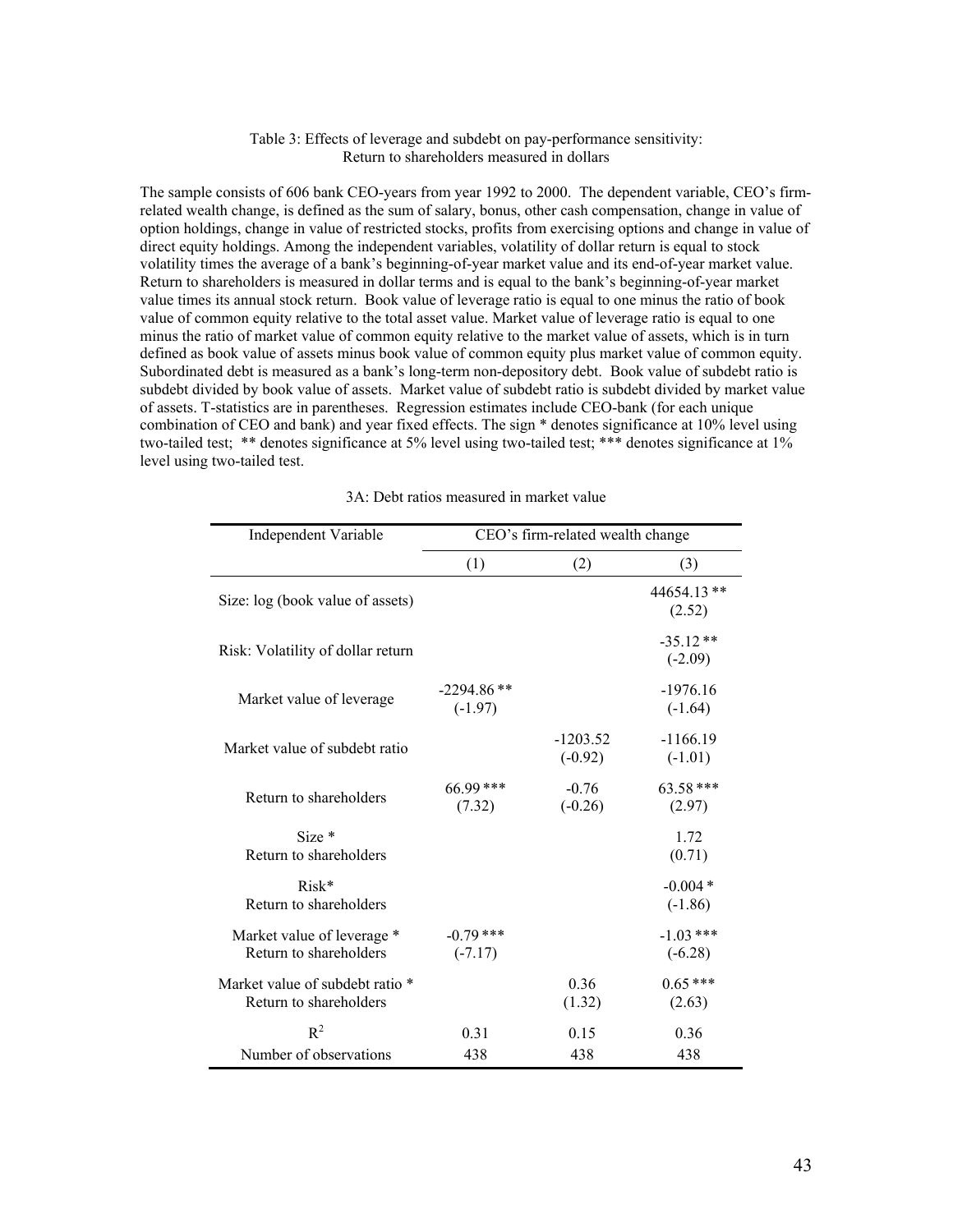Table 3: Effects of leverage and subdebt on pay-performance sensitivity:
Return to shareholders measured in dollars

The sample consists of 606 bank CEO-years from year 1992 to 2000. The dependent variable, CEO's firm-related wealth change, is defined as the sum of salary, bonus, other cash compensation, change in value of option holdings, change in value of restricted stocks, profits from exercising options and change in value of direct equity holdings. Among the independent variables, volatility of dollar return is equal to stock volatility times the average of a bank's beginning-of-year market value and its end-of-year market value. Return to shareholders is measured in dollar terms and is equal to the bank's beginning-of-year market value times its annual stock return. Book value of leverage ratio is equal to one minus the ratio of book value of common equity relative to the total asset value. Market value of leverage ratio is equal to one minus the ratio of market value of common equity relative to the market value of assets, which is in turn defined as book value of assets minus book value of common equity plus market value of common equity. Subordinated debt is measured as a bank's long-term non-depository debt. Book value of subdebt ratio is subdebt divided by book value of assets. Market value of subdebt ratio is subdebt divided by market value of assets. T-statistics are in parentheses. Regression estimates include CEO-bank (for each unique combination of CEO and bank) and year fixed effects. The sign * denotes significance at 10% level using two-tailed test; ** denotes significance at 5% level using two-tailed test; *** denotes significance at 1% level using two-tailed test.

3A: Debt ratios measured in market value

| Independent Variable | CEO's firm-related wealth change | | |
|---|---|---|---|
| | (1) | (2) | (3) |
| Size: log (book value of assets) | | | 44654.13 ** (2.52) |
| Risk: Volatility of dollar return | | | -35.12 ** (-2.09) |
| Market value of leverage | -2294.86 ** (-1.97) | | -1976.16 (-1.64) |
| Market value of subdebt ratio | | -1203.52 (-0.92) | -1166.19 (-1.01) |
| Return to shareholders | 66.99 *** (7.32) | -0.76 (-0.26) | 63.58 *** (2.97) |
| Size * Return to shareholders | | | 1.72 (0.71) |
| Risk* Return to shareholders | | | -0.004 * (-1.86) |
| Market value of leverage * Return to shareholders | -0.79 *** (-7.17) | | -1.03 *** (-6.28) |
| Market value of subdebt ratio * Return to shareholders | | 0.36 (1.32) | 0.65 *** (2.63) |
| $R^2$ | 0.31 | 0.15 | 0.36 |
| Number of observations | 438 | 438 | 438 |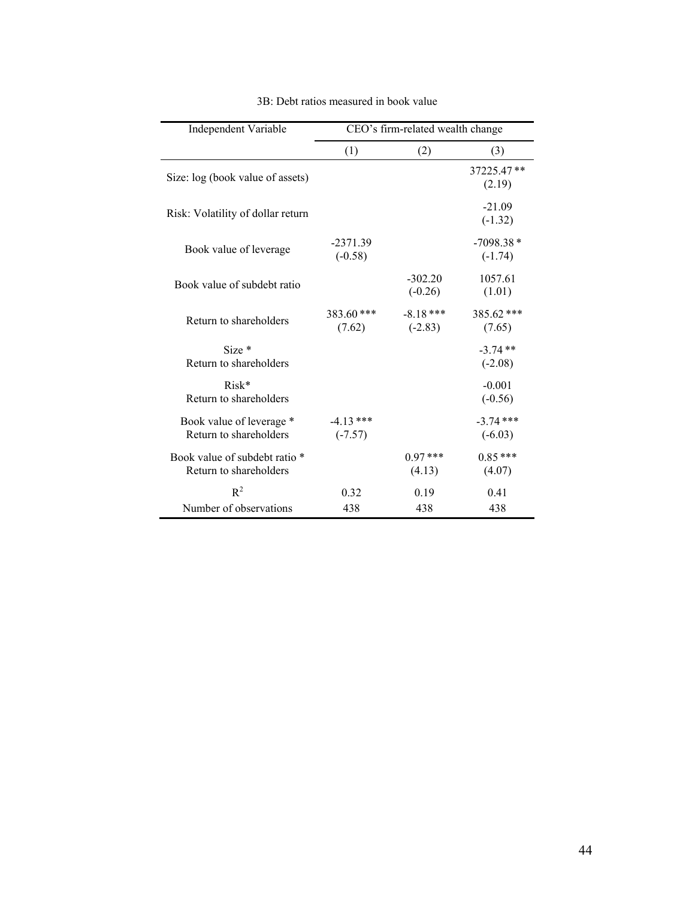3B: Debt ratios measured in book value

| Independent Variable | CEO's firm-related wealth change | | |
|---|---|---|---|
| | (1) | (2) | (3) |
| Size: log (book value of assets) | | | 37225.47 ** (2.19) |
| Risk: Volatility of dollar return | | | -21.09 (-1.32) |
| Book value of leverage | -2371.39 (-0.58) | | -7098.38 * (-1.74) |
| Book value of subdebt ratio | | -302.20 (-0.26) | 1057.61 (1.01) |
| Return to shareholders | 383.60 *** (7.62) | -8.18 *** (-2.83) | 385.62 *** (7.65) |
| Size * Return to shareholders | | | -3.74 ** (-2.08) |
| Risk* Return to shareholders | | | -0.001 (-0.56) |
| Book value of leverage * Return to shareholders | -4.13 *** (-7.57) | | -3.74 *** (-6.03) |
| Book value of subdebt ratio * Return to shareholders | | 0.97 *** (4.13) | 0.85 *** (4.07) |
| $R^2$ | 0.32 | 0.19 | 0.41 |
| Number of observations | 438 | 438 | 438 |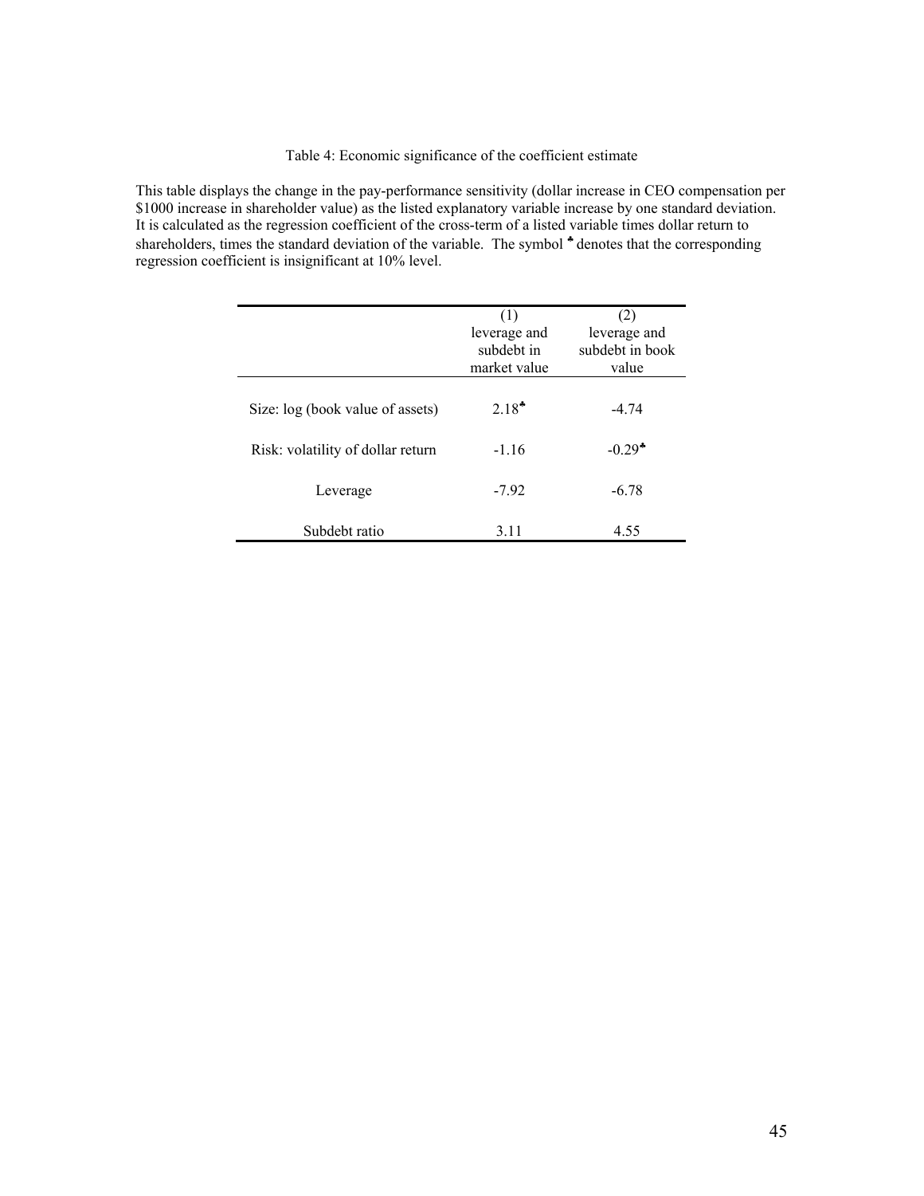Table 4: Economic significance of the coefficient estimate

This table displays the change in the pay-performance sensitivity (dollar increase in CEO compensation per \$1000 increase in shareholder value) as the listed explanatory variable increase by one standard deviation. It is calculated as the regression coefficient of the cross-term of a listed variable times dollar return to shareholders, times the standard deviation of the variable. The symbol ♣ denotes that the corresponding regression coefficient is insignificant at 10% level.

| | (1) leverage and subdebt in market value | (2) leverage and subdebt in book value |
|---|---|---|
| Size: log (book value of assets) | 2.18♣ | -4.74 |
| Risk: volatility of dollar return | -1.16 | -0.29♣ |
| Leverage | -7.92 | -6.78 |
| Subdebt ratio | 3.11 | 4.55 |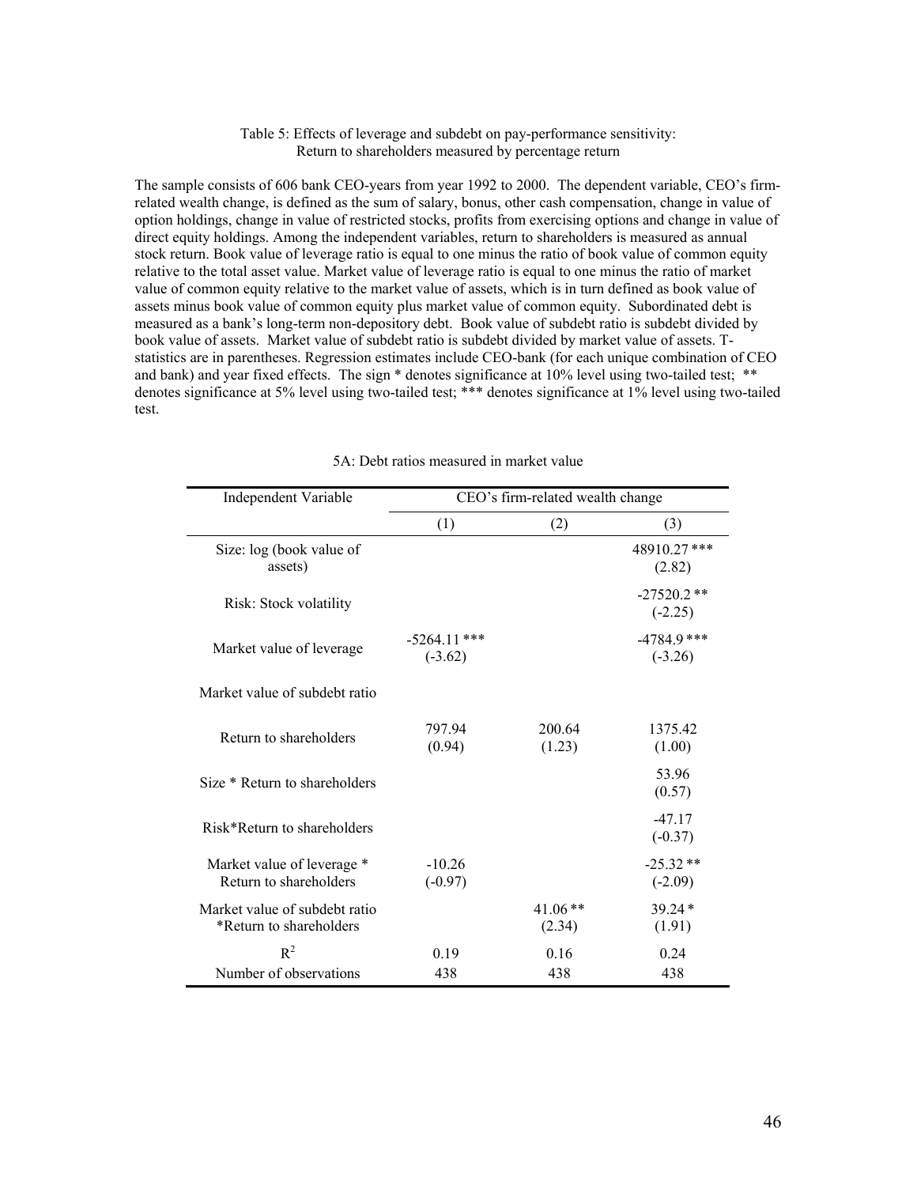Table 5: Effects of leverage and subdebt on pay-performance sensitivity: Return to shareholders measured by percentage return

The sample consists of 606 bank CEO-years from year 1992 to 2000. The dependent variable, CEO's firm-related wealth change, is defined as the sum of salary, bonus, other cash compensation, change in value of option holdings, change in value of restricted stocks, profits from exercising options and change in value of direct equity holdings. Among the independent variables, return to shareholders is measured as annual stock return. Book value of leverage ratio is equal to one minus the ratio of book value of common equity relative to the total asset value. Market value of leverage ratio is equal to one minus the ratio of market value of common equity relative to the market value of assets, which is in turn defined as book value of assets minus book value of common equity plus market value of common equity. Subordinated debt is measured as a bank's long-term non-depository debt. Book value of subdebt ratio is subdebt divided by book value of assets. Market value of subdebt ratio is subdebt divided by market value of assets. T-statistics are in parentheses. Regression estimates include CEO-bank (for each unique combination of CEO and bank) and year fixed effects. The sign * denotes significance at 10% level using two-tailed test; ** denotes significance at 5% level using two-tailed test; *** denotes significance at 1% level using two-tailed test.

5A: Debt ratios measured in market value

| Independent Variable | CEO's firm-related wealth change | | |
|---|---|---|---|
| | (1) | (2) | (3) |
| Size: log (book value of assets) | | | 48910.27 *** (2.82) |
| Risk: Stock volatility | | | -27520.2 ** (-2.25) |
| Market value of leverage | -5264.11 *** (-3.62) | | -4784.9 *** (-3.26) |
| Market value of subdebt ratio | | | |
| Return to shareholders | 797.94 (0.94) | 200.64 (1.23) | 1375.42 (1.00) |
| Size * Return to shareholders | | | 53.96 (0.57) |
| Risk*Return to shareholders | | | -47.17 (-0.37) |
| Market value of leverage * Return to shareholders | -10.26 (-0.97) | | -25.32 ** (-2.09) |
| Market value of subdebt ratio *Return to shareholders | | 41.06 ** (2.34) | 39.24 * (1.91) |
| $R^2$ | 0.19 | 0.16 | 0.24 |
| Number of observations | 438 | 438 | 438 |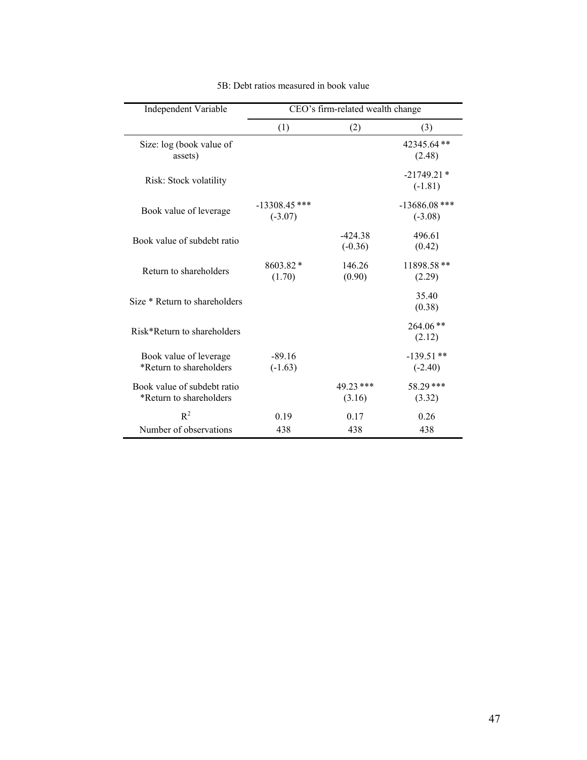5B: Debt ratios measured in book value

| Independent Variable | CEO's firm-related wealth change | | |
|---|---|---|---|
| | (1) | (2) | (3) |
| Size: log (book value of assets) | | | 42345.64 ** (2.48) |
| Risk: Stock volatility | | | -21749.21 * (-1.81) |
| Book value of leverage | -13308.45 *** (-3.07) | | -13686.08 *** (-3.08) |
| Book value of subdebt ratio | | -424.38 (-0.36) | 496.61 (0.42) |
| Return to shareholders | 8603.82 * (1.70) | 146.26 (0.90) | 11898.58 ** (2.29) |
| Size * Return to shareholders | | | 35.40 (0.38) |
| Risk*Return to shareholders | | | 264.06 ** (2.12) |
| Book value of leverage *Return to shareholders | -89.16 (-1.63) | | -139.51 ** (-2.40) |
| Book value of subdebt ratio *Return to shareholders | | 49.23 *** (3.16) | 58.29 *** (3.32) |
| $R^2$ | 0.19 | 0.17 | 0.26 |
| Number of observations | 438 | 438 | 438 |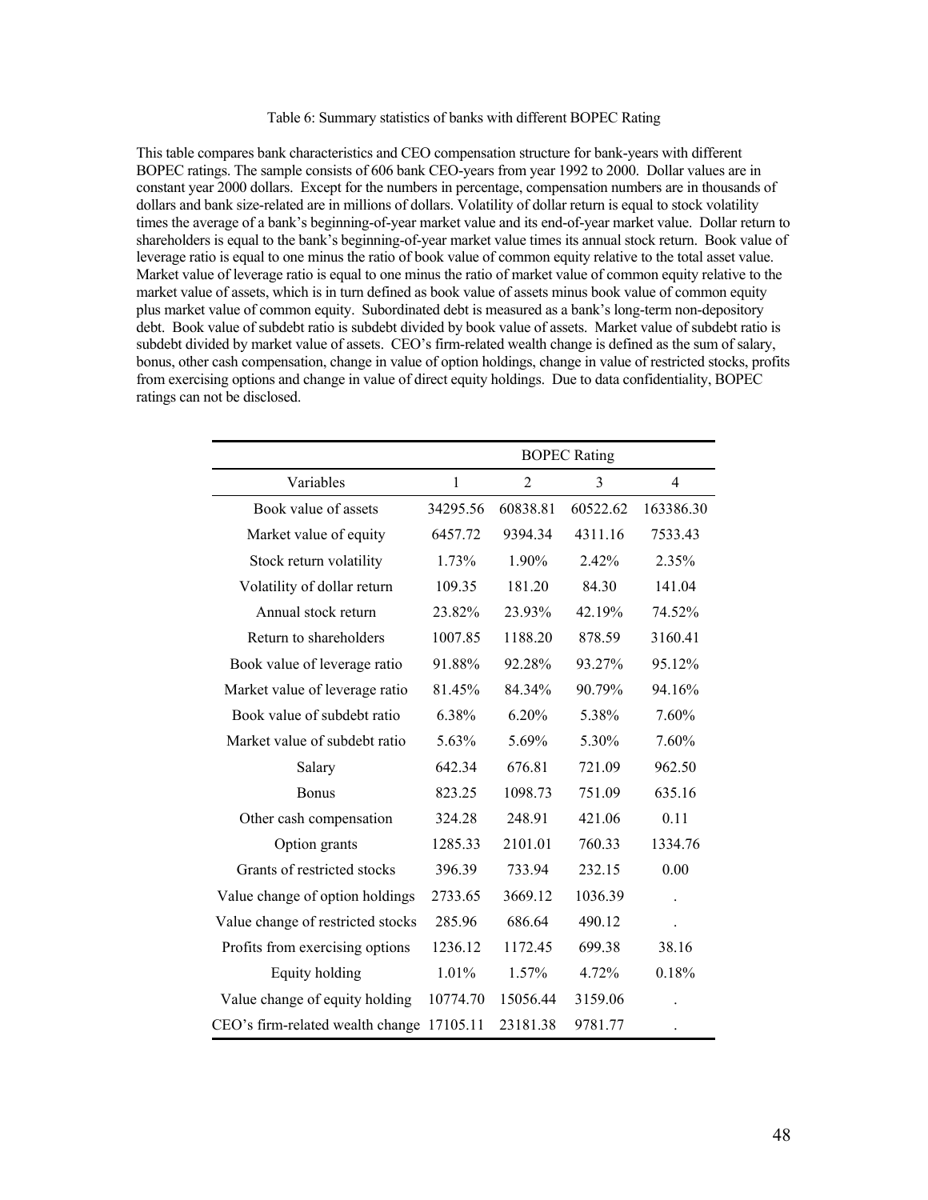Table 6: Summary statistics of banks with different BOPEC Rating

This table compares bank characteristics and CEO compensation structure for bank-years with different BOPEC ratings. The sample consists of 606 bank CEO-years from year 1992 to 2000. Dollar values are in constant year 2000 dollars. Except for the numbers in percentage, compensation numbers are in thousands of dollars and bank size-related are in millions of dollars. Volatility of dollar return is equal to stock volatility times the average of a bank's beginning-of-year market value and its end-of-year market value. Dollar return to shareholders is equal to the bank's beginning-of-year market value times its annual stock return. Book value of leverage ratio is equal to one minus the ratio of book value of common equity relative to the total asset value. Market value of leverage ratio is equal to one minus the ratio of market value of common equity relative to the market value of assets, which is in turn defined as book value of assets minus book value of common equity plus market value of common equity. Subordinated debt is measured as a bank's long-term non-depository debt. Book value of subdebt ratio is subdebt divided by book value of assets. Market value of subdebt ratio is subdebt divided by market value of assets. CEO's firm-related wealth change is defined as the sum of salary, bonus, other cash compensation, change in value of option holdings, change in value of restricted stocks, profits from exercising options and change in value of direct equity holdings. Due to data confidentiality, BOPEC ratings can not be disclosed.

| | BOPEC Rating | | | |
|---|---|---|---|---|
| Variables | 1 | 2 | 3 | 4 |
| Book value of assets | 34295.56 | 60838.81 | 60522.62 | 163386.30 |
| Market value of equity | 6457.72 | 9394.34 | 4311.16 | 7533.43 |
| Stock return volatility | 1.73% | 1.90% | 2.42% | 2.35% |
| Volatility of dollar return | 109.35 | 181.20 | 84.30 | 141.04 |
| Annual stock return | 23.82% | 23.93% | 42.19% | 74.52% |
| Return to shareholders | 1007.85 | 1188.20 | 878.59 | 3160.41 |
| Book value of leverage ratio | 91.88% | 92.28% | 93.27% | 95.12% |
| Market value of leverage ratio | 81.45% | 84.34% | 90.79% | 94.16% |
| Book value of subdebt ratio | 6.38% | 6.20% | 5.38% | 7.60% |
| Market value of subdebt ratio | 5.63% | 5.69% | 5.30% | 7.60% |
| Salary | 642.34 | 676.81 | 721.09 | 962.50 |
| Bonus | 823.25 | 1098.73 | 751.09 | 635.16 |
| Other cash compensation | 324.28 | 248.91 | 421.06 | 0.11 |
| Option grants | 1285.33 | 2101.01 | 760.33 | 1334.76 |
| Grants of restricted stocks | 396.39 | 733.94 | 232.15 | 0.00 |
| Value change of option holdings | 2733.65 | 3669.12 | 1036.39 | . |
| Value change of restricted stocks | 285.96 | 686.64 | 490.12 | . |
| Profits from exercising options | 1236.12 | 1172.45 | 699.38 | 38.16 |
| Equity holding | 1.01% | 1.57% | 4.72% | 0.18% |
| Value change of equity holding | 10774.70 | 15056.44 | 3159.06 | . |
| CEO's firm-related wealth change | 17105.11 | 23181.38 | 9781.77 | . |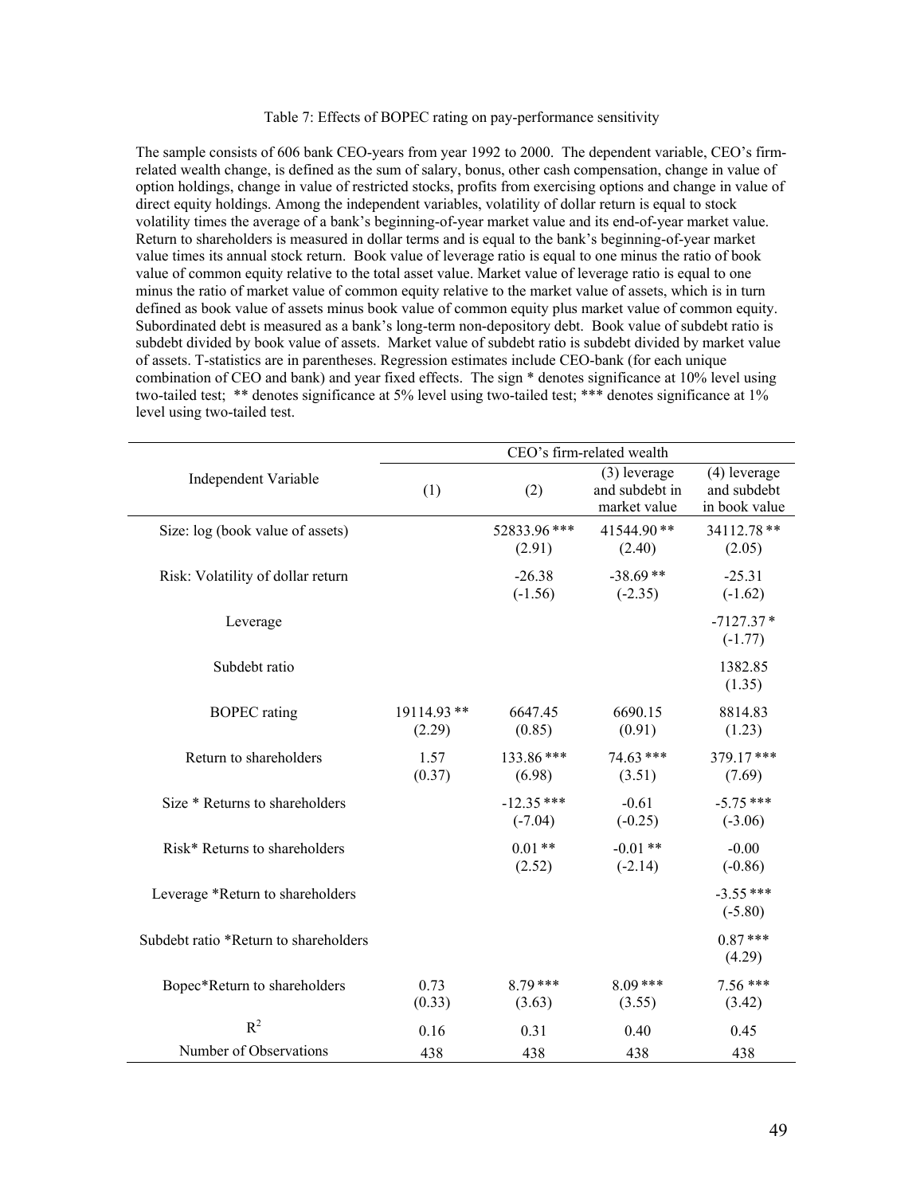Table 7: Effects of BOPEC rating on pay-performance sensitivity

The sample consists of 606 bank CEO-years from year 1992 to 2000. The dependent variable, CEO's firm-related wealth change, is defined as the sum of salary, bonus, other cash compensation, change in value of option holdings, change in value of restricted stocks, profits from exercising options and change in value of direct equity holdings. Among the independent variables, volatility of dollar return is equal to stock volatility times the average of a bank's beginning-of-year market value and its end-of-year market value. Return to shareholders is measured in dollar terms and is equal to the bank's beginning-of-year market value times its annual stock return. Book value of leverage ratio is equal to one minus the ratio of book value of common equity relative to the total asset value. Market value of leverage ratio is equal to one minus the ratio of market value of common equity relative to the market value of assets, which is in turn defined as book value of assets minus book value of common equity plus market value of common equity. Subordinated debt is measured as a bank's long-term non-depository debt. Book value of subdebt ratio is subdebt divided by book value of assets. Market value of subdebt ratio is subdebt divided by market value of assets. T-statistics are in parentheses. Regression estimates include CEO-bank (for each unique combination of CEO and bank) and year fixed effects. The sign * denotes significance at 10% level using two-tailed test; ** denotes significance at 5% level using two-tailed test; *** denotes significance at 1% level using two-tailed test.

| Independent Variable | CEO's firm-related wealth | | | |
|---|---|---|---|---|
| | (1) | (2) | (3) leverage and subdebt in market value | (4) leverage and subdebt in book value |
| Size: log (book value of assets) | | 52833.96 *** (2.91) | 41544.90 ** (2.40) | 34112.78 ** (2.05) |
| Risk: Volatility of dollar return | | -26.38 (-1.56) | -38.69 ** (-2.35) | -25.31 (-1.62) |
| Leverage | | | | -7127.37 * (-1.77) |
| Subdebt ratio | | | | 1382.85 (1.35) |
| BOPEC rating | 19114.93 ** (2.29) | 6647.45 (0.85) | 6690.15 (0.91) | 8814.83 (1.23) |
| Return to shareholders | 1.57 (0.37) | 133.86 *** (6.98) | 74.63 *** (3.51) | 379.17 *** (7.69) |
| Size * Returns to shareholders | | -12.35 *** (-7.04) | -0.61 (-0.25) | -5.75 *** (-3.06) |
| Risk* Returns to shareholders | | 0.01 ** (2.52) | -0.01 ** (-2.14) | -0.00 (-0.86) |
| Leverage *Return to shareholders | | | | -3.55 *** (-5.80) |
| Subdebt ratio *Return to shareholders | | | | 0.87 *** (4.29) |
| Bopec*Return to shareholders | 0.73 (0.33) | 8.79 *** (3.63) | 8.09 *** (3.55) | 7.56 *** (3.42) |
| $R^2$ | 0.16 | 0.31 | 0.40 | 0.45 |
| Number of Observations | 438 | 438 | 438 | 438 |